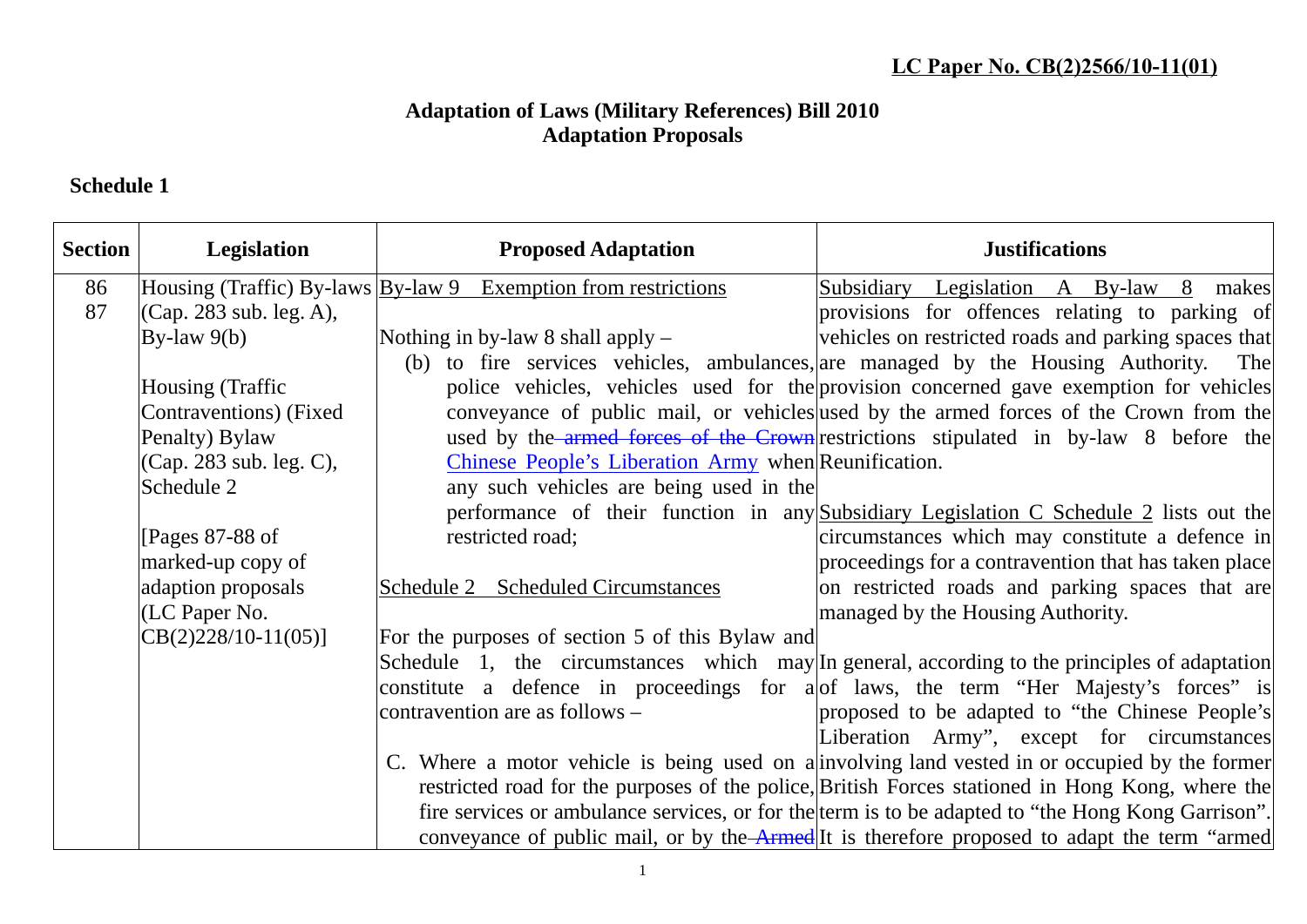**LC Paper No. CB(2)2566/10-11(01)**

# Adaptation of Laws (Military References) Bill 2010
## Adaptation Proposals

### Schedule 1

| Section | Legislation | Proposed Adaptation | Justifications |
|---|---|---|---|
| 86<br>87 | Housing (Traffic) By-laws (Cap. 283 sub. leg. A), By-law 9(b)<br><br>Housing (Traffic Contraventions) (Fixed Penalty) Bylaw (Cap. 283 sub. leg. C), Schedule 2<br><br>[Pages 87-88 of marked-up copy of adaption proposals (LC Paper No. CB(2)228/10-11(05)] | By-law 9 Exemption from restrictions<br><br>Nothing in by-law 8 shall apply –<br>(b) to fire services vehicles, ambulances, police vehicles, vehicles used for the conveyance of public mail, or vehicles used by the ~~armed forces of the Crown~~ Chinese People's Liberation Army when any such vehicles are being used in the performance of their function in any restricted road;<br><br>Schedule 2 Scheduled Circumstances<br><br>For the purposes of section 5 of this Bylaw and Schedule 1, the circumstances which may constitute a defence in proceedings for a contravention are as follows –<br><br>C. Where a motor vehicle is being used on a restricted road for the purposes of the police, fire services or ambulance services, or for the conveyance of public mail, or by the ~~Armed~~ | Subsidiary Legislation A By-law 8 makes provisions for offences relating to parking of vehicles on restricted roads and parking spaces that are managed by the Housing Authority. The provision concerned gave exemption for vehicles used by the armed forces of the Crown from the restrictions stipulated in by-law 8 before the Reunification.<br><br>Subsidiary Legislation C Schedule 2 lists out the circumstances which may constitute a defence in proceedings for a contravention that has taken place on restricted roads and parking spaces that are managed by the Housing Authority.<br><br>In general, according to the principles of adaptation of laws, the term "Her Majesty's forces" is proposed to be adapted to "the Chinese People's Liberation Army", except for circumstances involving land vested in or occupied by the former British Forces stationed in Hong Kong, where the term is to be adapted to "the Hong Kong Garrison". It is therefore proposed to adapt the term "armed |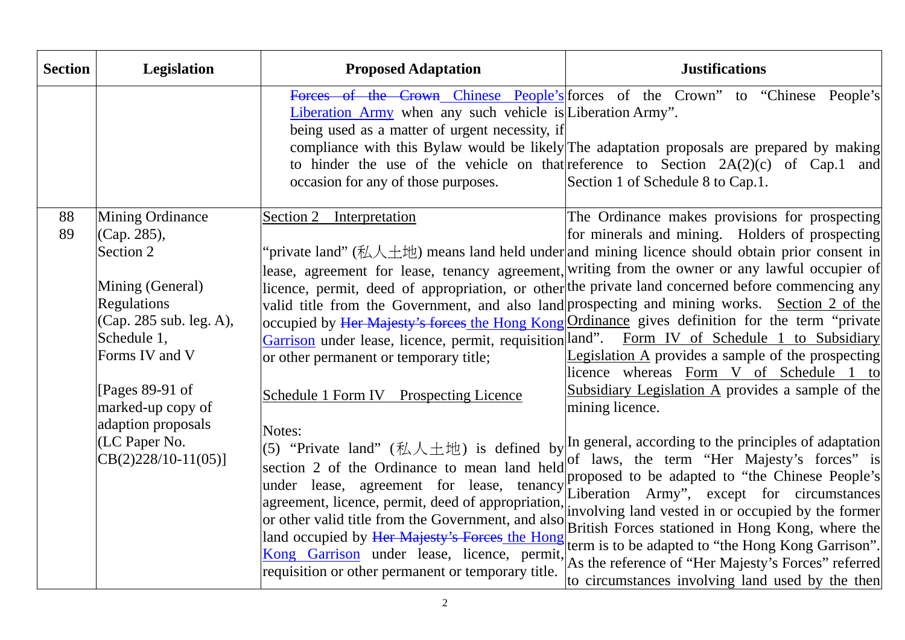| Section | Legislation | Proposed Adaptation | Justifications |
|---|---|---|---|
| | | ~~Forces of the Crown~~ <u>Chinese People's Liberation Army</u> when any such vehicle is being used as a matter of urgent necessity, if compliance with this Bylaw would be likely to hinder the use of the vehicle on that occasion for any of those purposes. | forces of the Crown" to "Chinese People's Liberation Army".<br><br>The adaptation proposals are prepared by making reference to Section 2A(2)(c) of Cap.1 and Section 1 of Schedule 8 to Cap.1. |
| 88<br>89 | Mining Ordinance (Cap. 285), Section 2<br><br>Mining (General) Regulations (Cap. 285 sub. leg. A), Schedule 1, Forms IV and V<br><br>[Pages 89-91 of marked-up copy of adaption proposals (LC Paper No. CB(2)228/10-11(05)] | <u>Section 2 Interpretation</u><br><br>"private land" (私人土地) means land held under lease, agreement for lease, tenancy agreement, licence, permit, deed of appropriation, or other valid title from the Government, and also land occupied by ~~Her Majesty's forces~~ <u>the Hong Kong Garrison</u> under lease, licence, permit, requisition or other permanent or temporary title;<br><br><u>Schedule 1 Form IV Prospecting Licence</u><br><br>Notes:<br>(5) "Private land" (私人土地) is defined by section 2 of the Ordinance to mean land held under lease, agreement for lease, tenancy agreement, licence, permit, deed of appropriation, or other valid title from the Government, and also land occupied by ~~Her Majesty's Forces~~ <u>the Hong Kong Garrison</u> under lease, licence, permit, requisition or other permanent or temporary title. | The Ordinance makes provisions for prospecting for minerals and mining. Holders of prospecting and mining licence should obtain prior consent in writing from the owner or any lawful occupier of the private land concerned before commencing any prospecting and mining works. <u>Section 2 of the Ordinance</u> gives definition for the term "private land". <u>Form IV of Schedule 1 to Subsidiary Legislation A</u> provides a sample of the prospecting licence whereas <u>Form V of Schedule 1 to Subsidiary Legislation A</u> provides a sample of the mining licence.<br><br>In general, according to the principles of adaptation of laws, the term "Her Majesty's forces" is proposed to be adapted to "the Chinese People's Liberation Army", except for circumstances involving land vested in or occupied by the former British Forces stationed in Hong Kong, where the term is to be adapted to "the Hong Kong Garrison". As the reference of "Her Majesty's Forces" referred to circumstances involving land used by the then |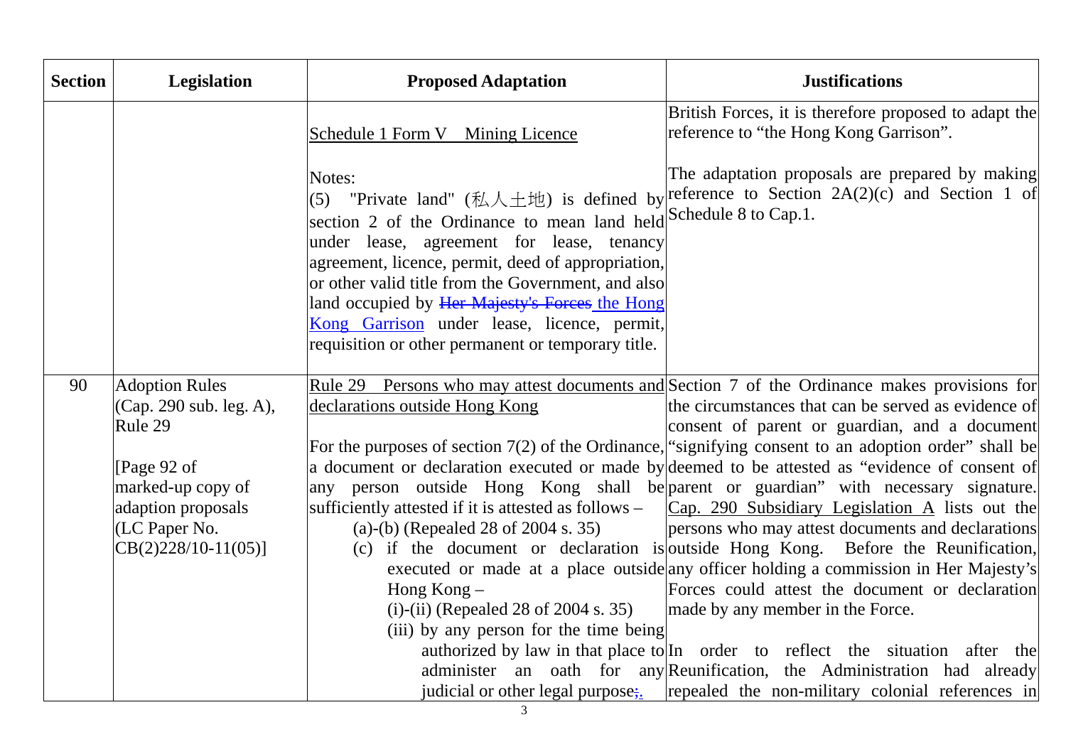| Section | Legislation | Proposed Adaptation | Justifications |
|---|---|---|---|
| | | Schedule 1 Form V Mining Licence<br><br>Notes:<br>(5) "Private land" (私人土地) is defined by section 2 of the Ordinance to mean land held under lease, agreement for lease, tenancy agreement, licence, permit, deed of appropriation, or other valid title from the Government, and also land occupied by ~~Her Majesty's Forces~~ the Hong Kong Garrison under lease, licence, permit, requisition or other permanent or temporary title. | British Forces, it is therefore proposed to adapt the reference to "the Hong Kong Garrison".<br><br>The adaptation proposals are prepared by making reference to Section 2A(2)(c) and Section 1 of Schedule 8 to Cap.1. |
| 90 | Adoption Rules (Cap. 290 sub. leg. A), Rule 29<br><br>[Page 92 of marked-up copy of adaption proposals (LC Paper No. CB(2)228/10-11(05)] | Rule 29 Persons who may attest documents and declarations outside Hong Kong<br><br>For the purposes of section 7(2) of the Ordinance, a document or declaration executed or made by any person outside Hong Kong shall be sufficiently attested if it is attested as follows –<br>(a)-(b) (Repealed 28 of 2004 s. 35)<br>(c) if the document or declaration is executed or made at a place outside Hong Kong –<br>(i)-(ii) (Repealed 28 of 2004 s. 35)<br>(iii) by any person for the time being authorized by law in that place to administer an oath for any judicial or other legal purpose~~;~~. | Section 7 of the Ordinance makes provisions for the circumstances that can be served as evidence of consent of parent or guardian, and a document "signifying consent to an adoption order" shall be deemed to be attested as "evidence of consent of parent or guardian" with necessary signature. Cap. 290 Subsidiary Legislation A lists out the persons who may attest documents and declarations outside Hong Kong. Before the Reunification, any officer holding a commission in Her Majesty's Forces could attest the document or declaration made by any member in the Force.<br><br>In order to reflect the situation after the Reunification, the Administration had already repealed the non-military colonial references in |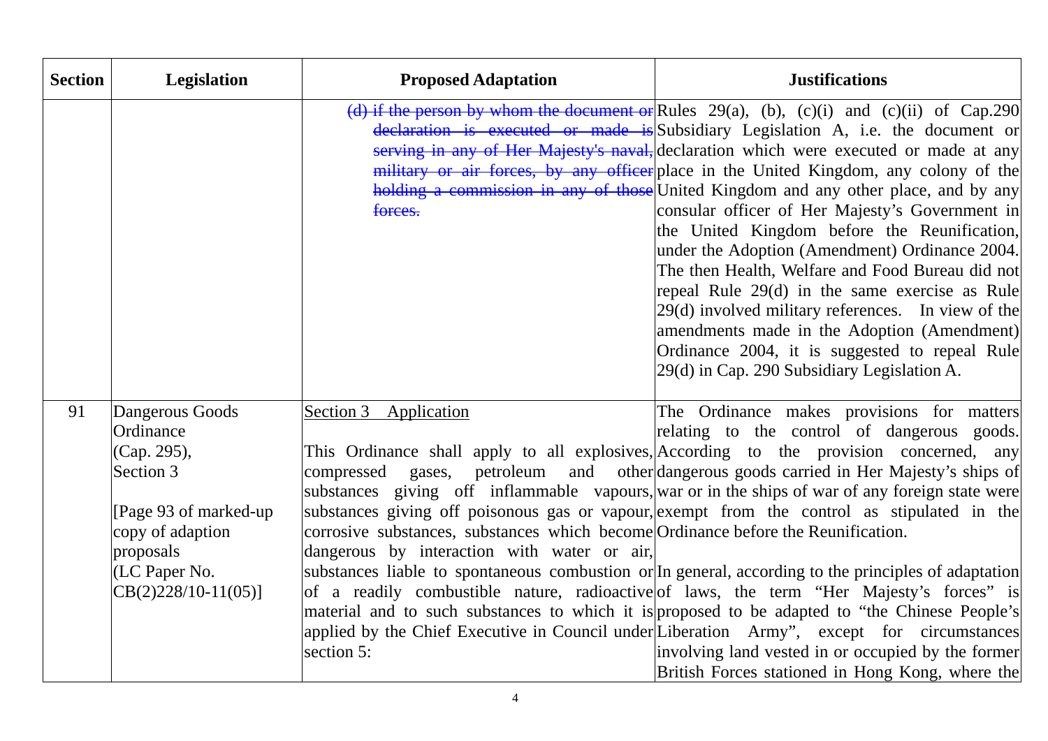| Section | Legislation | Proposed Adaptation | Justifications |
|---|---|---|---|
| | | ~~(d) if the person by whom the document or declaration is executed or made is serving in any of Her Majesty's naval, military or air forces, by any officer holding a commission in any of those forces.~~ | Rules 29(a), (b), (c)(i) and (c)(ii) of Cap.290 Subsidiary Legislation A, i.e. the document or declaration which were executed or made at any place in the United Kingdom, any colony of the United Kingdom and any other place, and by any consular officer of Her Majesty's Government in the United Kingdom before the Reunification, under the Adoption (Amendment) Ordinance 2004. The then Health, Welfare and Food Bureau did not repeal Rule 29(d) in the same exercise as Rule 29(d) involved military references. In view of the amendments made in the Adoption (Amendment) Ordinance 2004, it is suggested to repeal Rule 29(d) in Cap. 290 Subsidiary Legislation A. |
| 91 | Dangerous Goods Ordinance (Cap. 295), Section 3<br><br>[Page 93 of marked-up copy of adaption proposals (LC Paper No. CB(2)228/10-11(05)] | <u>Section 3 Application</u><br><br>This Ordinance shall apply to all explosives, compressed gases, petroleum and other substances giving off inflammable vapours, substances giving off poisonous gas or vapour, corrosive substances, substances which become dangerous by interaction with water or air, substances liable to spontaneous combustion or of a readily combustible nature, radioactive material and to such substances to which it is applied by the Chief Executive in Council under section 5: | The Ordinance makes provisions for matters relating to the control of dangerous goods. According to the provision concerned, any dangerous goods carried in Her Majesty's ships of war or in the ships of war of any foreign state were exempt from the control as stipulated in the Ordinance before the Reunification.<br><br>In general, according to the principles of adaptation of laws, the term "Her Majesty's forces" is proposed to be adapted to "the Chinese People's Liberation Army", except for circumstances involving land vested in or occupied by the former British Forces stationed in Hong Kong, where the |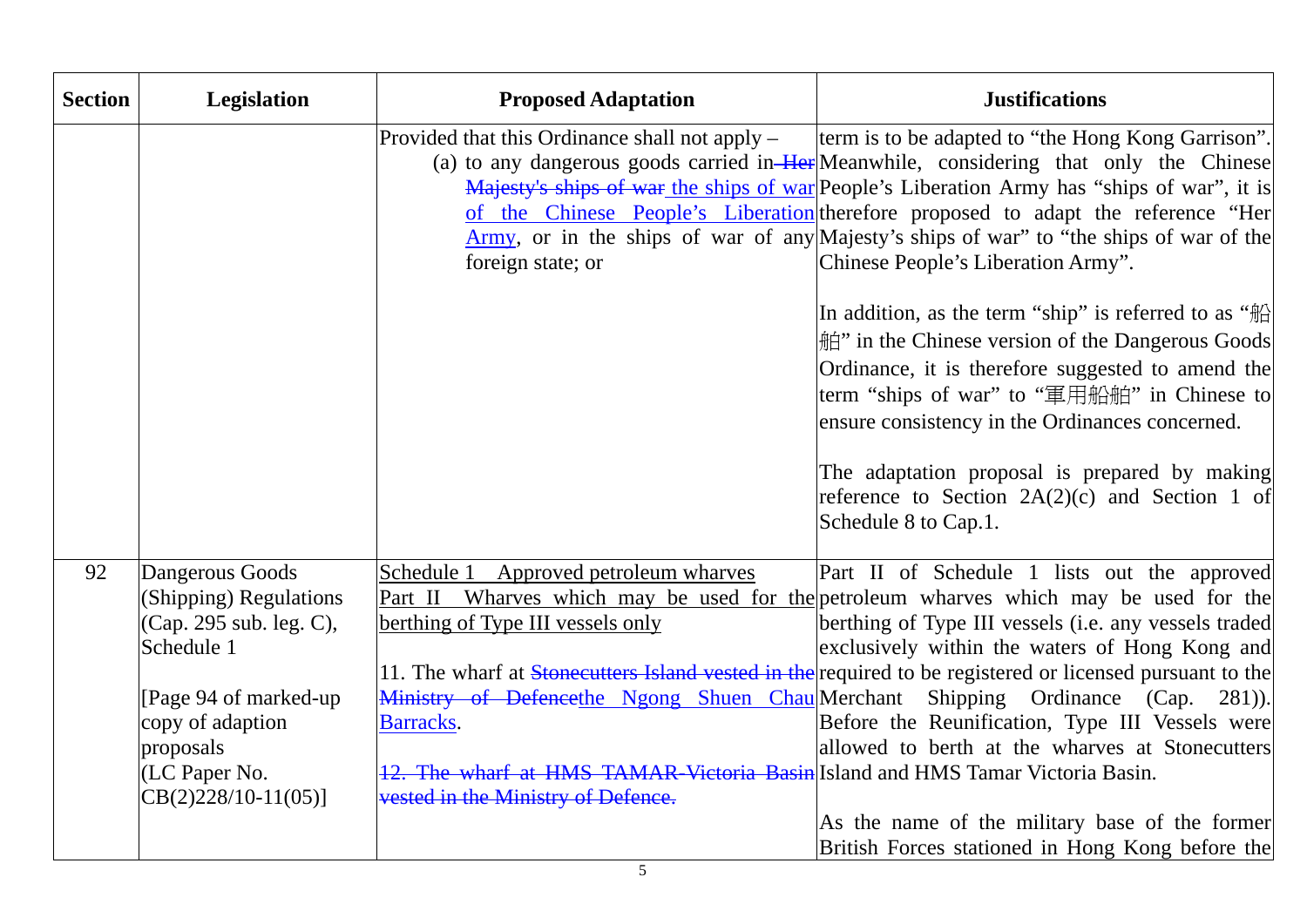| Section | Legislation | Proposed Adaptation | Justifications |
|---|---|---|---|
| | | Provided that this Ordinance shall not apply –<br>(a) to any dangerous goods carried in ~~Her Majesty's ships of war~~ <u>the ships of war of the Chinese People's Liberation Army</u>, or in the ships of war of any foreign state; or | term is to be adapted to "the Hong Kong Garrison". Meanwhile, considering that only the Chinese People's Liberation Army has "ships of war", it is therefore proposed to adapt the reference "Her Majesty's ships of war" to "the ships of war of the Chinese People's Liberation Army".<br><br>In addition, as the term "ship" is referred to as "船舶" in the Chinese version of the Dangerous Goods Ordinance, it is therefore suggested to amend the term "ships of war" to "軍用船舶" in Chinese to ensure consistency in the Ordinances concerned.<br><br>The adaptation proposal is prepared by making reference to Section 2A(2)(c) and Section 1 of Schedule 8 to Cap.1. |
| 92 | Dangerous Goods (Shipping) Regulations (Cap. 295 sub. leg. C), Schedule 1<br><br>[Page 94 of marked-up copy of adaption proposals (LC Paper No. CB(2)228/10-11(05)] | <u>Schedule 1 Approved petroleum wharves</u><br><u>Part II Wharves which may be used for the berthing of Type III vessels only</u><br><br>11. The wharf at ~~Stonecutters Island vested in the Ministry of Defence~~<u>the Ngong Shuen Chau Barracks</u>.<br><br>~~12. The wharf at HMS TAMAR-Victoria Basin vested in the Ministry of Defence.~~ | Part II of Schedule 1 lists out the approved petroleum wharves which may be used for the berthing of Type III vessels (i.e. any vessels traded exclusively within the waters of Hong Kong and required to be registered or licensed pursuant to the Merchant Shipping Ordinance (Cap. 281)). Before the Reunification, Type III Vessels were allowed to berth at the wharves at Stonecutters Island and HMS Tamar Victoria Basin.<br><br>As the name of the military base of the former British Forces stationed in Hong Kong before the |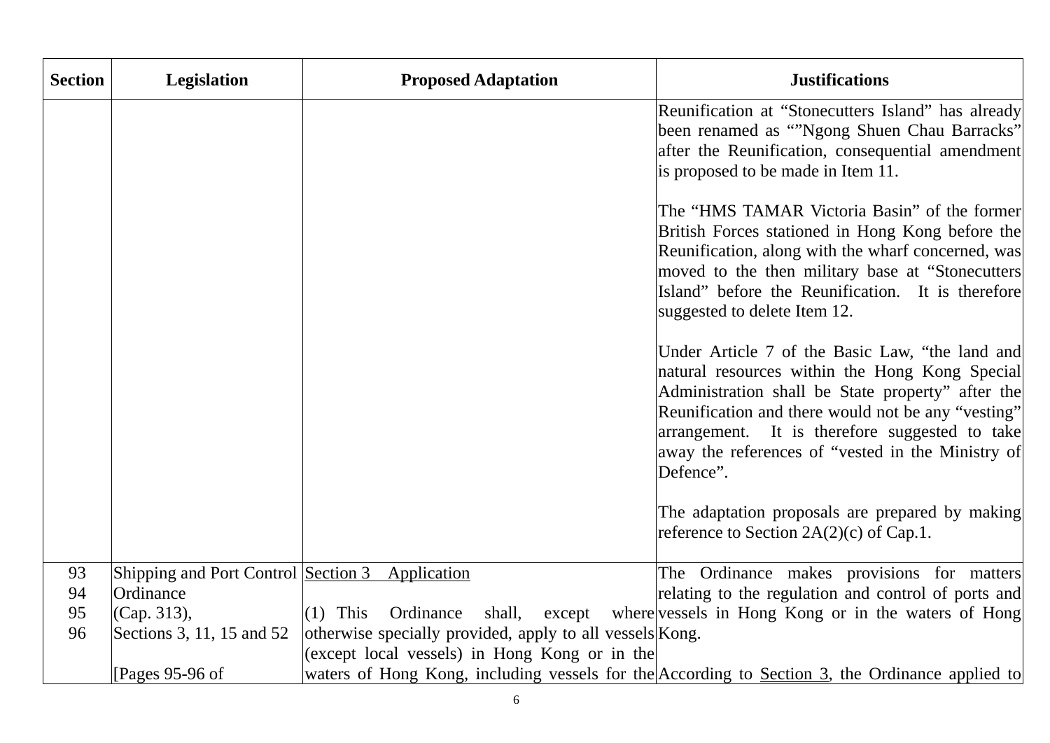| Section | Legislation | Proposed Adaptation | Justifications |
|---|---|---|---|
| | | | Reunification at "Stonecutters Island" has already been renamed as ""Ngong Shuen Chau Barracks" after the Reunification, consequential amendment is proposed to be made in Item 11.<br><br>The "HMS TAMAR Victoria Basin" of the former British Forces stationed in Hong Kong before the Reunification, along with the wharf concerned, was moved to the then military base at "Stonecutters Island" before the Reunification. It is therefore suggested to delete Item 12.<br><br>Under Article 7 of the Basic Law, "the land and natural resources within the Hong Kong Special Administration shall be State property" after the Reunification and there would not be any "vesting" arrangement. It is therefore suggested to take away the references of "vested in the Ministry of Defence".<br><br>The adaptation proposals are prepared by making reference to Section 2A(2)(c) of Cap.1. |
| 93<br>94<br>95<br>96 | Shipping and Port Control Ordinance<br>(Cap. 313),<br>Sections 3, 11, 15 and 52<br><br>[Pages 95-96 of | <u>Section 3 Application</u><br><br>(1) This Ordinance shall, except where otherwise specially provided, apply to all vessels (except local vessels) in Hong Kong or in the waters of Hong Kong, including vessels for the | The Ordinance makes provisions for matters relating to the regulation and control of ports and vessels in Hong Kong or in the waters of Hong Kong.<br><br>According to <u>Section 3</u>, the Ordinance applied to |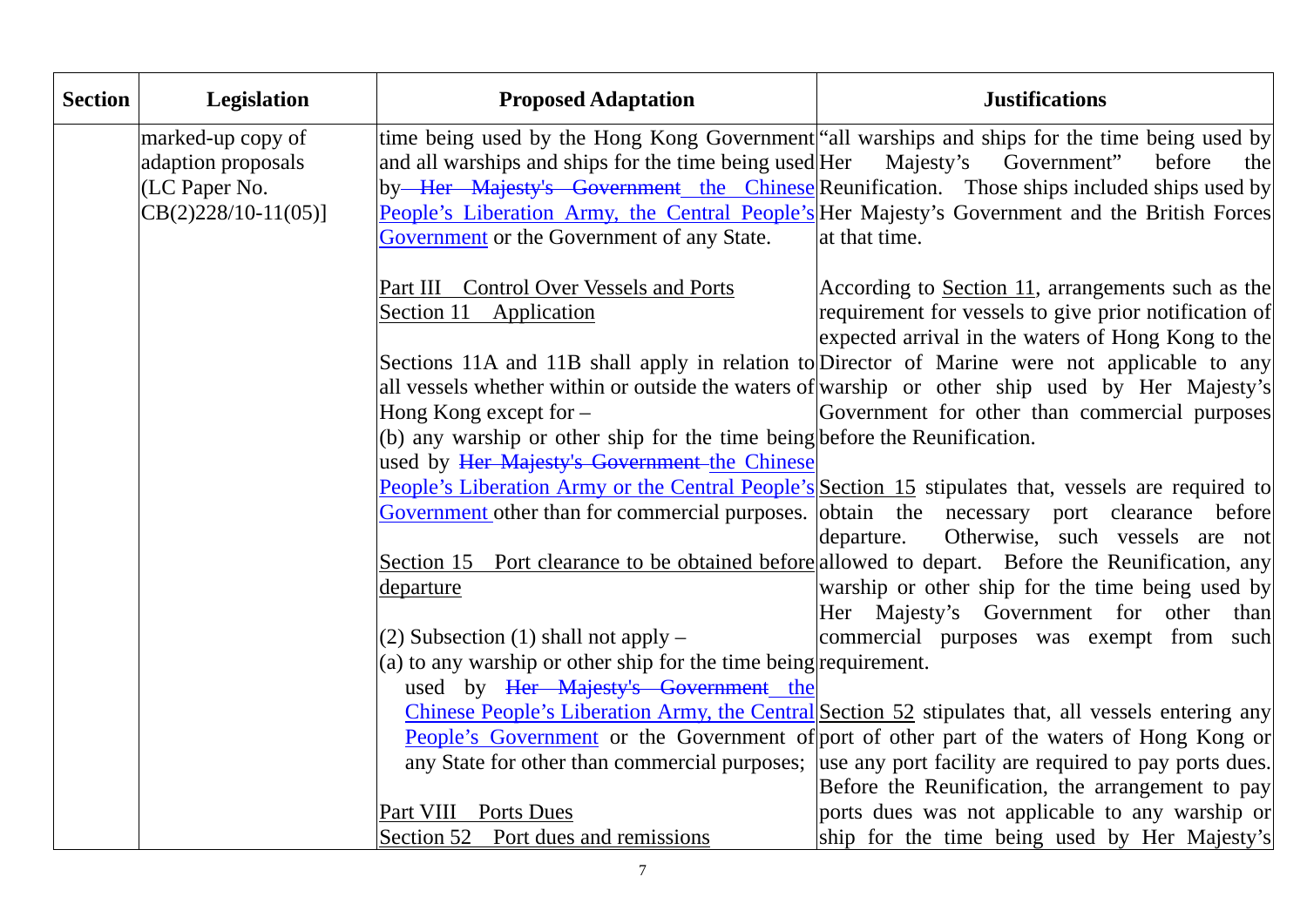| Section | Legislation | Proposed Adaptation | Justifications |
|---|---|---|---|
| | marked-up copy of adaption proposals (LC Paper No. CB(2)228/10-11(05)] | time being used by the Hong Kong Government and all warships and ships for the time being used by ~~Her Majesty's Government~~ the Chinese People's Liberation Army, the Central People's Government or the Government of any State.<br><br>Part III Control Over Vessels and Ports<br>Section 11 Application<br><br>Sections 11A and 11B shall apply in relation to all vessels whether within or outside the waters of Hong Kong except for –<br>(b) any warship or other ship for the time being used by ~~Her Majesty's Government~~ the Chinese People's Liberation Army or the Central People's Government other than for commercial purposes.<br><br>Section 15 Port clearance to be obtained before departure<br><br>(2) Subsection (1) shall not apply –<br>(a) to any warship or other ship for the time being used by ~~Her Majesty's Government~~ the Chinese People's Liberation Army, the Central People's Government or the Government of any State for other than commercial purposes;<br><br>Part VIII Ports Dues<br>Section 52 Port dues and remissions | "all warships and ships for the time being used by Her Majesty's Government" before the Reunification. Those ships included ships used by Her Majesty's Government and the British Forces at that time.<br><br>According to Section 11, arrangements such as the requirement for vessels to give prior notification of expected arrival in the waters of Hong Kong to the Director of Marine were not applicable to any warship or other ship used by Her Majesty's Government for other than commercial purposes before the Reunification.<br><br>Section 15 stipulates that, vessels are required to obtain the necessary port clearance before departure. Otherwise, such vessels are not allowed to depart. Before the Reunification, any warship or other ship for the time being used by Her Majesty's Government for other than commercial purposes was exempt from such requirement.<br><br>Section 52 stipulates that, all vessels entering any port of other part of the waters of Hong Kong or use any port facility are required to pay ports dues. Before the Reunification, the arrangement to pay ports dues was not applicable to any warship or ship for the time being used by Her Majesty's |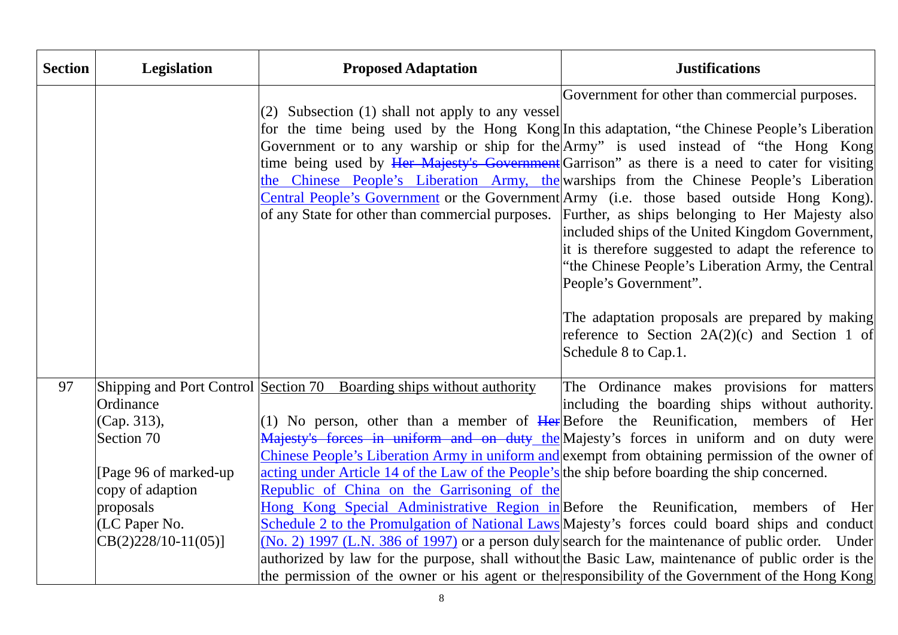| Section | Legislation | Proposed Adaptation | Justifications |
|---|---|---|---|
| | | (2) Subsection (1) shall not apply to any vessel for the time being used by the Hong Kong Government or to any warship or ship for the time being used by ~~Her Majesty's Government~~ <u>the Chinese People's Liberation Army, the Central People's Government</u> or the Government of any State for other than commercial purposes. | Government for other than commercial purposes.<br><br>In this adaptation, "the Chinese People's Liberation Army" is used instead of "the Hong Kong Garrison" as there is a need to cater for visiting warships from the Chinese People's Liberation Army (i.e. those based outside Hong Kong). Further, as ships belonging to Her Majesty also included ships of the United Kingdom Government, it is therefore suggested to adapt the reference to "the Chinese People's Liberation Army, the Central People's Government".<br><br>The adaptation proposals are prepared by making reference to Section 2A(2)(c) and Section 1 of Schedule 8 to Cap.1. |
| 97 | Shipping and Port Control Ordinance<br>(Cap. 313),<br>Section 70<br><br>[Page 96 of marked-up copy of adaption proposals<br>(LC Paper No. CB(2)228/10-11(05)] | <u>Section 70 Boarding ships without authority</u><br><br>(1) No person, other than a member of ~~Her Majesty's forces in uniform and on duty~~ <u>the Chinese People's Liberation Army in uniform and acting under Article 14 of the Law of the People's Republic of China on the Garrisoning of the Hong Kong Special Administrative Region in Schedule 2 to the Promulgation of National Laws (No. 2) 1997 (L.N. 386 of 1997)</u> or a person duly authorized by law for the purpose, shall without the permission of the owner or his agent or the | The Ordinance makes provisions for matters including the boarding ships without authority. Before the Reunification, members of Her Majesty's forces in uniform and on duty were exempt from obtaining permission of the owner of the ship before boarding the ship concerned.<br><br>Before the Reunification, members of Her Majesty's forces could board ships and conduct search for the maintenance of public order. Under the Basic Law, maintenance of public order is the responsibility of the Government of the Hong Kong |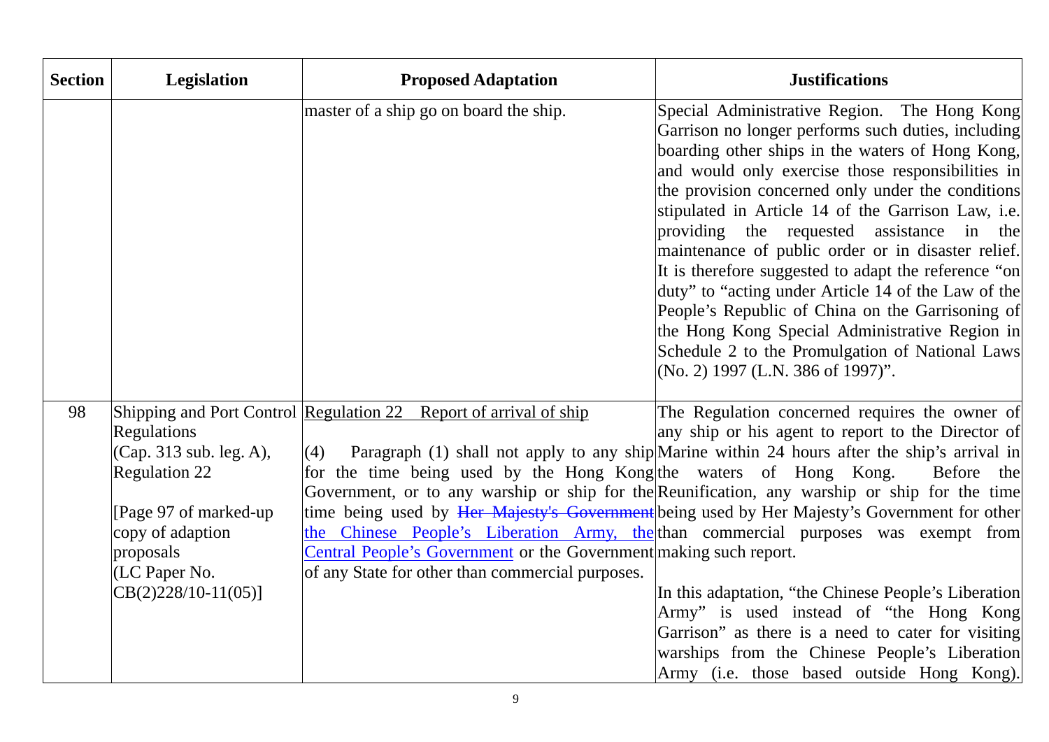| Section | Legislation | Proposed Adaptation | Justifications |
|---|---|---|---|
| | | master of a ship go on board the ship. | Special Administrative Region. The Hong Kong Garrison no longer performs such duties, including boarding other ships in the waters of Hong Kong, and would only exercise those responsibilities in the provision concerned only under the conditions stipulated in Article 14 of the Garrison Law, i.e. providing the requested assistance in the maintenance of public order or in disaster relief. It is therefore suggested to adapt the reference "on duty" to "acting under Article 14 of the Law of the People's Republic of China on the Garrisoning of the Hong Kong Special Administrative Region in Schedule 2 to the Promulgation of National Laws (No. 2) 1997 (L.N. 386 of 1997)". |
| 98 | Shipping and Port Control Regulations (Cap. 313 sub. leg. A), Regulation 22<br><br>[Page 97 of marked-up copy of adaption proposals (LC Paper No. CB(2)228/10-11(05)] | Regulation 22 Report of arrival of ship<br><br>(4) Paragraph (1) shall not apply to any ship for the time being used by the Hong Kong Government, or to any warship or ship for the time being used by ~~Her Majesty's Government~~ the Chinese People's Liberation Army, the Central People's Government or the Government of any State for other than commercial purposes. | The Regulation concerned requires the owner of any ship or his agent to report to the Director of Marine within 24 hours after the ship's arrival in the waters of Hong Kong. Before the Reunification, any warship or ship for the time being used by Her Majesty's Government for other than commercial purposes was exempt from making such report.<br><br>In this adaptation, "the Chinese People's Liberation Army" is used instead of "the Hong Kong Garrison" as there is a need to cater for visiting warships from the Chinese People's Liberation Army (i.e. those based outside Hong Kong). |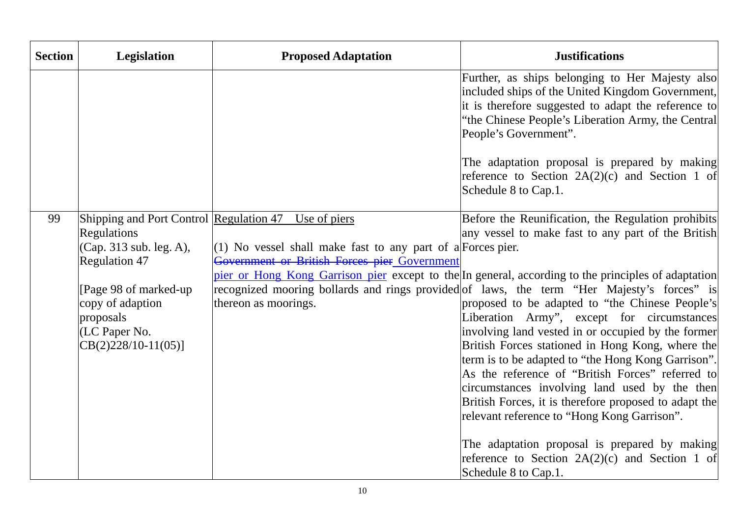| Section | Legislation | Proposed Adaptation | Justifications |
|---|---|---|---|
| | | | Further, as ships belonging to Her Majesty also included ships of the United Kingdom Government, it is therefore suggested to adapt the reference to "the Chinese People's Liberation Army, the Central People's Government".<br><br>The adaptation proposal is prepared by making reference to Section 2A(2)(c) and Section 1 of Schedule 8 to Cap.1. |
| 99 | Shipping and Port Control Regulations (Cap. 313 sub. leg. A), Regulation 47<br><br>[Page 98 of marked-up copy of adaption proposals (LC Paper No. CB(2)228/10-11(05)] | <u>Regulation 47 Use of piers</u><br><br>(1) No vessel shall make fast to any part of a ~~Government or British Forces pier~~ <u>Government pier or Hong Kong Garrison pier</u> except to the recognized mooring bollards and rings provided thereon as moorings. | Before the Reunification, the Regulation prohibits any vessel to make fast to any part of the British Forces pier.<br><br>In general, according to the principles of adaptation of laws, the term "Her Majesty's forces" is proposed to be adapted to "the Chinese People's Liberation Army", except for circumstances involving land vested in or occupied by the former British Forces stationed in Hong Kong, where the term is to be adapted to "the Hong Kong Garrison". As the reference of "British Forces" referred to circumstances involving land used by the then British Forces, it is therefore proposed to adapt the relevant reference to "Hong Kong Garrison".<br><br>The adaptation proposal is prepared by making reference to Section 2A(2)(c) and Section 1 of Schedule 8 to Cap.1. |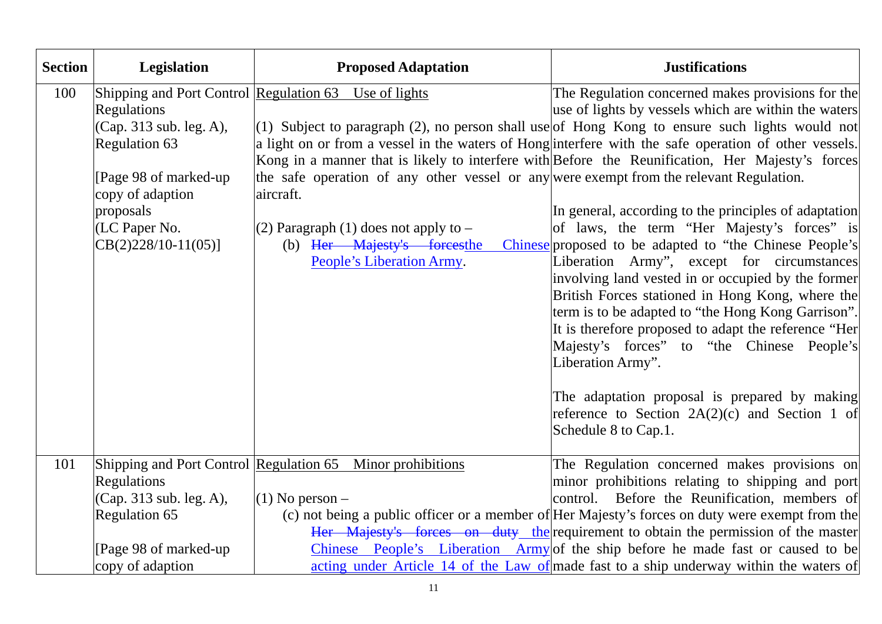| Section | Legislation | Proposed Adaptation | Justifications |
|---|---|---|---|
| 100 | Shipping and Port Control Regulations (Cap. 313 sub. leg. A), Regulation 63<br><br>[Page 98 of marked-up copy of adaption proposals (LC Paper No. CB(2)228/10-11(05)] | Regulation 63 Use of lights<br><br>(1) Subject to paragraph (2), no person shall use a light on or from a vessel in the waters of Hong Kong in a manner that is likely to interfere with the safe operation of any other vessel or any aircraft.<br><br>(2) Paragraph (1) does not apply to –<br>(b) ~~Her Majesty's forces~~the Chinese People's Liberation Army. | The Regulation concerned makes provisions for the use of lights by vessels which are within the waters of Hong Kong to ensure such lights would not interfere with the safe operation of other vessels. Before the Reunification, Her Majesty's forces were exempt from the relevant Regulation.<br><br>In general, according to the principles of adaptation of laws, the term "Her Majesty's forces" is proposed to be adapted to "the Chinese People's Liberation Army", except for circumstances involving land vested in or occupied by the former British Forces stationed in Hong Kong, where the term is to be adapted to "the Hong Kong Garrison". It is therefore proposed to adapt the reference "Her Majesty's forces" to "the Chinese People's Liberation Army".<br><br>The adaptation proposal is prepared by making reference to Section 2A(2)(c) and Section 1 of Schedule 8 to Cap.1. |
| 101 | Shipping and Port Control Regulations (Cap. 313 sub. leg. A), Regulation 65<br><br>[Page 98 of marked-up copy of adaption | Regulation 65 Minor prohibitions<br><br>(1) No person –<br>(c) not being a public officer or a member of ~~Her Majesty's forces on duty~~ the Chinese People's Liberation Army acting under Article 14 of the Law of | The Regulation concerned makes provisions on minor prohibitions relating to shipping and port control. Before the Reunification, members of Her Majesty's forces on duty were exempt from the requirement to obtain the permission of the master of the ship before he made fast or caused to be made fast to a ship underway within the waters of |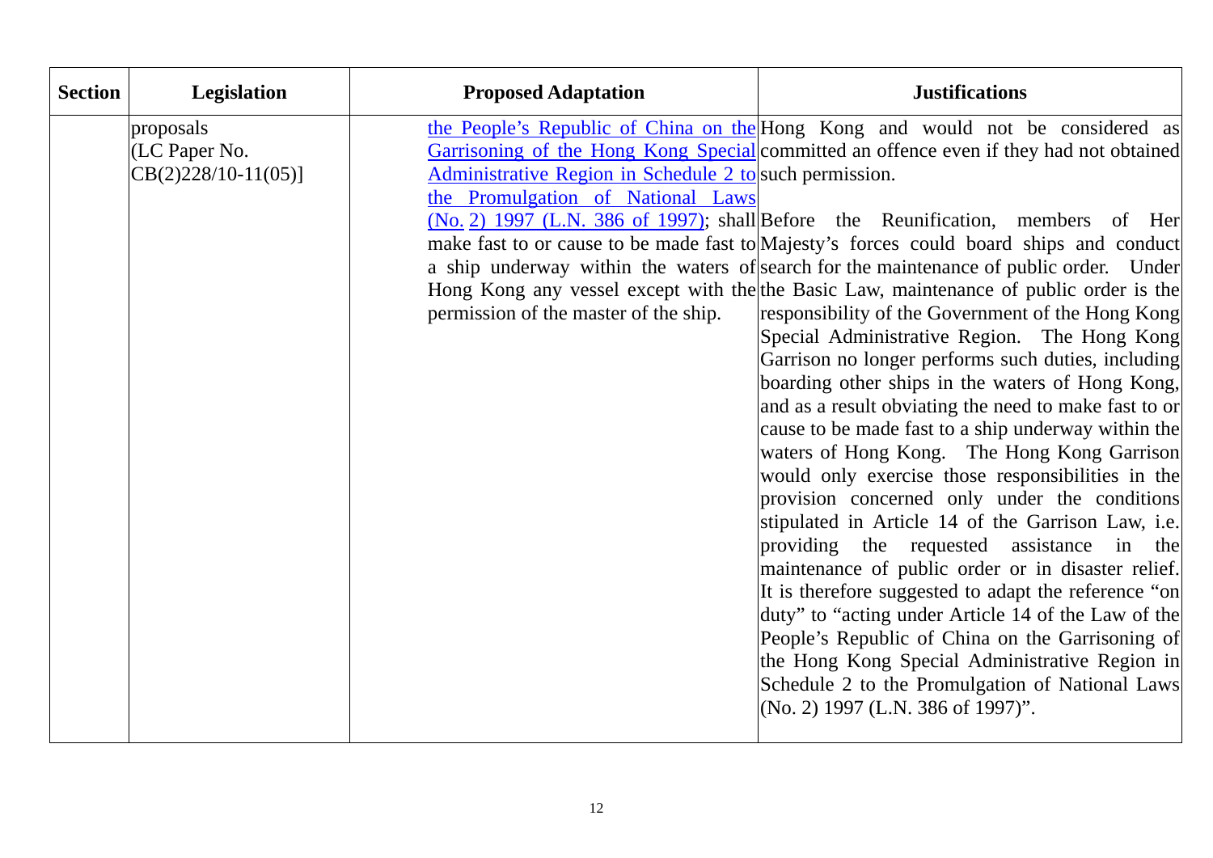| Section | Legislation | Proposed Adaptation | Justifications |
|---|---|---|---|
| | proposals (LC Paper No. CB(2)228/10-11(05)] | the People's Republic of China on the Garrisoning of the Hong Kong Special Administrative Region in Schedule 2 to the Promulgation of National Laws (No. 2) 1997 (L.N. 386 of 1997); shall make fast to or cause to be made fast to a ship underway within the waters of Hong Kong any vessel except with the permission of the master of the ship. | Hong Kong and would not be considered as committed an offence even if they had not obtained such permission.<br><br>Before the Reunification, members of Her Majesty's forces could board ships and conduct search for the maintenance of public order. Under the Basic Law, maintenance of public order is the responsibility of the Government of the Hong Kong Special Administrative Region. The Hong Kong Garrison no longer performs such duties, including boarding other ships in the waters of Hong Kong, and as a result obviating the need to make fast to or cause to be made fast to a ship underway within the waters of Hong Kong. The Hong Kong Garrison would only exercise those responsibilities in the provision concerned only under the conditions stipulated in Article 14 of the Garrison Law, i.e. providing the requested assistance in the maintenance of public order or in disaster relief. It is therefore suggested to adapt the reference "on duty" to "acting under Article 14 of the Law of the People's Republic of China on the Garrisoning of the Hong Kong Special Administrative Region in Schedule 2 to the Promulgation of National Laws (No. 2) 1997 (L.N. 386 of 1997)". |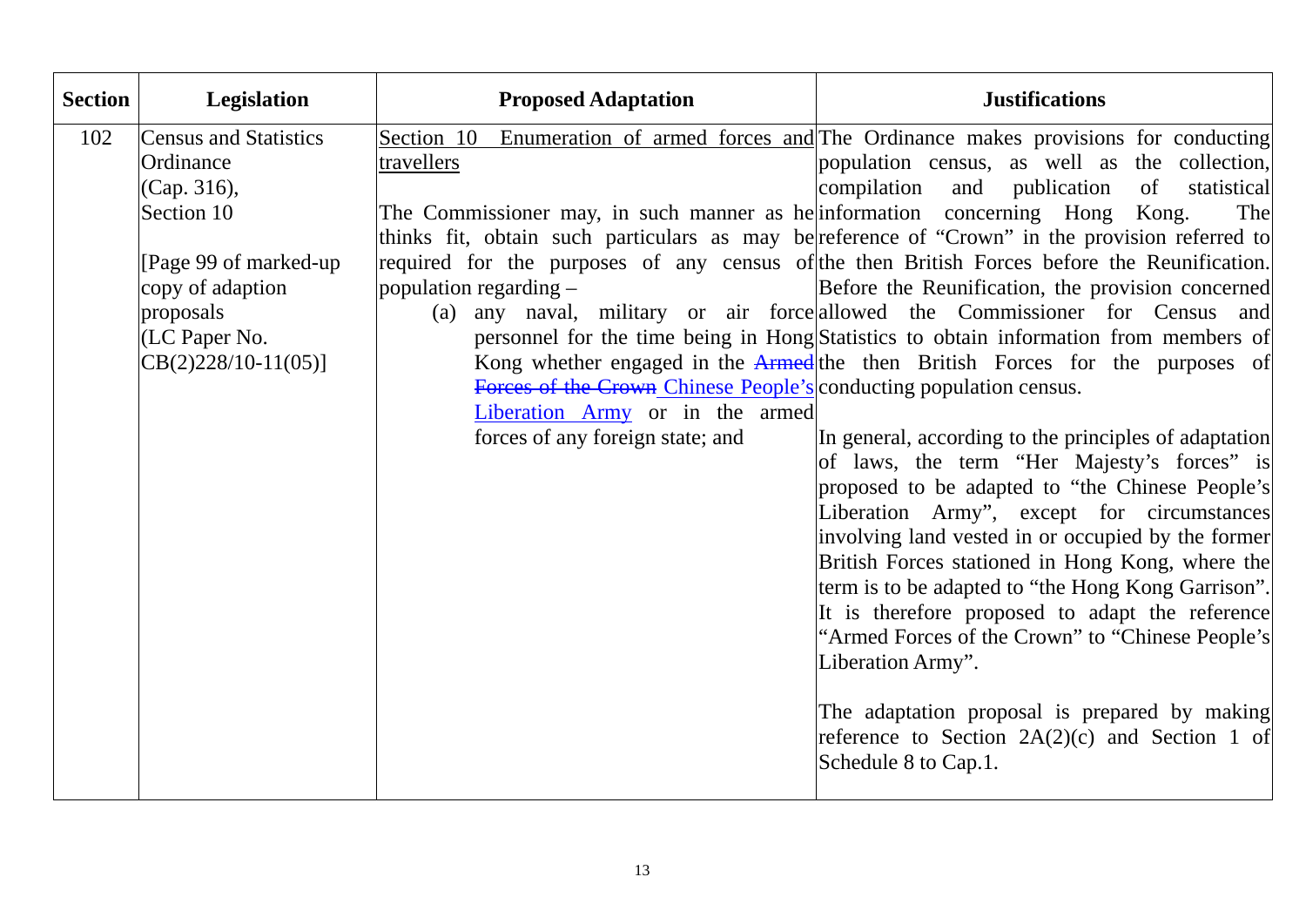| Section | Legislation | Proposed Adaptation | Justifications |
|---|---|---|---|
| 102 | Census and Statistics Ordinance (Cap. 316), Section 10<br><br>[Page 99 of marked-up copy of adaption proposals (LC Paper No. CB(2)228/10-11(05)] | <u>Section 10 Enumeration of armed forces and travellers</u><br><br>The Commissioner may, in such manner as he thinks fit, obtain such particulars as may be required for the purposes of any census of population regarding –<br>(a) any naval, military or air force personnel for the time being in Hong Kong whether engaged in the ~~Armed Forces of the Crown~~ <u>Chinese People's Liberation Army</u> or in the armed forces of any foreign state; and | The Ordinance makes provisions for conducting population census, as well as the collection, compilation and publication of statistical information concerning Hong Kong. The reference of "Crown" in the provision referred to the then British Forces before the Reunification. Before the Reunification, the provision concerned allowed the Commissioner for Census and Statistics to obtain information from members of the then British Forces for the purposes of conducting population census.<br><br>In general, according to the principles of adaptation of laws, the term "Her Majesty's forces" is proposed to be adapted to "the Chinese People's Liberation Army", except for circumstances involving land vested in or occupied by the former British Forces stationed in Hong Kong, where the term is to be adapted to "the Hong Kong Garrison". It is therefore proposed to adapt the reference "Armed Forces of the Crown" to "Chinese People's Liberation Army".<br><br>The adaptation proposal is prepared by making reference to Section 2A(2)(c) and Section 1 of Schedule 8 to Cap.1. |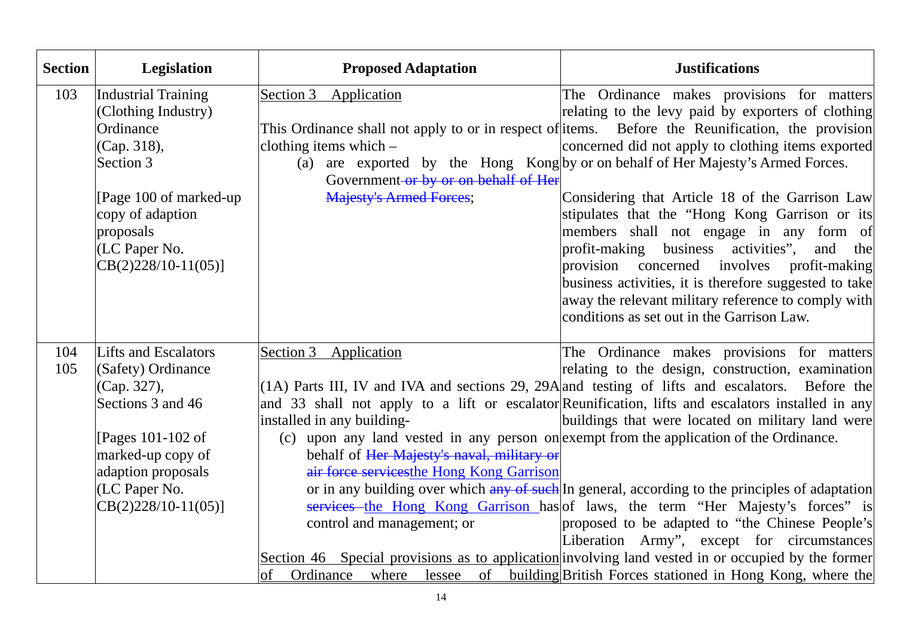| Section | Legislation | Proposed Adaptation | Justifications |
|---|---|---|---|
| 103 | Industrial Training (Clothing Industry) Ordinance (Cap. 318), Section 3<br><br>[Page 100 of marked-up copy of adaption proposals (LC Paper No. CB(2)228/10-11(05)] | Section 3 Application<br><br>This Ordinance shall not apply to or in respect of clothing items which –<br>(a) are exported by the Hong Kong Government ~~or by or on behalf of Her Majesty's Armed Forces~~; | The Ordinance makes provisions for matters relating to the levy paid by exporters of clothing items. Before the Reunification, the provision concerned did not apply to clothing items exported by or on behalf of Her Majesty's Armed Forces.<br><br>Considering that Article 18 of the Garrison Law stipulates that the "Hong Kong Garrison or its members shall not engage in any form of profit-making business activities", and the provision concerned involves profit-making business activities, it is therefore suggested to take away the relevant military reference to comply with conditions as set out in the Garrison Law. |
| 104<br>105 | Lifts and Escalators (Safety) Ordinance (Cap. 327), Sections 3 and 46<br><br>[Pages 101-102 of marked-up copy of adaption proposals (LC Paper No. CB(2)228/10-11(05)] | Section 3 Application<br><br>(1A) Parts III, IV and IVA and sections 29, 29A and 33 shall not apply to a lift or escalator installed in any building-<br>(c) upon any land vested in any person on behalf of ~~Her Majesty's naval, military or air force services~~the Hong Kong Garrison or in any building over which ~~any of such services~~ the Hong Kong Garrison has control and management; or<br><br>Section 46 Special provisions as to application of Ordinance where lessee of building | The Ordinance makes provisions for matters relating to the design, construction, examination and testing of lifts and escalators. Before the Reunification, lifts and escalators installed in any buildings that were located on military land were exempt from the application of the Ordinance.<br><br>In general, according to the principles of adaptation of laws, the term "Her Majesty's forces" is proposed to be adapted to "the Chinese People's Liberation Army", except for circumstances involving land vested in or occupied by the former British Forces stationed in Hong Kong, where the |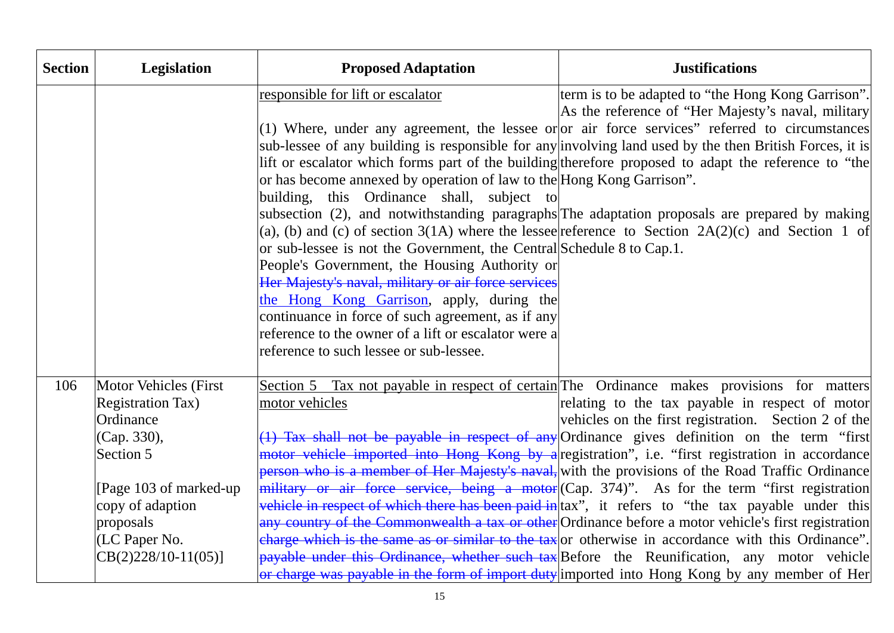| Section | Legislation | Proposed Adaptation | Justifications |
|---|---|---|---|
| | | <u>responsible for lift or escalator</u><br><br>(1) Where, under any agreement, the lessee or sub-lessee of any building is responsible for any lift or escalator which forms part of the building or has become annexed by operation of law to the building, this Ordinance shall, subject to subsection (2), and notwithstanding paragraphs (a), (b) and (c) of section 3(1A) where the lessee or sub-lessee is not the Government, the Central People's Government, the Housing Authority or ~~Her Majesty's naval, military or air force services~~ <u>the Hong Kong Garrison</u>, apply, during the continuance in force of such agreement, as if any reference to the owner of a lift or escalator were a reference to such lessee or sub-lessee. | term is to be adapted to "the Hong Kong Garrison". As the reference of "Her Majesty's naval, military or air force services" referred to circumstances involving land used by the then British Forces, it is therefore proposed to adapt the reference to "the Hong Kong Garrison".<br><br>The adaptation proposals are prepared by making reference to Section 2A(2)(c) and Section 1 of Schedule 8 to Cap.1. |
| 106 | Motor Vehicles (First Registration Tax) Ordinance (Cap. 330), Section 5<br><br>[Page 103 of marked-up copy of adaption proposals (LC Paper No. CB(2)228/10-11(05)] | <u>Section 5 Tax not payable in respect of certain motor vehicles</u><br><br>~~(1) Tax shall not be payable in respect of any motor vehicle imported into Hong Kong by a person who is a member of Her Majesty's naval, military or air force service, being a motor vehicle in respect of which there has been paid in any country of the Commonwealth a tax or other charge which is the same as or similar to the tax payable under this Ordinance, whether such tax or charge was payable in the form of import duty~~ | The Ordinance makes provisions for matters relating to the tax payable in respect of motor vehicles on the first registration. Section 2 of the Ordinance gives definition on the term "first registration", i.e. "first registration in accordance with the provisions of the Road Traffic Ordinance (Cap. 374)". As for the term "first registration tax", it refers to "the tax payable under this Ordinance before a motor vehicle's first registration or otherwise in accordance with this Ordinance". Before the Reunification, any motor vehicle imported into Hong Kong by any member of Her |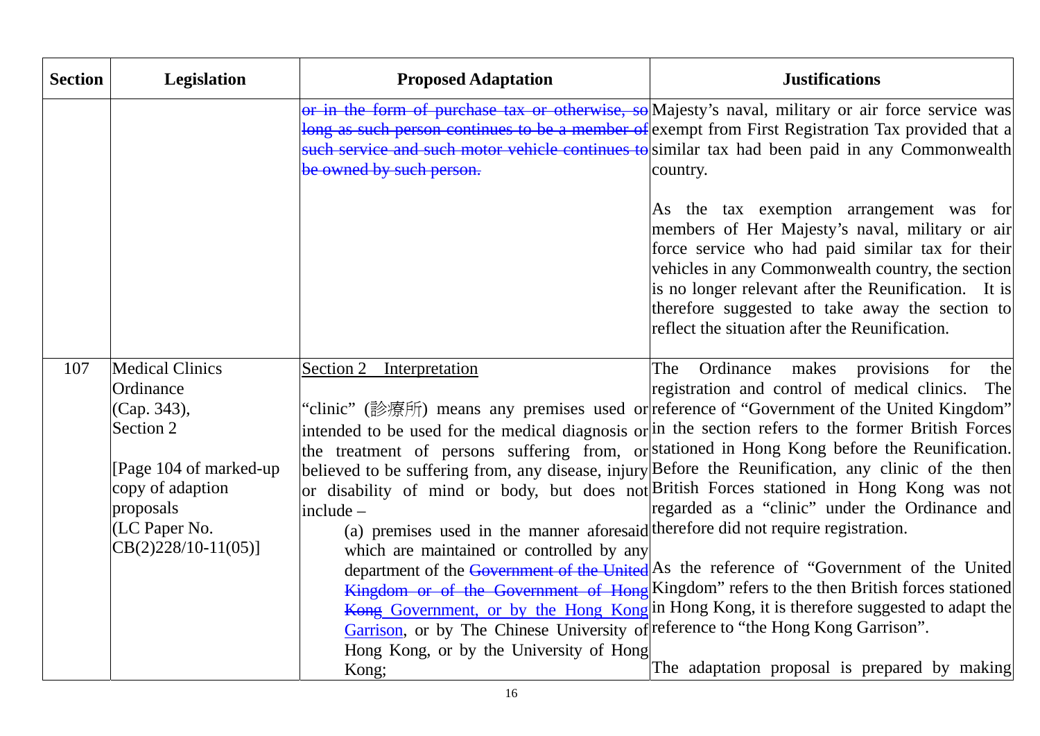| Section | Legislation | Proposed Adaptation | Justifications |
|---|---|---|---|
| | | ~~or in the form of purchase tax or otherwise, so long as such person continues to be a member of such service and such motor vehicle continues to be owned by such person.~~ | Majesty's naval, military or air force service was exempt from First Registration Tax provided that a similar tax had been paid in any Commonwealth country.<br><br>As the tax exemption arrangement was for members of Her Majesty's naval, military or air force service who had paid similar tax for their vehicles in any Commonwealth country, the section is no longer relevant after the Reunification. It is therefore suggested to take away the section to reflect the situation after the Reunification. |
| 107 | Medical Clinics Ordinance (Cap. 343), Section 2<br><br>[Page 104 of marked-up copy of adaption proposals (LC Paper No. CB(2)228/10-11(05)] | <u>Section 2 Interpretation</u><br><br>"clinic" (診療所) means any premises used or intended to be used for the medical diagnosis or the treatment of persons suffering from, or believed to be suffering from, any disease, injury or disability of mind or body, but does not include –<br>(a) premises used in the manner aforesaid which are maintained or controlled by any department of the ~~Government of the United Kingdom or of the Government of Hong Kong~~ <u>Government, or by the Hong Kong Garrison</u>, or by The Chinese University of Hong Kong, or by the University of Hong Kong; | The Ordinance makes provisions for the registration and control of medical clinics. The reference of "Government of the United Kingdom" in the section refers to the former British Forces stationed in Hong Kong before the Reunification. Before the Reunification, any clinic of the then British Forces stationed in Hong Kong was not regarded as a "clinic" under the Ordinance and therefore did not require registration.<br><br>As the reference of "Government of the United Kingdom" refers to the then British forces stationed in Hong Kong, it is therefore suggested to adapt the reference to "the Hong Kong Garrison".<br><br>The adaptation proposal is prepared by making |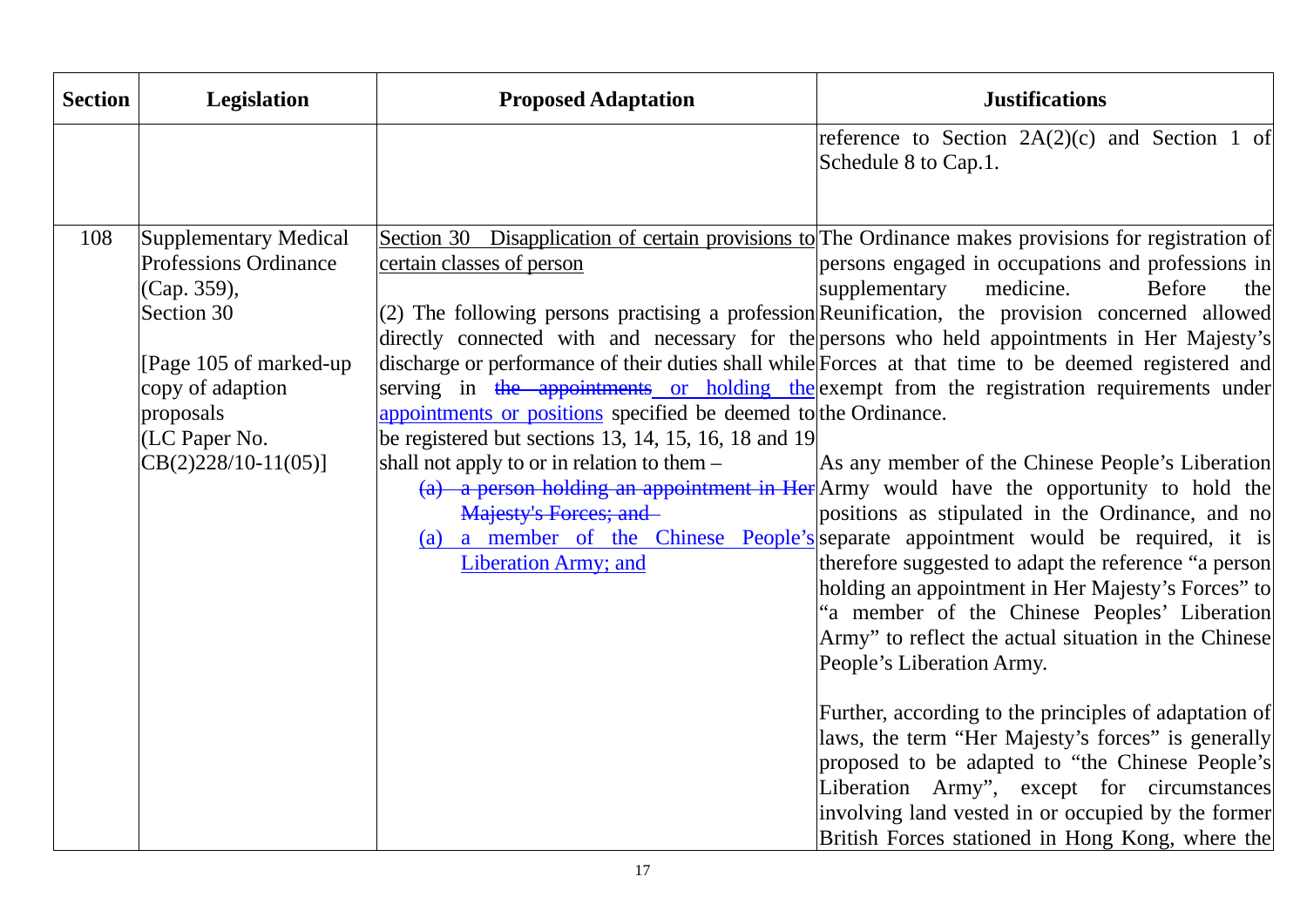| Section | Legislation | Proposed Adaptation | Justifications |
|---|---|---|---|
| | | | reference to Section 2A(2)(c) and Section 1 of Schedule 8 to Cap.1. |
| 108 | Supplementary Medical Professions Ordinance (Cap. 359), Section 30<br><br>[Page 105 of marked-up copy of adaption proposals (LC Paper No. CB(2)228/10-11(05)] | Section 30 Disapplication of certain provisions to certain classes of person<br><br>(2) The following persons practising a profession directly connected with and necessary for the discharge or performance of their duties shall while serving in ~~the appointments~~ or holding the appointments or positions specified be deemed to be registered but sections 13, 14, 15, 16, 18 and 19 shall not apply to or in relation to them –<br>~~(a) a person holding an appointment in Her Majesty's Forces; and~~<br>(a) a member of the Chinese People's Liberation Army; and | The Ordinance makes provisions for registration of persons engaged in occupations and professions in supplementary medicine. Before the Reunification, the provision concerned allowed persons who held appointments in Her Majesty's Forces at that time to be deemed registered and exempt from the registration requirements under the Ordinance.<br><br>As any member of the Chinese People's Liberation Army would have the opportunity to hold the positions as stipulated in the Ordinance, and no separate appointment would be required, it is therefore suggested to adapt the reference "a person holding an appointment in Her Majesty's Forces" to "a member of the Chinese Peoples' Liberation Army" to reflect the actual situation in the Chinese People's Liberation Army.<br><br>Further, according to the principles of adaptation of laws, the term "Her Majesty's forces" is generally proposed to be adapted to "the Chinese People's Liberation Army", except for circumstances involving land vested in or occupied by the former British Forces stationed in Hong Kong, where the |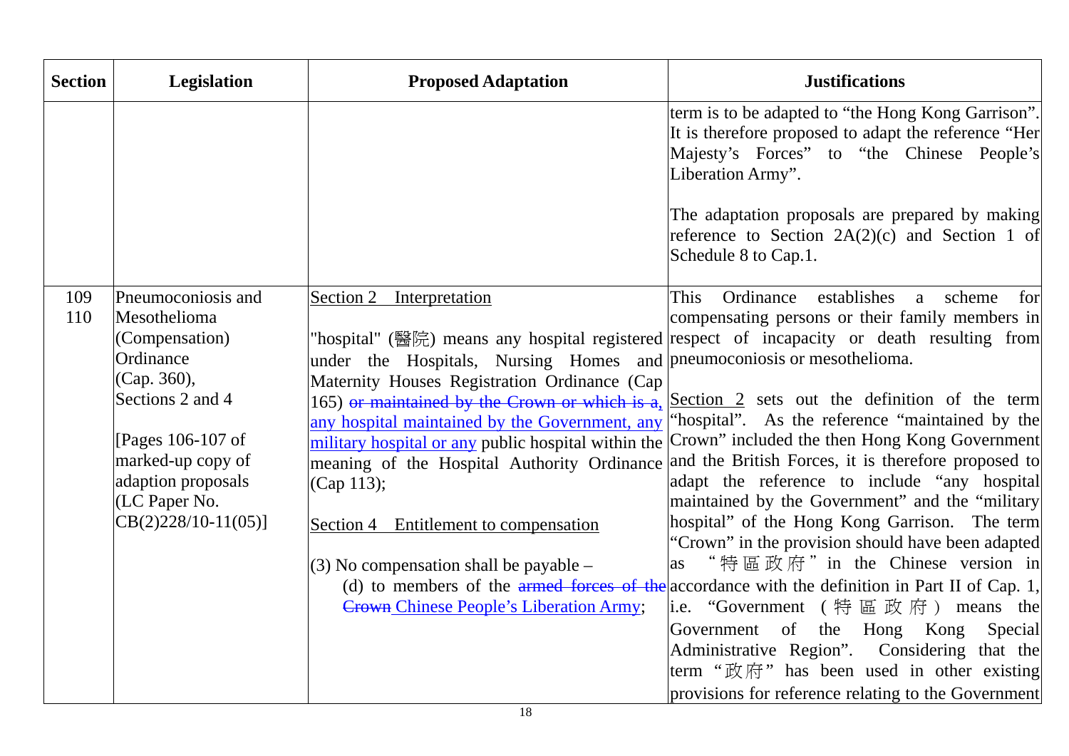| Section | Legislation | Proposed Adaptation | Justifications |
|---|---|---|---|
| | | | term is to be adapted to "the Hong Kong Garrison". It is therefore proposed to adapt the reference "Her Majesty's Forces" to "the Chinese People's Liberation Army".<br><br>The adaptation proposals are prepared by making reference to Section 2A(2)(c) and Section 1 of Schedule 8 to Cap.1. |
| 109<br>110 | Pneumoconiosis and Mesothelioma (Compensation) Ordinance (Cap. 360), Sections 2 and 4<br><br>[Pages 106-107 of marked-up copy of adaption proposals (LC Paper No. CB(2)228/10-11(05)] | Section 2 Interpretation<br><br>"hospital" (醫院) means any hospital registered under the Hospitals, Nursing Homes and Maternity Houses Registration Ordinance (Cap 165) ~~or maintained by the Crown or which is a,~~ any hospital maintained by the Government, any military hospital or any public hospital within the meaning of the Hospital Authority Ordinance (Cap 113);<br><br>Section 4 Entitlement to compensation<br><br>(3) No compensation shall be payable –<br>(d) to members of the ~~armed forces of the Crown~~ Chinese People's Liberation Army; | This Ordinance establishes a scheme for compensating persons or their family members in respect of incapacity or death resulting from pneumoconiosis or mesothelioma.<br><br>Section 2 sets out the definition of the term "hospital". As the reference "maintained by the Crown" included the then Hong Kong Government and the British Forces, it is therefore proposed to adapt the reference to include "any hospital maintained by the Government" and the "military hospital" of the Hong Kong Garrison. The term "Crown" in the provision should have been adapted as "特區政府" in the Chinese version in accordance with the definition in Part II of Cap. 1, i.e. "Government (特區政府) means the Government of the Hong Kong Special Administrative Region". Considering that the term "政府" has been used in other existing provisions for reference relating to the Government |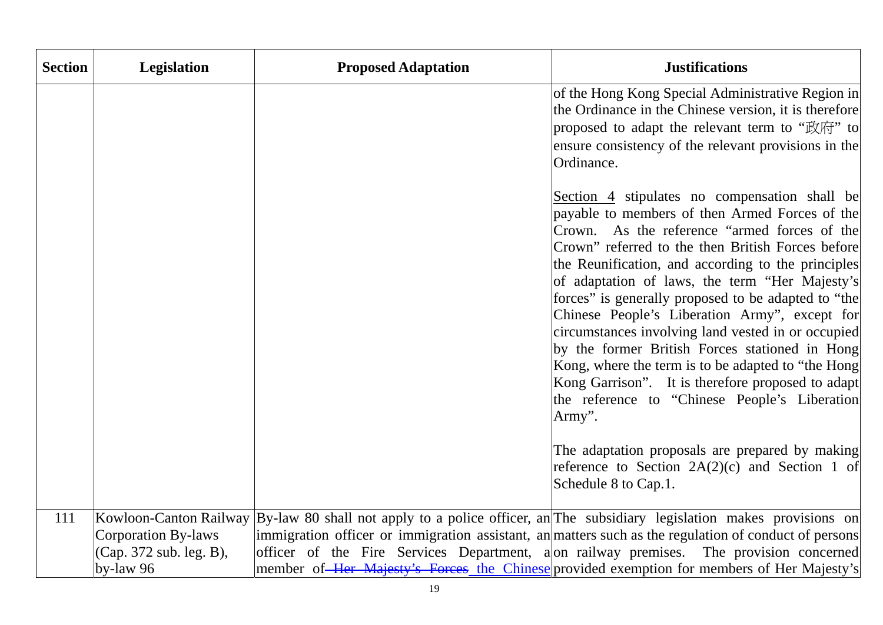| Section | Legislation | Proposed Adaptation | Justifications |
|---|---|---|---|
| | | | of the Hong Kong Special Administrative Region in the Ordinance in the Chinese version, it is therefore proposed to adapt the relevant term to "政府" to ensure consistency of the relevant provisions in the Ordinance.<br><br><u>Section 4</u> stipulates no compensation shall be payable to members of then Armed Forces of the Crown. As the reference "armed forces of the Crown" referred to the then British Forces before the Reunification, and according to the principles of adaptation of laws, the term "Her Majesty's forces" is generally proposed to be adapted to "the Chinese People's Liberation Army", except for circumstances involving land vested in or occupied by the former British Forces stationed in Hong Kong, where the term is to be adapted to "the Hong Kong Garrison". It is therefore proposed to adapt the reference to "Chinese People's Liberation Army".<br><br>The adaptation proposals are prepared by making reference to Section 2A(2)(c) and Section 1 of Schedule 8 to Cap.1. |
| 111 | Kowloon-Canton Railway Corporation By-laws (Cap. 372 sub. leg. B), by-law 96 | By-law 80 shall not apply to a police officer, an immigration officer or immigration assistant, an officer of the Fire Services Department, a member of ~~Her Majesty's Forces~~ <u>the Chinese</u> | The subsidiary legislation makes provisions on matters such as the regulation of conduct of persons on railway premises. The provision concerned provided exemption for members of Her Majesty's |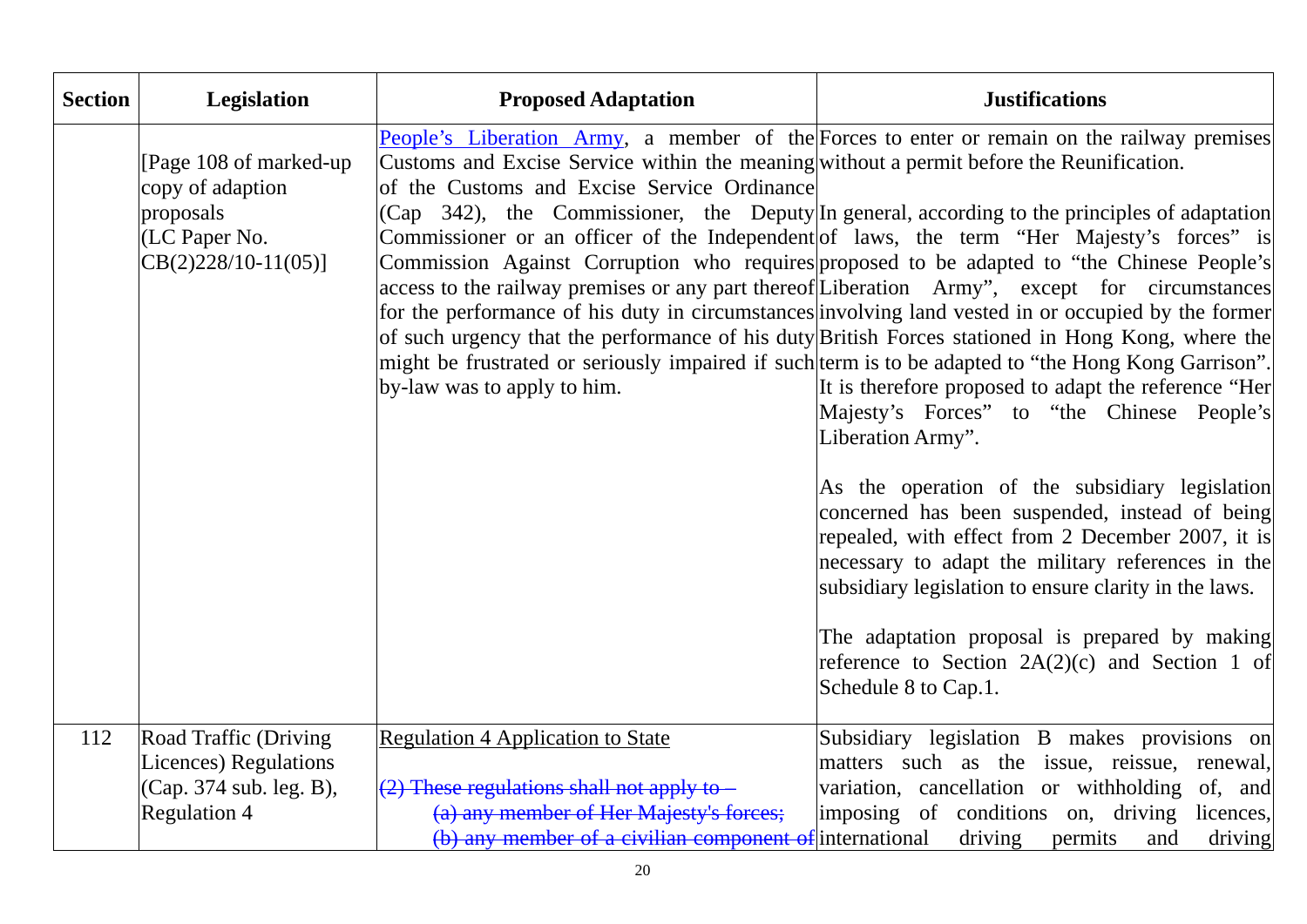| Section | Legislation | Proposed Adaptation | Justifications |
|---|---|---|---|
| | [Page 108 of marked-up copy of adaption proposals (LC Paper No. CB(2)228/10-11(05))] | People's Liberation Army, a member of the Customs and Excise Service within the meaning of the Customs and Excise Service Ordinance (Cap 342), the Commissioner, the Deputy Commissioner or an officer of the Independent Commission Against Corruption who requires access to the railway premises or any part thereof for the performance of his duty in circumstances of such urgency that the performance of his duty might be frustrated or seriously impaired if such by-law was to apply to him. | Forces to enter or remain on the railway premises without a permit before the Reunification.<br><br>In general, according to the principles of adaptation of laws, the term "Her Majesty's forces" is proposed to be adapted to "the Chinese People's Liberation Army", except for circumstances involving land vested in or occupied by the former British Forces stationed in Hong Kong, where the term is to be adapted to "the Hong Kong Garrison". It is therefore proposed to adapt the reference "Her Majesty's Forces" to "the Chinese People's Liberation Army".<br><br>As the operation of the subsidiary legislation concerned has been suspended, instead of being repealed, with effect from 2 December 2007, it is necessary to adapt the military references in the subsidiary legislation to ensure clarity in the laws.<br><br>The adaptation proposal is prepared by making reference to Section 2A(2)(c) and Section 1 of Schedule 8 to Cap.1. |
| 112 | Road Traffic (Driving Licences) Regulations (Cap. 374 sub. leg. B), Regulation 4 | Regulation 4 Application to State<br><br>~~(2) These regulations shall not apply to –~~<br>~~(a) any member of Her Majesty's forces;~~<br>~~(b) any member of a civilian component of~~ | Subsidiary legislation B makes provisions on matters such as the issue, reissue, renewal, variation, cancellation or withholding of, and imposing of conditions on, driving licences, international driving permits and driving |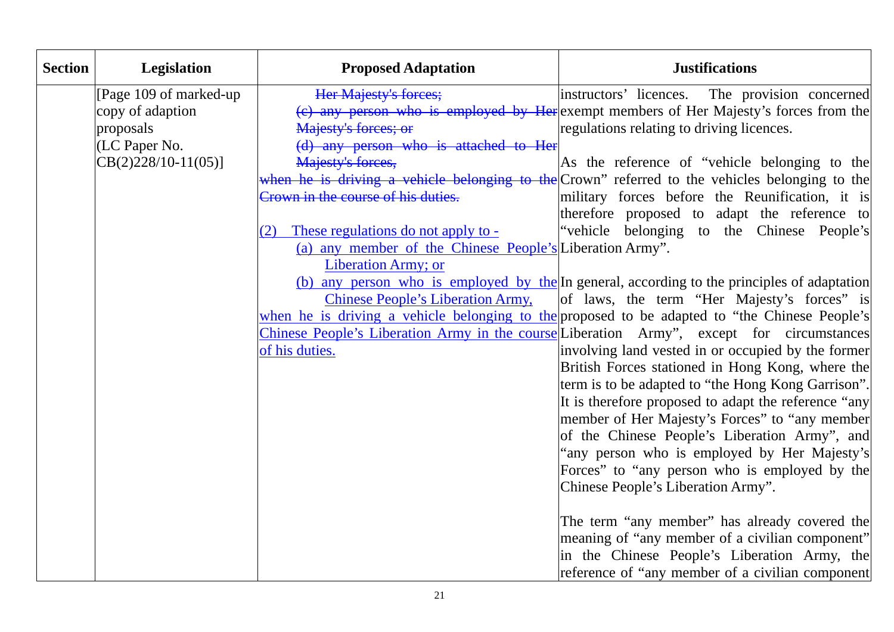| Section | Legislation | Proposed Adaptation | Justifications |
|---|---|---|---|
| | [Page 109 of marked-up copy of adaption proposals (LC Paper No. CB(2)228/10-11(05))] | ~~Her Majesty's forces;~~<br>~~(c) any person who is employed by Her Majesty's forces; or~~<br>~~(d) any person who is attached to Her Majesty's forces,~~<br>~~when he is driving a vehicle belonging to the Crown in the course of his duties.~~<br><br><u>(2) These regulations do not apply to -</u><br><u>(a) any member of the Chinese People's Liberation Army; or</u><br><u>(b) any person who is employed by the Chinese People's Liberation Army,</u><br><u>when he is driving a vehicle belonging to the Chinese People's Liberation Army in the course of his duties.</u> | instructors' licences. The provision concerned exempt members of Her Majesty's forces from the regulations relating to driving licences.<br><br>As the reference of "vehicle belonging to the Crown" referred to the vehicles belonging to the military forces before the Reunification, it is therefore proposed to adapt the reference to "vehicle belonging to the Chinese People's Liberation Army".<br><br>In general, according to the principles of adaptation of laws, the term "Her Majesty's forces" is proposed to be adapted to "the Chinese People's Liberation Army", except for circumstances involving land vested in or occupied by the former British Forces stationed in Hong Kong, where the term is to be adapted to "the Hong Kong Garrison". It is therefore proposed to adapt the reference "any member of Her Majesty's Forces" to "any member of the Chinese People's Liberation Army", and "any person who is employed by Her Majesty's Forces" to "any person who is employed by the Chinese People's Liberation Army".<br><br>The term "any member" has already covered the meaning of "any member of a civilian component" in the Chinese People's Liberation Army, the reference of "any member of a civilian component |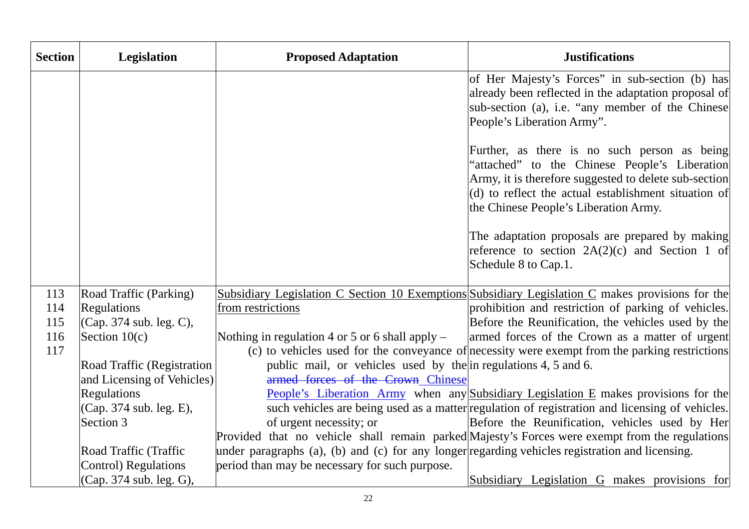| Section | Legislation | Proposed Adaptation | Justifications |
|---|---|---|---|
| | | | of Her Majesty's Forces" in sub-section (b) has already been reflected in the adaptation proposal of sub-section (a), i.e. "any member of the Chinese People's Liberation Army".<br><br>Further, as there is no such person as being "attached" to the Chinese People's Liberation Army, it is therefore suggested to delete sub-section (d) to reflect the actual establishment situation of the Chinese People's Liberation Army.<br><br>The adaptation proposals are prepared by making reference to section 2A(2)(c) and Section 1 of Schedule 8 to Cap.1. |
| 113<br>114<br>115<br>116<br>117 | Road Traffic (Parking) Regulations (Cap. 374 sub. leg. C), Section 10(c)<br><br>Road Traffic (Registration and Licensing of Vehicles) Regulations (Cap. 374 sub. leg. E), Section 3<br><br>Road Traffic (Traffic Control) Regulations (Cap. 374 sub. leg. G), | Subsidiary Legislation C Section 10 Exemptions from restrictions<br><br>Nothing in regulation 4 or 5 or 6 shall apply –<br>(c) to vehicles used for the conveyance of public mail, or vehicles used by the ~~armed forces of the Crown~~ Chinese People's Liberation Army when any such vehicles are being used as a matter of urgent necessity; or<br>Provided that no vehicle shall remain parked under paragraphs (a), (b) and (c) for any longer period than may be necessary for such purpose. | Subsidiary Legislation C makes provisions for the prohibition and restriction of parking of vehicles. Before the Reunification, the vehicles used by the armed forces of the Crown as a matter of urgent necessity were exempt from the parking restrictions in regulations 4, 5 and 6.<br><br>Subsidiary Legislation E makes provisions for the regulation of registration and licensing of vehicles. Before the Reunification, vehicles used by Her Majesty's Forces were exempt from the regulations regarding vehicles registration and licensing.<br><br>Subsidiary Legislation G makes provisions for |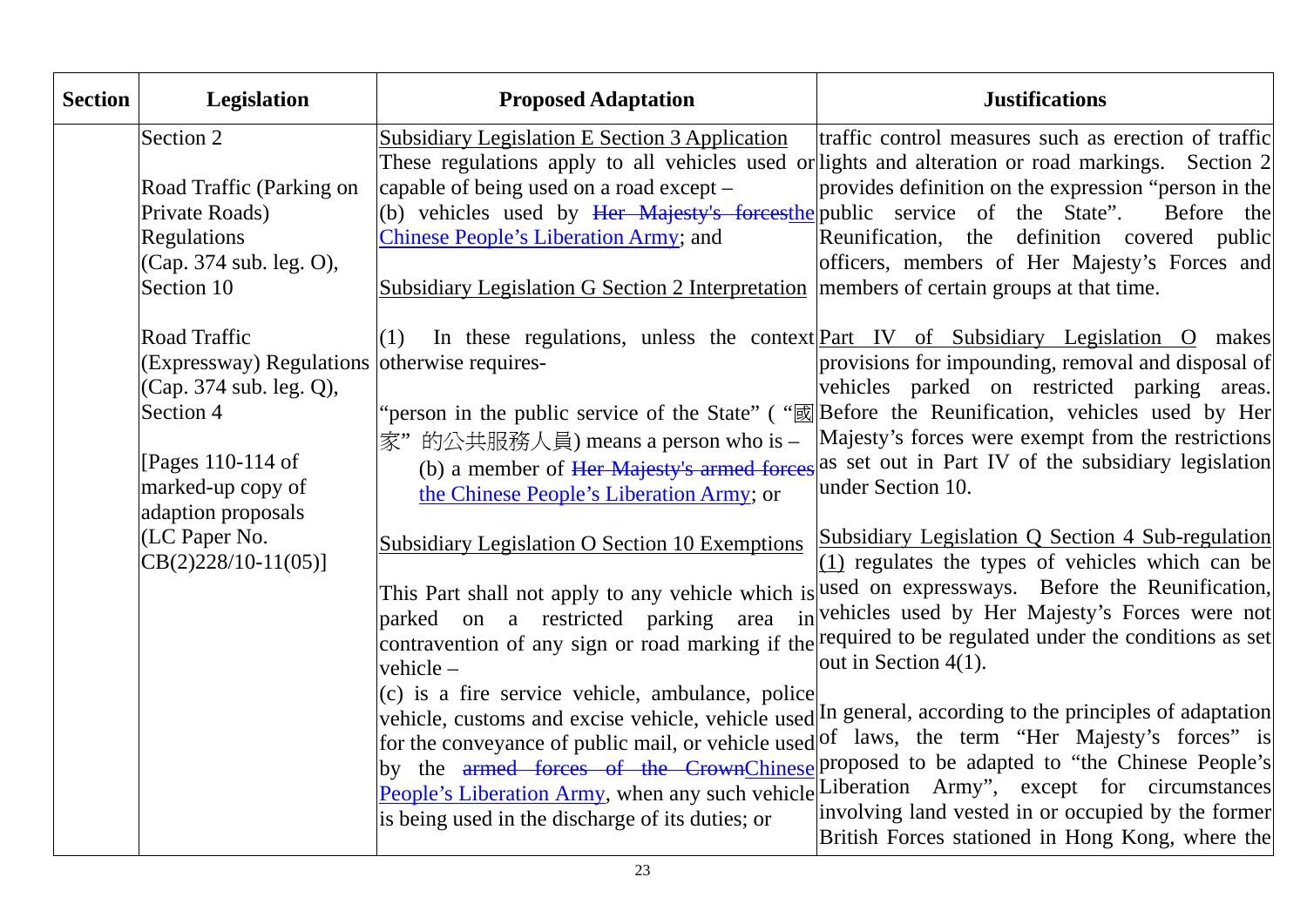| Section | Legislation | Proposed Adaptation | Justifications |
|---|---|---|---|
| | Section 2<br><br>Road Traffic (Parking on Private Roads) Regulations (Cap. 374 sub. leg. O), Section 10<br><br>Road Traffic (Expressway) Regulations (Cap. 374 sub. leg. Q), Section 4<br><br>[Pages 110-114 of marked-up copy of adaption proposals (LC Paper No. CB(2)228/10-11(05)] | <u>Subsidiary Legislation E Section 3 Application</u><br>These regulations apply to all vehicles used or capable of being used on a road except –<br>(b) vehicles used by ~~Her Majesty's forces~~<u>the Chinese People's Liberation Army</u>; and<br><br><u>Subsidiary Legislation G Section 2 Interpretation</u><br><br>(1) In these regulations, unless the context otherwise requires-<br><br>"person in the public service of the State" ( "國家" 的公共服務人員) means a person who is –<br>(b) a member of ~~Her Majesty's armed forces~~ <u>the Chinese People's Liberation Army</u>; or<br><br><u>Subsidiary Legislation O Section 10 Exemptions</u><br><br>This Part shall not apply to any vehicle which is parked on a restricted parking area in contravention of any sign or road marking if the vehicle –<br>(c) is a fire service vehicle, ambulance, police vehicle, customs and excise vehicle, vehicle used for the conveyance of public mail, or vehicle used by the ~~armed forces of the Crown~~<u>Chinese People's Liberation Army</u>, when any such vehicle is being used in the discharge of its duties; or | traffic control measures such as erection of traffic lights and alteration or road markings. Section 2 provides definition on the expression "person in the public service of the State". Before the Reunification, the definition covered public officers, members of Her Majesty's Forces and members of certain groups at that time.<br><br><u>Part IV of Subsidiary Legislation O</u> makes provisions for impounding, removal and disposal of vehicles parked on restricted parking areas. Before the Reunification, vehicles used by Her Majesty's forces were exempt from the restrictions as set out in Part IV of the subsidiary legislation under Section 10.<br><br><u>Subsidiary Legislation Q Section 4 Sub-regulation (1)</u> regulates the types of vehicles which can be used on expressways. Before the Reunification, vehicles used by Her Majesty's Forces were not required to be regulated under the conditions as set out in Section 4(1).<br><br>In general, according to the principles of adaptation of laws, the term "Her Majesty's forces" is proposed to be adapted to "the Chinese People's Liberation Army", except for circumstances involving land vested in or occupied by the former British Forces stationed in Hong Kong, where the |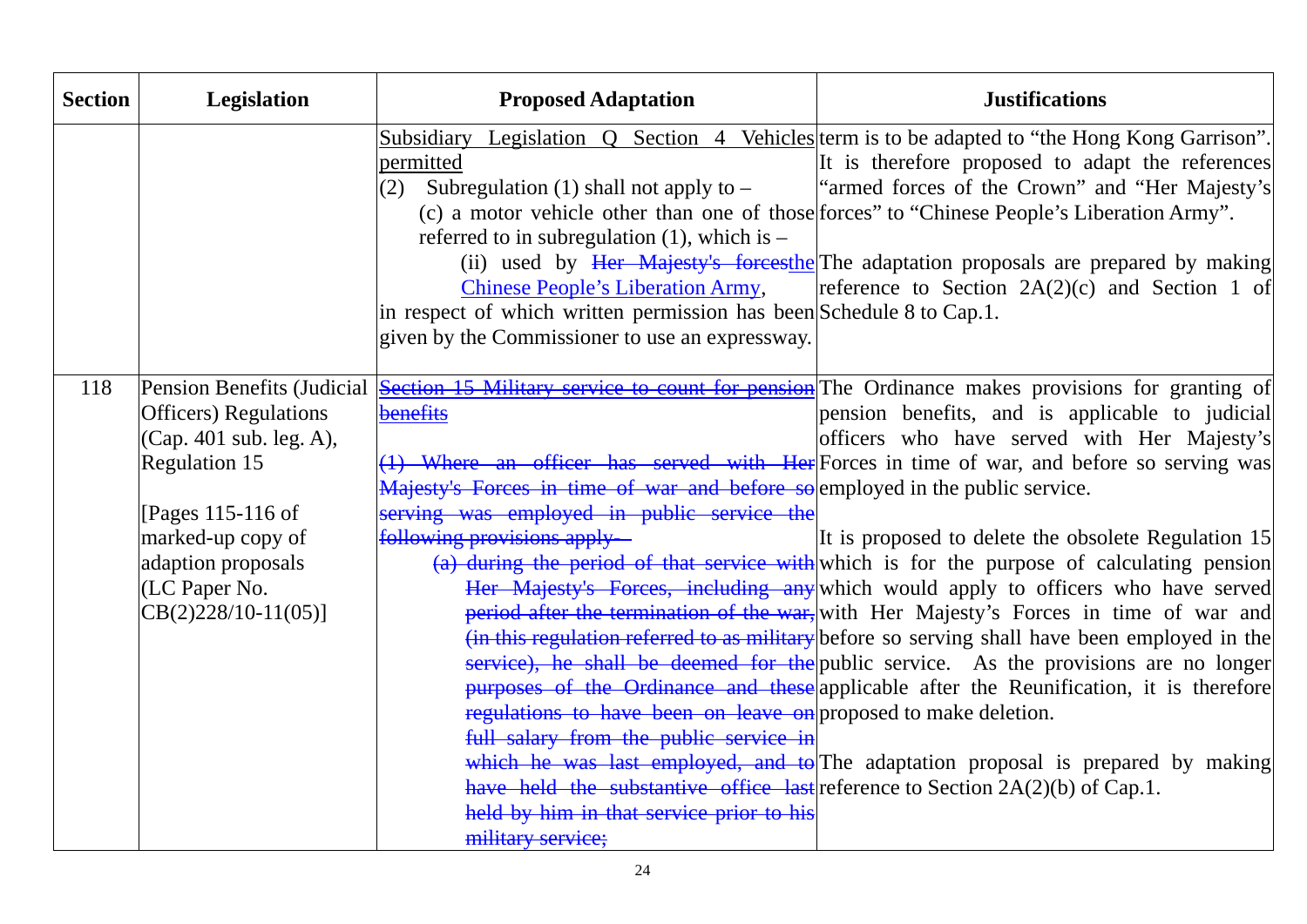| Section | Legislation | Proposed Adaptation | Justifications |
|---|---|---|---|
| | | Subsidiary Legislation Q Section 4 Vehicles permitted<br>(2) Subregulation (1) shall not apply to –<br>(c) a motor vehicle other than one of those referred to in subregulation (1), which is –<br>(ii) used by ~~Her Majesty's forces~~the Chinese People's Liberation Army,<br>in respect of which written permission has been given by the Commissioner to use an expressway. | term is to be adapted to "the Hong Kong Garrison". It is therefore proposed to adapt the references "armed forces of the Crown" and "Her Majesty's forces" to "Chinese People's Liberation Army".<br><br>The adaptation proposals are prepared by making reference to Section 2A(2)(c) and Section 1 of Schedule 8 to Cap.1. |
| 118 | Pension Benefits (Judicial Officers) Regulations (Cap. 401 sub. leg. A), Regulation 15<br><br>[Pages 115-116 of marked-up copy of adaption proposals (LC Paper No. CB(2)228/10-11(05)] | ~~Section 15 Military service to count for pension benefits~~<br><br>~~(1) Where an officer has served with Her Majesty's Forces in time of war and before so serving was employed in public service the following provisions apply-~~<br>~~(a) during the period of that service with Her Majesty's Forces, including any period after the termination of the war, (in this regulation referred to as military service), he shall be deemed for the purposes of the Ordinance and these regulations to have been on leave on full salary from the public service in which he was last employed, and to have held the substantive office last held by him in that service prior to his military service;~~ | The Ordinance makes provisions for granting of pension benefits, and is applicable to judicial officers who have served with Her Majesty's Forces in time of war, and before so serving was employed in the public service.<br><br>It is proposed to delete the obsolete Regulation 15 which is for the purpose of calculating pension which would apply to officers who have served with Her Majesty's Forces in time of war and before so serving shall have been employed in the public service. As the provisions are no longer applicable after the Reunification, it is therefore proposed to make deletion.<br><br>The adaptation proposal is prepared by making reference to Section 2A(2)(b) of Cap.1. |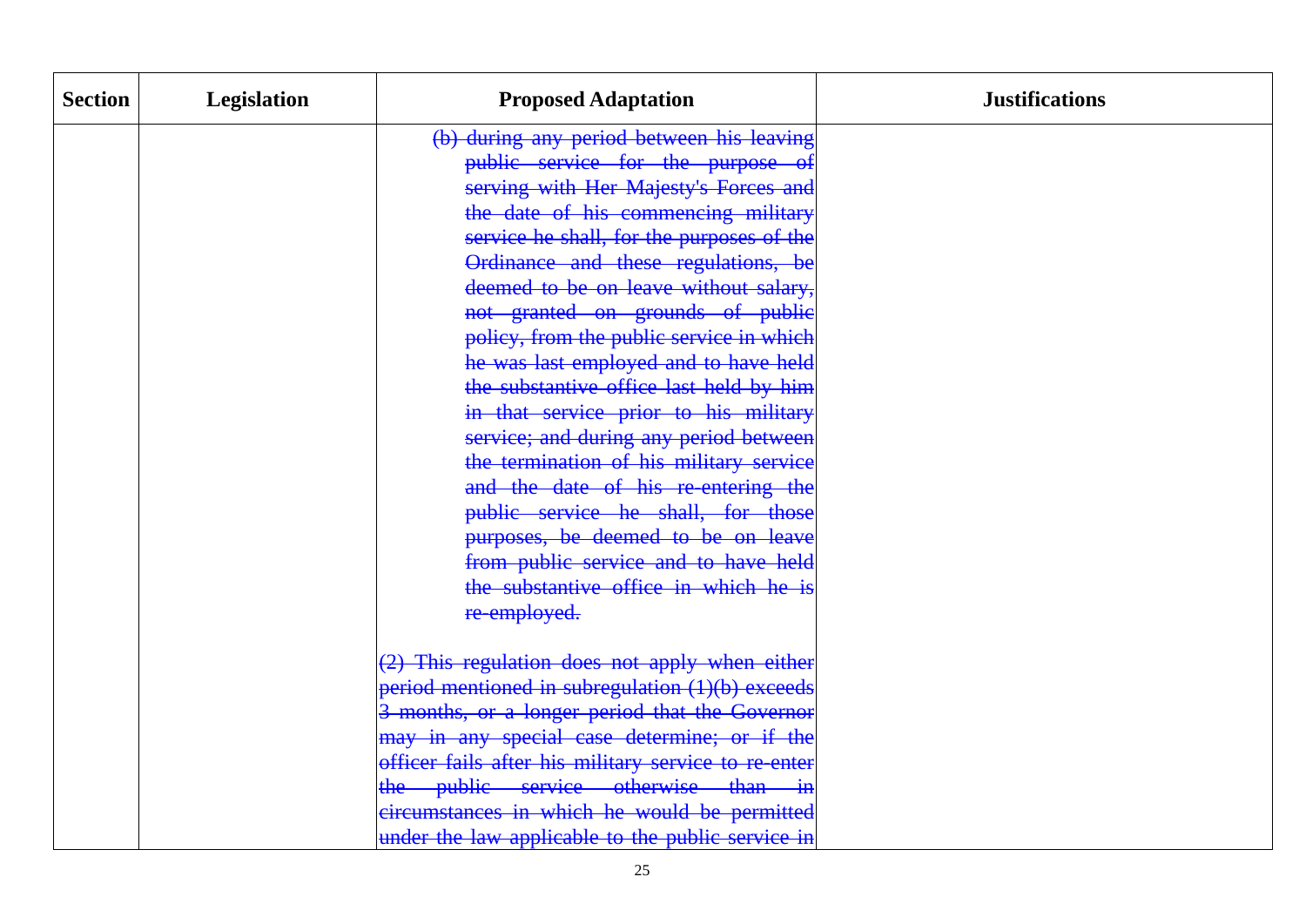| Section | Legislation | Proposed Adaptation | Justifications |
| --- | --- | --- | --- |
| | | ~~(b) during any period between his leaving public service for the purpose of serving with Her Majesty's Forces and the date of his commencing military service he shall, for the purposes of the Ordinance and these regulations, be deemed to be on leave without salary, not granted on grounds of public policy, from the public service in which he was last employed and to have held the substantive office last held by him in that service prior to his military service; and during any period between the termination of his military service and the date of his re-entering the public service he shall, for those purposes, be deemed to be on leave from public service and to have held the substantive office in which he is re-employed.~~<br><br>~~(2) This regulation does not apply when either period mentioned in subregulation (1)(b) exceeds 3 months, or a longer period that the Governor may in any special case determine; or if the officer fails after his military service to re-enter the public service otherwise than in circumstances in which he would be permitted under the law applicable to the public service in~~ | |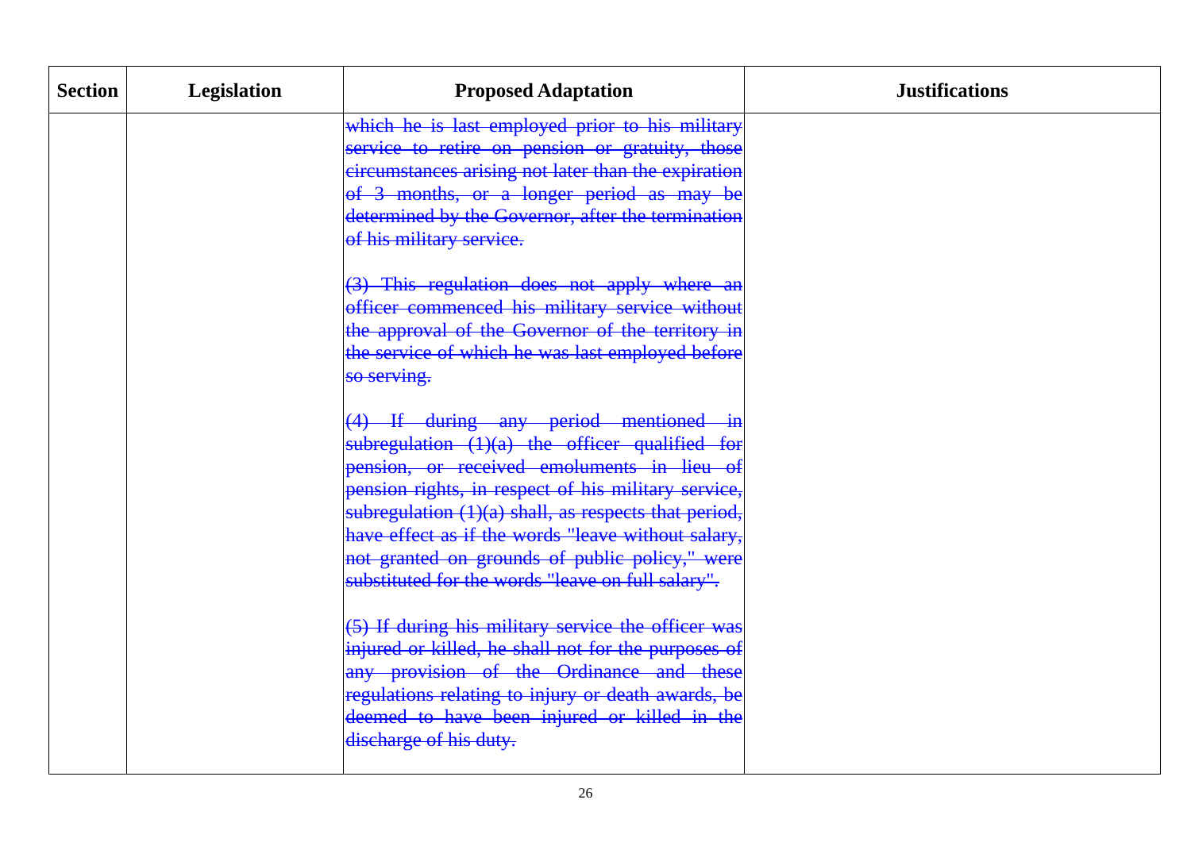| Section | Legislation | Proposed Adaptation | Justifications |
|---|---|---|---|
| | | ~~which he is last employed prior to his military service to retire on pension or gratuity, those circumstances arising not later than the expiration of 3 months, or a longer period as may be determined by the Governor, after the termination of his military service.~~<br><br>~~(3) This regulation does not apply where an officer commenced his military service without the approval of the Governor of the territory in the service of which he was last employed before so serving.~~<br><br>~~(4) If during any period mentioned in subregulation (1)(a) the officer qualified for pension, or received emoluments in lieu of pension rights, in respect of his military service, subregulation (1)(a) shall, as respects that period, have effect as if the words "leave without salary, not granted on grounds of public policy," were substituted for the words "leave on full salary".~~<br><br>~~(5) If during his military service the officer was injured or killed, he shall not for the purposes of any provision of the Ordinance and these regulations relating to injury or death awards, be deemed to have been injured or killed in the discharge of his duty.~~ | |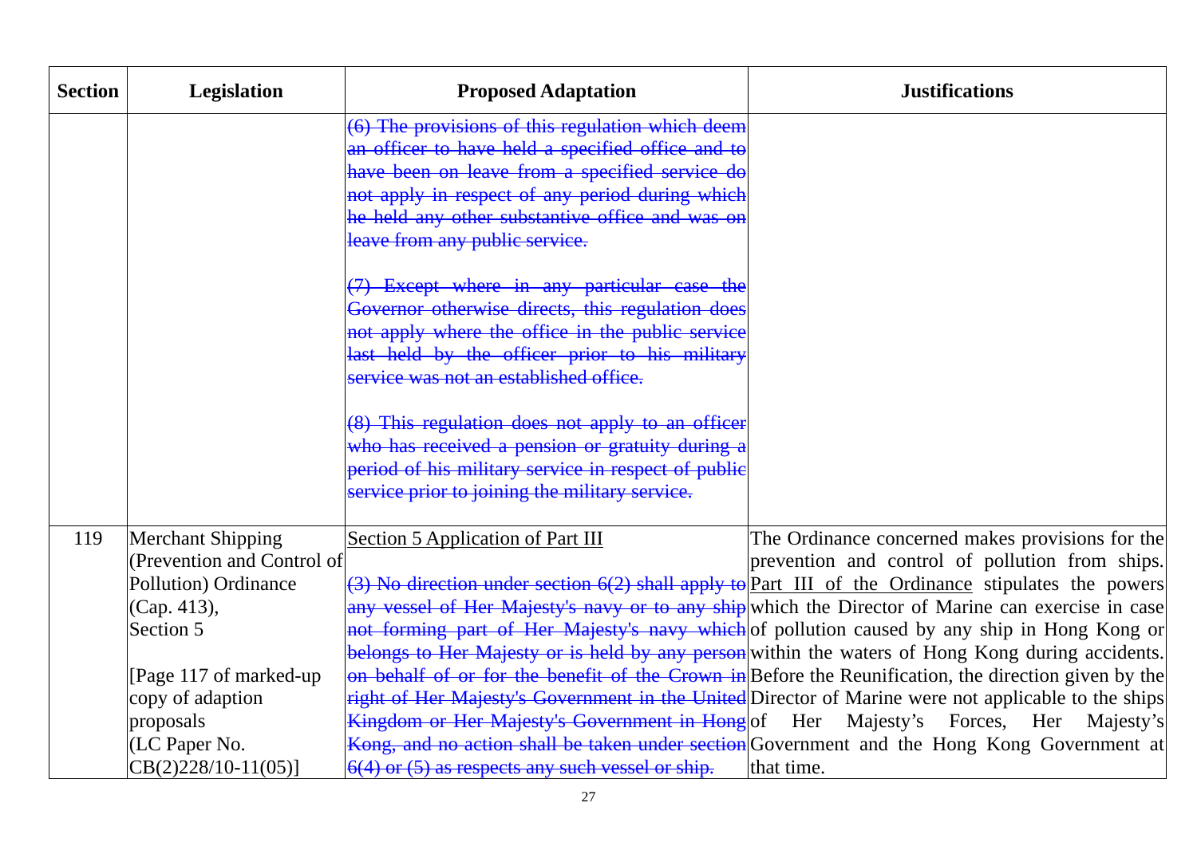| Section | Legislation | Proposed Adaptation | Justifications |
|---|---|---|---|
| | | ~~(6) The provisions of this regulation which deem an officer to have held a specified office and to have been on leave from a specified service do not apply in respect of any period during which he held any other substantive office and was on leave from any public service.~~<br><br>~~(7) Except where in any particular case the Governor otherwise directs, this regulation does not apply where the office in the public service last held by the officer prior to his military service was not an established office.~~<br><br>~~(8) This regulation does not apply to an officer who has received a pension or gratuity during a period of his military service in respect of public service prior to joining the military service.~~ | |
| 119 | Merchant Shipping (Prevention and Control of Pollution) Ordinance (Cap. 413), Section 5<br><br>[Page 117 of marked-up copy of adaption proposals (LC Paper No. CB(2)228/10-11(05)] | <u>Section 5 Application of Part III</u><br><br>~~(3) No direction under section 6(2) shall apply to any vessel of Her Majesty's navy or to any ship not forming part of Her Majesty's navy which belongs to Her Majesty or is held by any person on behalf of or for the benefit of the Crown in right of Her Majesty's Government in the United Kingdom or Her Majesty's Government in Hong Kong, and no action shall be taken under section 6(4) or (5) as respects any such vessel or ship.~~ | The Ordinance concerned makes provisions for the prevention and control of pollution from ships. <u>Part III of the Ordinance</u> stipulates the powers which the Director of Marine can exercise in case of pollution caused by any ship in Hong Kong or within the waters of Hong Kong during accidents. Before the Reunification, the direction given by the Director of Marine were not applicable to the ships of Her Majesty's Forces, Her Majesty's Government and the Hong Kong Government at that time. |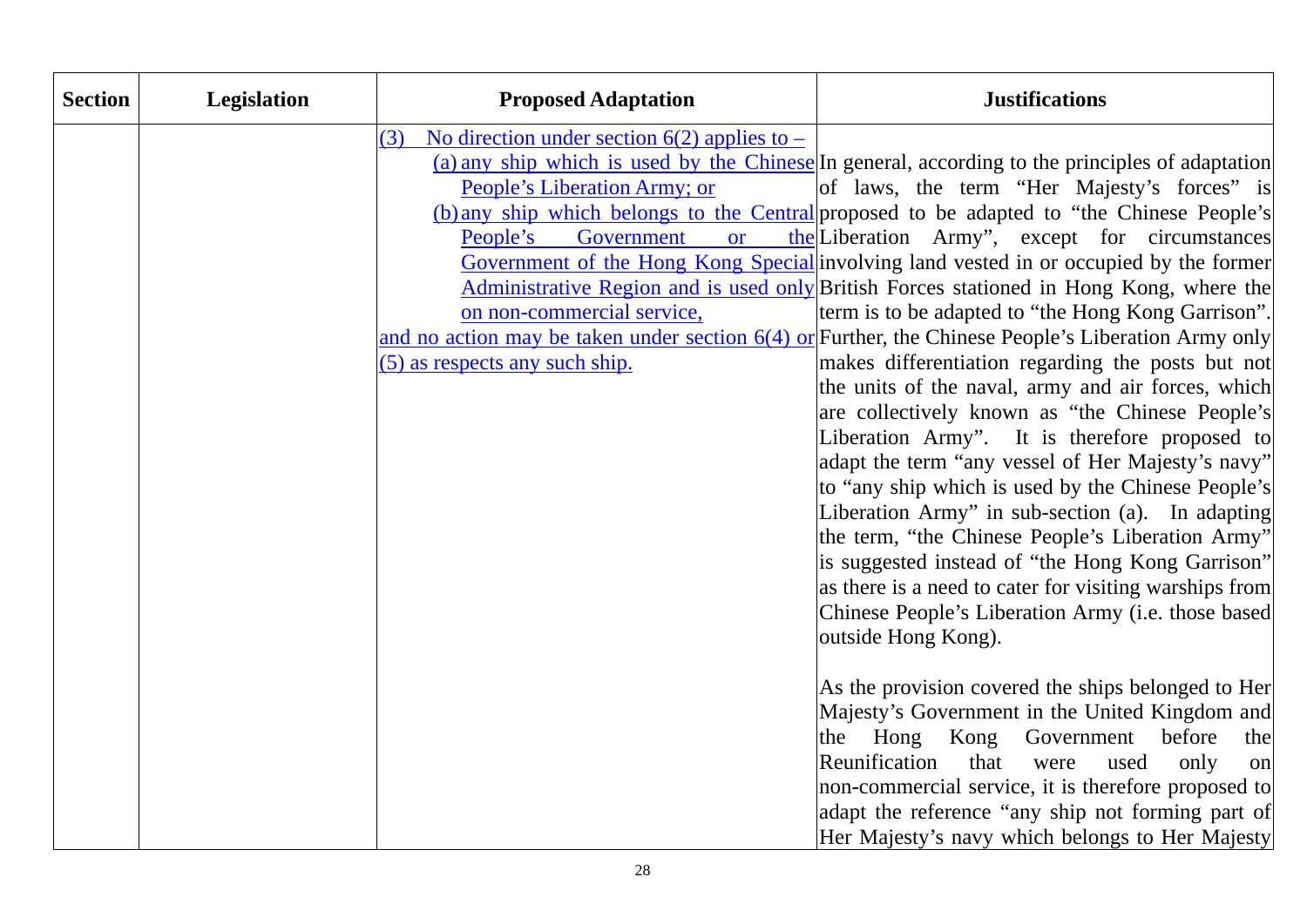| Section | Legislation | Proposed Adaptation | Justifications |
|---|---|---|---|
| | | (3) No direction under section 6(2) applies to –<br>(a) any ship which is used by the Chinese People's Liberation Army; or<br>(b) any ship which belongs to the Central People's Government or the Government of the Hong Kong Special Administrative Region and is used only on non-commercial service,<br>and no action may be taken under section 6(4) or (5) as respects any such ship. | In general, according to the principles of adaptation of laws, the term "Her Majesty's forces" is proposed to be adapted to "the Chinese People's Liberation Army", except for circumstances involving land vested in or occupied by the former British Forces stationed in Hong Kong, where the term is to be adapted to "the Hong Kong Garrison". Further, the Chinese People's Liberation Army only makes differentiation regarding the posts but not the units of the naval, army and air forces, which are collectively known as "the Chinese People's Liberation Army". It is therefore proposed to adapt the term "any vessel of Her Majesty's navy" to "any ship which is used by the Chinese People's Liberation Army" in sub-section (a). In adapting the term, "the Chinese People's Liberation Army" is suggested instead of "the Hong Kong Garrison" as there is a need to cater for visiting warships from Chinese People's Liberation Army (i.e. those based outside Hong Kong).<br><br>As the provision covered the ships belonged to Her Majesty's Government in the United Kingdom and the Hong Kong Government before the Reunification that were used only on non-commercial service, it is therefore proposed to adapt the reference "any ship not forming part of Her Majesty's navy which belongs to Her Majesty |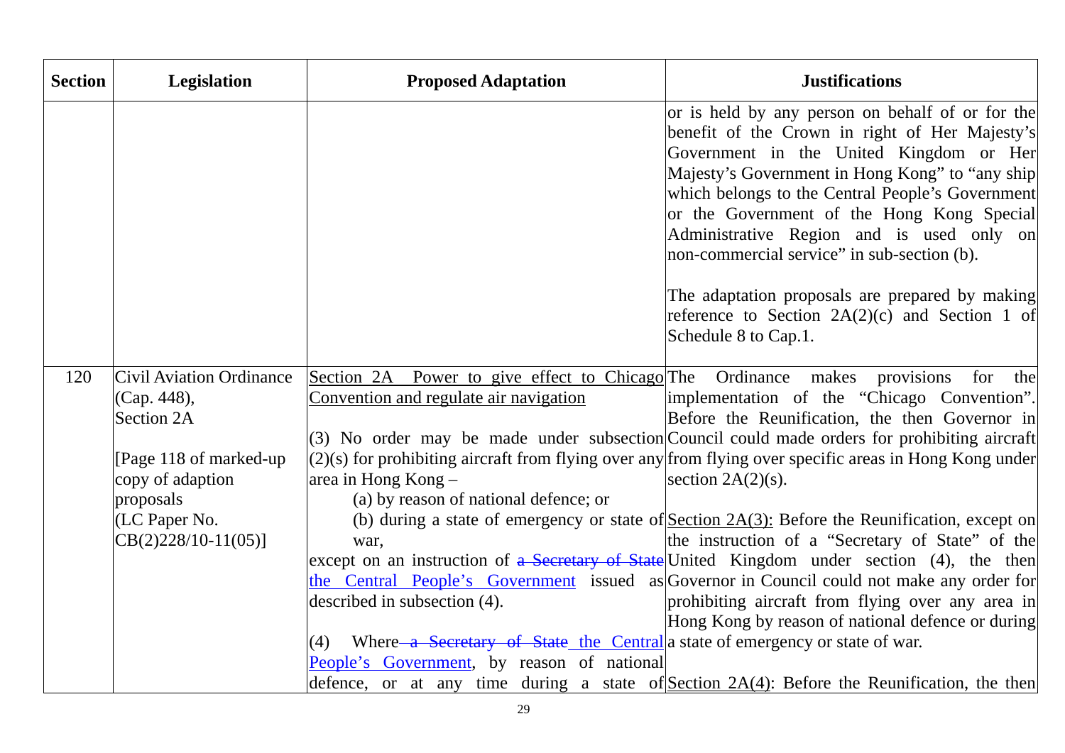| Section | Legislation | Proposed Adaptation | Justifications |
|---|---|---|---|
| | | | or is held by any person on behalf of or for the benefit of the Crown in right of Her Majesty's Government in the United Kingdom or Her Majesty's Government in Hong Kong" to "any ship which belongs to the Central People's Government or the Government of the Hong Kong Special Administrative Region and is used only on non-commercial service" in sub-section (b).<br><br>The adaptation proposals are prepared by making reference to Section 2A(2)(c) and Section 1 of Schedule 8 to Cap.1. |
| 120 | Civil Aviation Ordinance (Cap. 448), Section 2A<br><br>[Page 118 of marked-up copy of adaption proposals (LC Paper No. CB(2)228/10-11(05)] | <u>Section 2A Power to give effect to Chicago Convention and regulate air navigation</u><br><br>(3) No order may be made under subsection (2)(s) for prohibiting aircraft from flying over any area in Hong Kong –<br>(a) by reason of national defence; or<br>(b) during a state of emergency or state of war,<br>except on an instruction of ~~a Secretary of State~~ <u>the Central People's Government</u> issued as described in subsection (4).<br><br>(4) Where ~~a Secretary of State~~ <u>the Central People's Government</u>, by reason of national defence, or at any time during a state of | The Ordinance makes provisions for the implementation of the "Chicago Convention". Before the Reunification, the then Governor in Council could made orders for prohibiting aircraft from flying over specific areas in Hong Kong under section 2A(2)(s).<br><br><u>Section 2A(3)</u>: Before the Reunification, except on the instruction of a "Secretary of State" of the United Kingdom under section (4), the then Governor in Council could not make any order for prohibiting aircraft from flying over any area in Hong Kong by reason of national defence or during a state of emergency or state of war.<br><br><u>Section 2A(4)</u>: Before the Reunification, the then |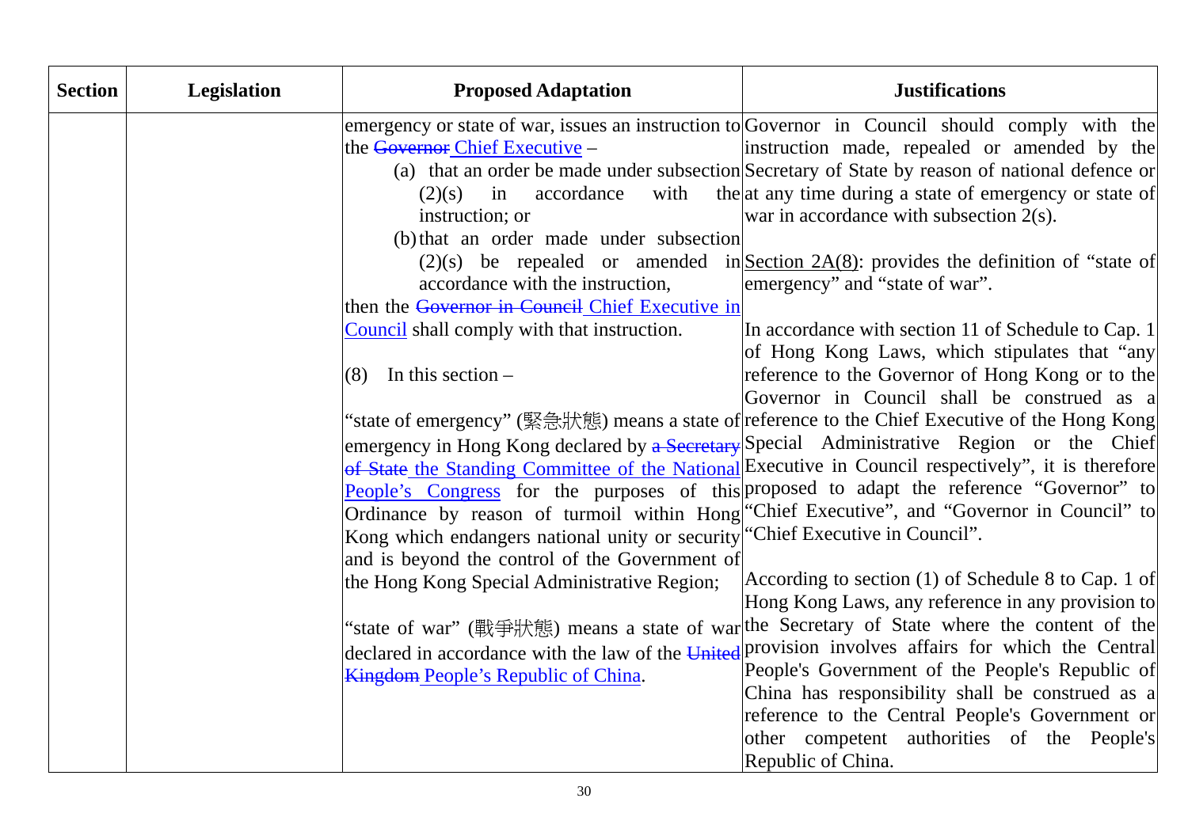| Section | Legislation | Proposed Adaptation | Justifications |
|---|---|---|---|
| | | emergency or state of war, issues an instruction to the ~~Governor~~ Chief Executive –<br>(a) that an order be made under subsection (2)(s) in accordance with the instruction; or<br>(b) that an order made under subsection (2)(s) be repealed or amended in accordance with the instruction,<br>then the ~~Governor in Council~~ Chief Executive in Council shall comply with that instruction.<br><br>(8) In this section –<br><br>"state of emergency" (緊急狀態) means a state of emergency in Hong Kong declared by ~~a Secretary of State~~ the Standing Committee of the National People's Congress for the purposes of this Ordinance by reason of turmoil within Hong Kong which endangers national unity or security and is beyond the control of the Government of the Hong Kong Special Administrative Region;<br><br>"state of war" (戰爭狀態) means a state of war declared in accordance with the law of the ~~United Kingdom~~ People's Republic of China. | Governor in Council should comply with the instruction made, repealed or amended by the Secretary of State by reason of national defence or at any time during a state of emergency or state of war in accordance with subsection 2(s).<br><br>Section 2A(8): provides the definition of "state of emergency" and "state of war".<br><br>In accordance with section 11 of Schedule to Cap. 1 of Hong Kong Laws, which stipulates that "any reference to the Governor of Hong Kong or to the Governor in Council shall be construed as a reference to the Chief Executive of the Hong Kong Special Administrative Region or the Chief Executive in Council respectively", it is therefore proposed to adapt the reference "Governor" to "Chief Executive", and "Governor in Council" to "Chief Executive in Council".<br><br>According to section (1) of Schedule 8 to Cap. 1 of Hong Kong Laws, any reference in any provision to the Secretary of State where the content of the provision involves affairs for which the Central People's Government of the People's Republic of China has responsibility shall be construed as a reference to the Central People's Government or other competent authorities of the People's Republic of China. |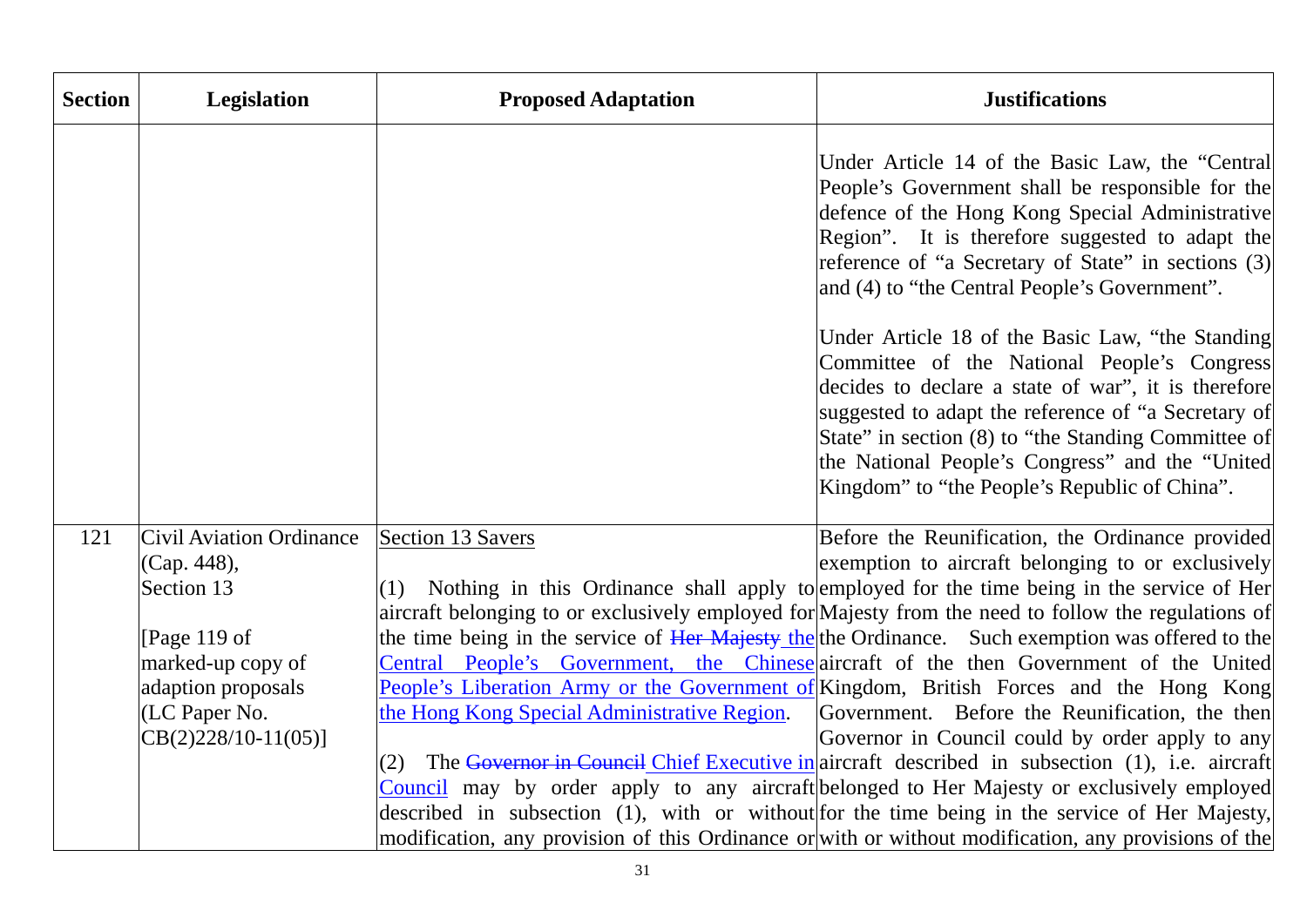| Section | Legislation | Proposed Adaptation | Justifications |
|---|---|---|---|
| | | | Under Article 14 of the Basic Law, the "Central People's Government shall be responsible for the defence of the Hong Kong Special Administrative Region". It is therefore suggested to adapt the reference of "a Secretary of State" in sections (3) and (4) to "the Central People's Government".<br><br>Under Article 18 of the Basic Law, "the Standing Committee of the National People's Congress decides to declare a state of war", it is therefore suggested to adapt the reference of "a Secretary of State" in section (8) to "the Standing Committee of the National People's Congress" and the "United Kingdom" to "the People's Republic of China". |
| 121 | Civil Aviation Ordinance (Cap. 448), Section 13<br><br>[Page 119 of marked-up copy of adaption proposals (LC Paper No. CB(2)228/10-11(05)] | Section 13 Savers<br><br>(1) Nothing in this Ordinance shall apply to aircraft belonging to or exclusively employed for the time being in the service of ~~Her Majesty~~ the Central People's Government, the Chinese People's Liberation Army or the Government of the Hong Kong Special Administrative Region.<br><br>(2) The ~~Governor in Council~~ Chief Executive in Council may by order apply to any aircraft described in subsection (1), with or without modification, any provision of this Ordinance or | Before the Reunification, the Ordinance provided exemption to aircraft belonging to or exclusively employed for the time being in the service of Her Majesty from the need to follow the regulations of the Ordinance. Such exemption was offered to the aircraft of the then Government of the United Kingdom, British Forces and the Hong Kong Government. Before the Reunification, the then Governor in Council could by order apply to any aircraft described in subsection (1), i.e. aircraft belonged to Her Majesty or exclusively employed for the time being in the service of Her Majesty, with or without modification, any provisions of the |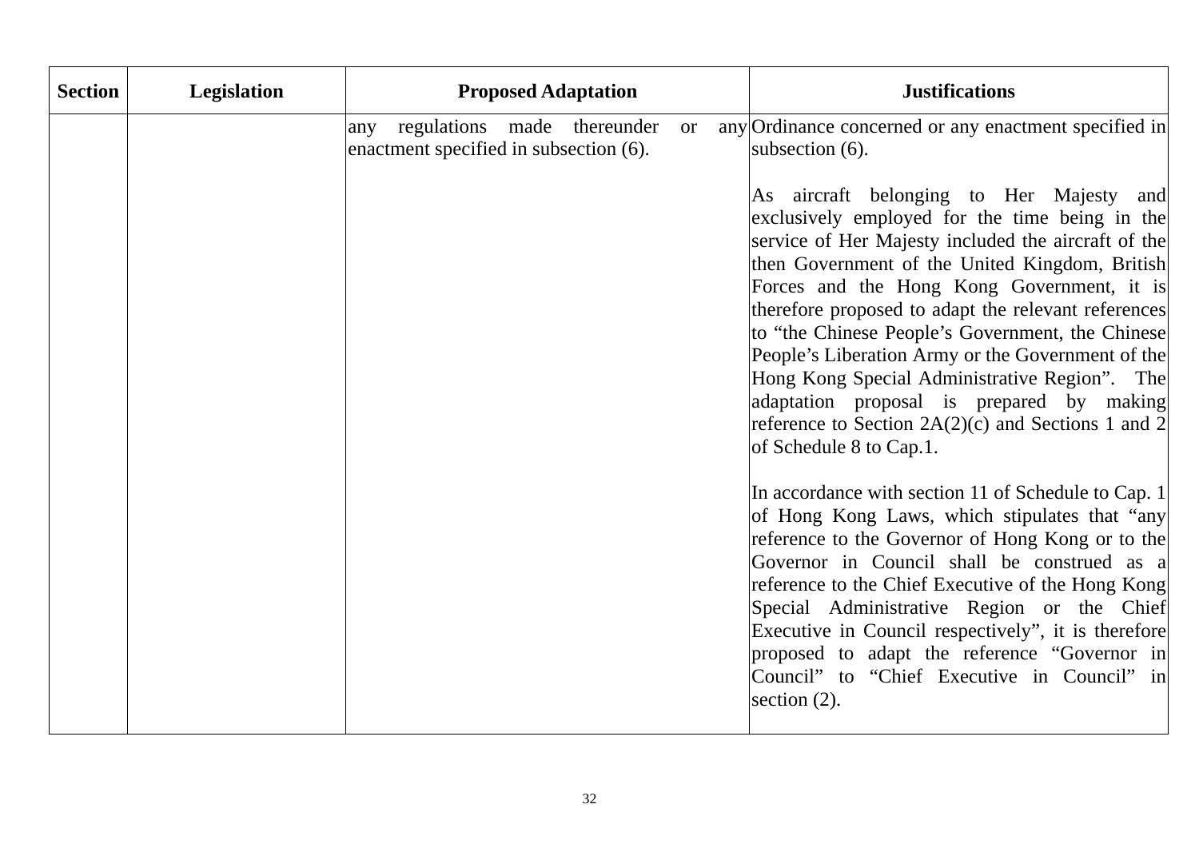| Section | Legislation | Proposed Adaptation | Justifications |
|---|---|---|---|
| | | any regulations made thereunder or any enactment specified in subsection (6). | Ordinance concerned or any enactment specified in subsection (6).<br><br>As aircraft belonging to Her Majesty and exclusively employed for the time being in the service of Her Majesty included the aircraft of the then Government of the United Kingdom, British Forces and the Hong Kong Government, it is therefore proposed to adapt the relevant references to "the Chinese People's Government, the Chinese People's Liberation Army or the Government of the Hong Kong Special Administrative Region". The adaptation proposal is prepared by making reference to Section 2A(2)(c) and Sections 1 and 2 of Schedule 8 to Cap.1.<br><br>In accordance with section 11 of Schedule to Cap. 1 of Hong Kong Laws, which stipulates that "any reference to the Governor of Hong Kong or to the Governor in Council shall be construed as a reference to the Chief Executive of the Hong Kong Special Administrative Region or the Chief Executive in Council respectively", it is therefore proposed to adapt the reference "Governor in Council" to "Chief Executive in Council" in section (2). |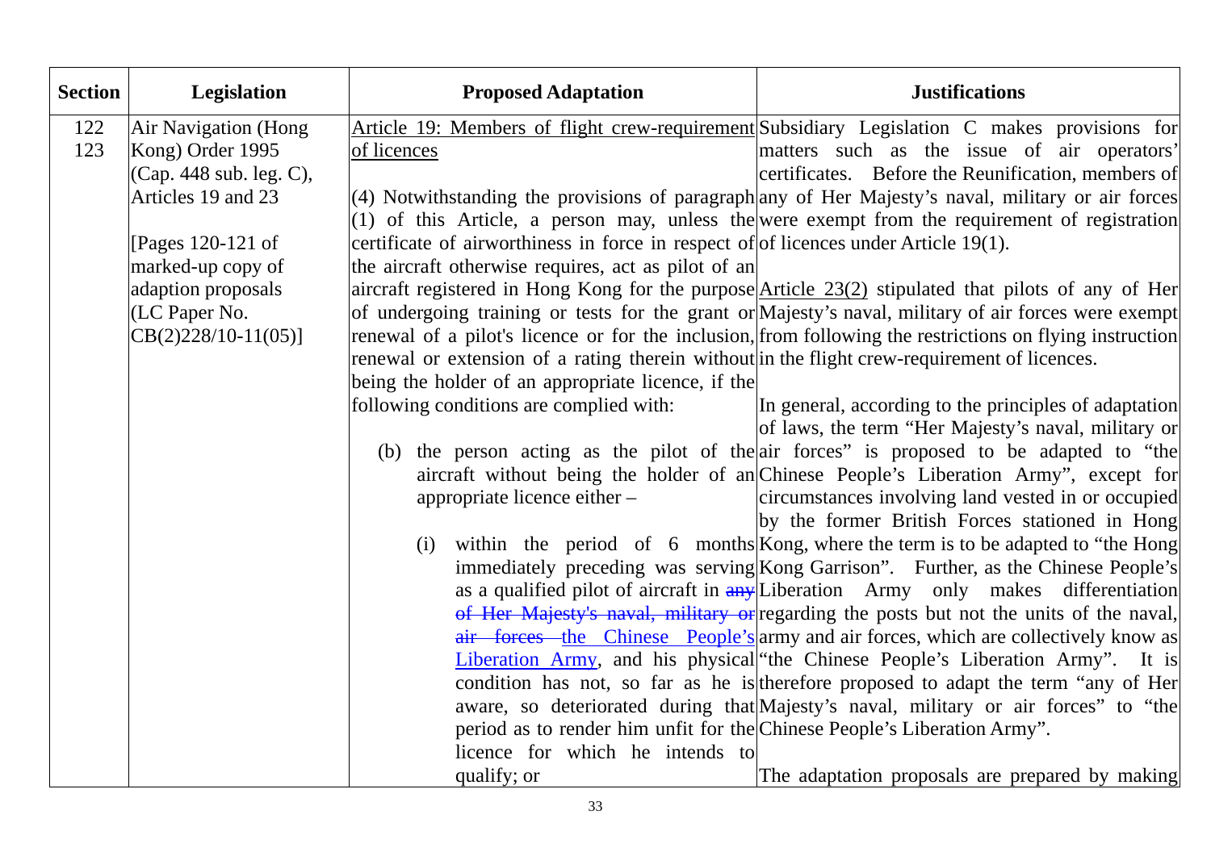| Section | Legislation | Proposed Adaptation | Justifications |
|---|---|---|---|
| 122<br>123 | Air Navigation (Hong Kong) Order 1995 (Cap. 448 sub. leg. C), Articles 19 and 23<br><br>[Pages 120-121 of marked-up copy of adaption proposals (LC Paper No. CB(2)228/10-11(05)] | <u>Article 19: Members of flight crew-requirement of licences</u><br><br>(4) Notwithstanding the provisions of paragraph (1) of this Article, a person may, unless the certificate of airworthiness in force in respect of the aircraft otherwise requires, act as pilot of an aircraft registered in Hong Kong for the purpose of undergoing training or tests for the grant or renewal of a pilot's licence or for the inclusion, renewal or extension of a rating therein without being the holder of an appropriate licence, if the following conditions are complied with:<br><br>(b) the person acting as the pilot of the aircraft without being the holder of an appropriate licence either –<br><br>(i) within the period of 6 months immediately preceding was serving as a qualified pilot of aircraft in ~~any of Her Majesty's naval, military or air forces~~ <u>the Chinese People's Liberation Army</u>, and his physical condition has not, so far as he is aware, so deteriorated during that period as to render him unfit for the licence for which he intends to qualify; or | Subsidiary Legislation C makes provisions for matters such as the issue of air operators' certificates. Before the Reunification, members of any of Her Majesty's naval, military or air forces were exempt from the requirement of registration of licences under Article 19(1).<br><br><u>Article 23(2)</u> stipulated that pilots of any of Her Majesty's naval, military of air forces were exempt from following the restrictions on flying instruction in the flight crew-requirement of licences.<br><br>In general, according to the principles of adaptation of laws, the term "Her Majesty's naval, military or air forces" is proposed to be adapted to "the Chinese People's Liberation Army", except for circumstances involving land vested in or occupied by the former British Forces stationed in Hong Kong, where the term is to be adapted to "the Hong Kong Garrison". Further, as the Chinese People's Liberation Army only makes differentiation regarding the posts but not the units of the naval, army and air forces, which are collectively know as "the Chinese People's Liberation Army". It is therefore proposed to adapt the term "any of Her Majesty's naval, military or air forces" to "the Chinese People's Liberation Army".<br><br>The adaptation proposals are prepared by making |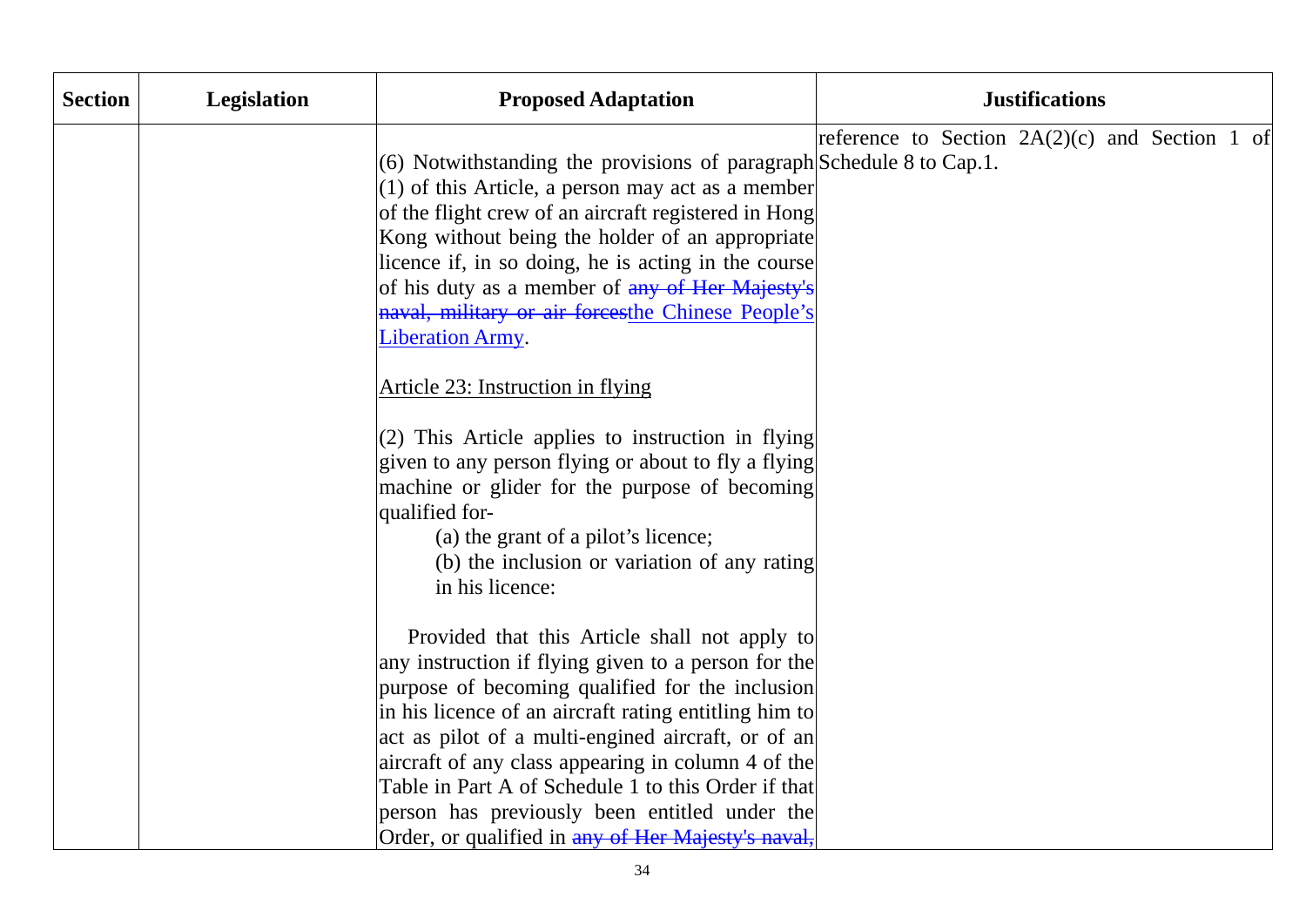| Section | Legislation | Proposed Adaptation | Justifications |
|---|---|---|---|
| | | (6) Notwithstanding the provisions of paragraph (1) of this Article, a person may act as a member of the flight crew of an aircraft registered in Hong Kong without being the holder of an appropriate licence if, in so doing, he is acting in the course of his duty as a member of ~~any of Her Majesty's naval, military or air forces~~<u>the Chinese People's Liberation Army</u>.<br><br><u>Article 23: Instruction in flying</u><br><br>(2) This Article applies to instruction in flying given to any person flying or about to fly a flying machine or glider for the purpose of becoming qualified for-<br>(a) the grant of a pilot's licence;<br>(b) the inclusion or variation of any rating in his licence:<br><br>Provided that this Article shall not apply to any instruction if flying given to a person for the purpose of becoming qualified for the inclusion in his licence of an aircraft rating entitling him to act as pilot of a multi-engined aircraft, or of an aircraft of any class appearing in column 4 of the Table in Part A of Schedule 1 to this Order if that person has previously been entitled under the Order, or qualified in ~~any of Her Majesty's naval,~~ | reference to Section 2A(2)(c) and Section 1 of Schedule 8 to Cap.1. |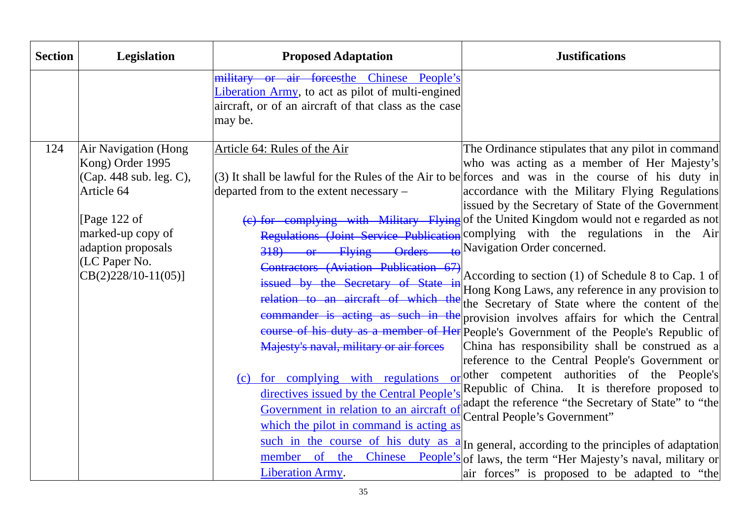| Section | Legislation | Proposed Adaptation | Justifications |
|---|---|---|---|
| | | ~~military or air forces~~the Chinese People's Liberation Army, to act as pilot of multi-engined aircraft, or of an aircraft of that class as the case may be. | |
| 124 | Air Navigation (Hong Kong) Order 1995 (Cap. 448 sub. leg. C), Article 64<br><br>[Page 122 of marked-up copy of adaption proposals (LC Paper No. CB(2)228/10-11(05)] | Article 64: Rules of the Air<br><br>(3) It shall be lawful for the Rules of the Air to be departed from to the extent necessary –<br><br>~~(c) for complying with Military Flying Regulations (Joint Service Publication 318) or Flying Orders to Contractors (Aviation Publication 67) issued by the Secretary of State in relation to an aircraft of which the commander is acting as such in the course of his duty as a member of Her Majesty's naval, military or air forces~~<br><br>(c) for complying with regulations or directives issued by the Central People's Government in relation to an aircraft of which the pilot in command is acting as such in the course of his duty as a member of the Chinese People's Liberation Army. | The Ordinance stipulates that any pilot in command who was acting as a member of Her Majesty's forces and was in the course of his duty in accordance with the Military Flying Regulations issued by the Secretary of State of the Government of the United Kingdom would not e regarded as not complying with the regulations in the Air Navigation Order concerned.<br><br>According to section (1) of Schedule 8 to Cap. 1 of Hong Kong Laws, any reference in any provision to the Secretary of State where the content of the provision involves affairs for which the Central People's Government of the People's Republic of China has responsibility shall be construed as a reference to the Central People's Government or other competent authorities of the People's Republic of China. It is therefore proposed to adapt the reference "the Secretary of State" to "the Central People's Government"<br><br>In general, according to the principles of adaptation of laws, the term "Her Majesty's naval, military or air forces" is proposed to be adapted to "the |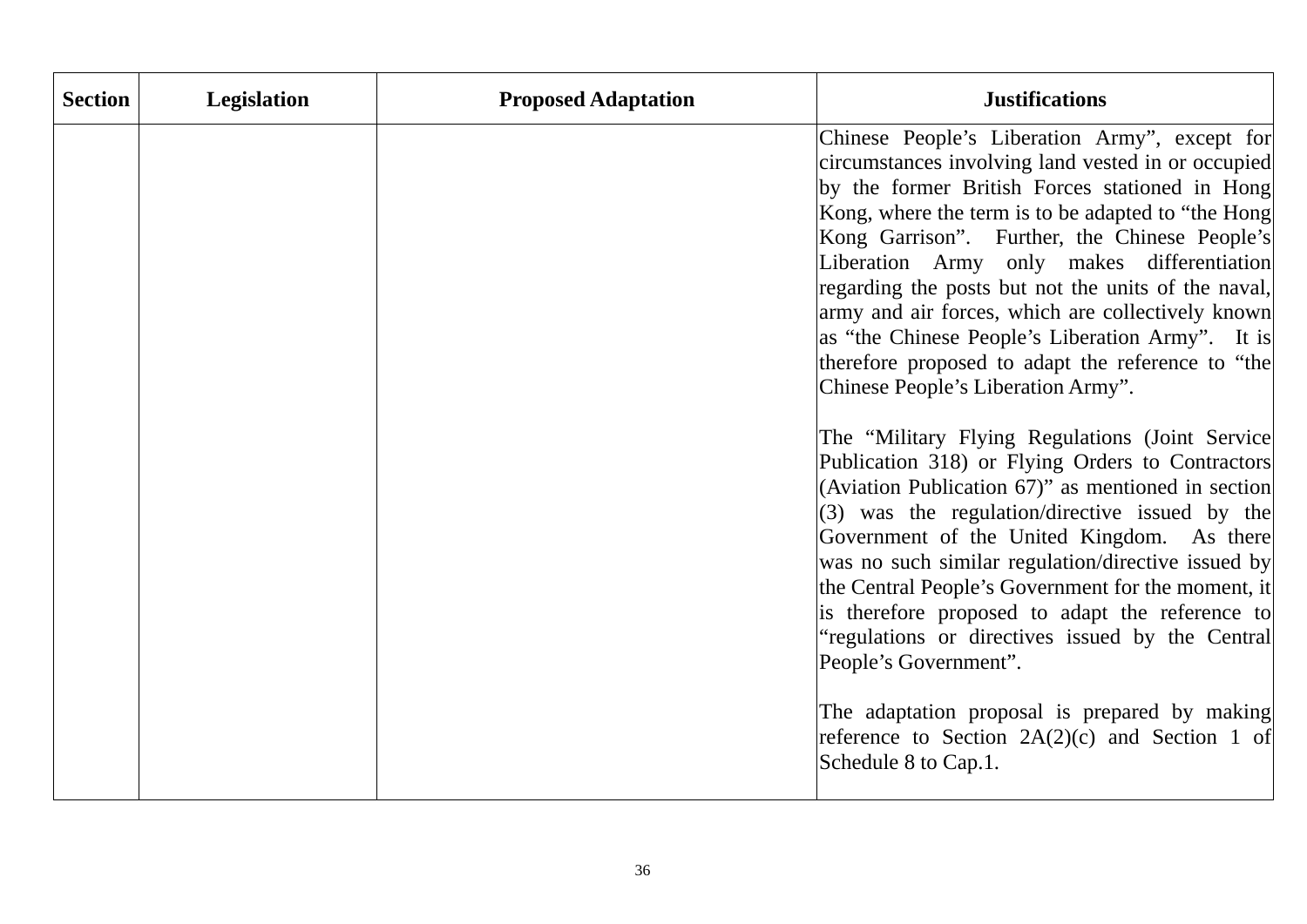| Section | Legislation | Proposed Adaptation | Justifications |
|---|---|---|---|
| | | | Chinese People's Liberation Army", except for circumstances involving land vested in or occupied by the former British Forces stationed in Hong Kong, where the term is to be adapted to "the Hong Kong Garrison". Further, the Chinese People's Liberation Army only makes differentiation regarding the posts but not the units of the naval, army and air forces, which are collectively known as "the Chinese People's Liberation Army". It is therefore proposed to adapt the reference to "the Chinese People's Liberation Army".<br><br>The "Military Flying Regulations (Joint Service Publication 318) or Flying Orders to Contractors (Aviation Publication 67)" as mentioned in section (3) was the regulation/directive issued by the Government of the United Kingdom. As there was no such similar regulation/directive issued by the Central People's Government for the moment, it is therefore proposed to adapt the reference to "regulations or directives issued by the Central People's Government".<br><br>The adaptation proposal is prepared by making reference to Section 2A(2)(c) and Section 1 of Schedule 8 to Cap.1. |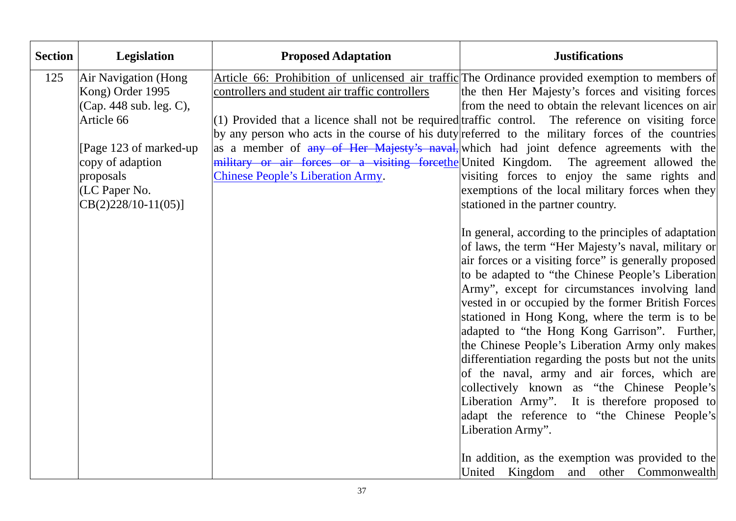| Section | Legislation | Proposed Adaptation | Justifications |
|---|---|---|---|
| 125 | Air Navigation (Hong Kong) Order 1995 (Cap. 448 sub. leg. C), Article 66<br><br>[Page 123 of marked-up copy of adaption proposals (LC Paper No. CB(2)228/10-11(05)] | <u>Article 66: Prohibition of unlicensed air traffic controllers and student air traffic controllers</u><br><br>(1) Provided that a licence shall not be required by any person who acts in the course of his duty as a member of ~~any of Her Majesty's naval, military or air forces or a visiting force~~<u>the Chinese People's Liberation Army</u>. | The Ordinance provided exemption to members of the then Her Majesty's forces and visiting forces from the need to obtain the relevant licences on air traffic control. The reference on visiting force referred to the military forces of the countries which had joint defence agreements with the United Kingdom. The agreement allowed the visiting forces to enjoy the same rights and exemptions of the local military forces when they stationed in the partner country.<br><br>In general, according to the principles of adaptation of laws, the term "Her Majesty's naval, military or air forces or a visiting force" is generally proposed to be adapted to "the Chinese People's Liberation Army", except for circumstances involving land vested in or occupied by the former British Forces stationed in Hong Kong, where the term is to be adapted to "the Hong Kong Garrison". Further, the Chinese People's Liberation Army only makes differentiation regarding the posts but not the units of the naval, army and air forces, which are collectively known as "the Chinese People's Liberation Army". It is therefore proposed to adapt the reference to "the Chinese People's Liberation Army".<br><br>In addition, as the exemption was provided to the United Kingdom and other Commonwealth |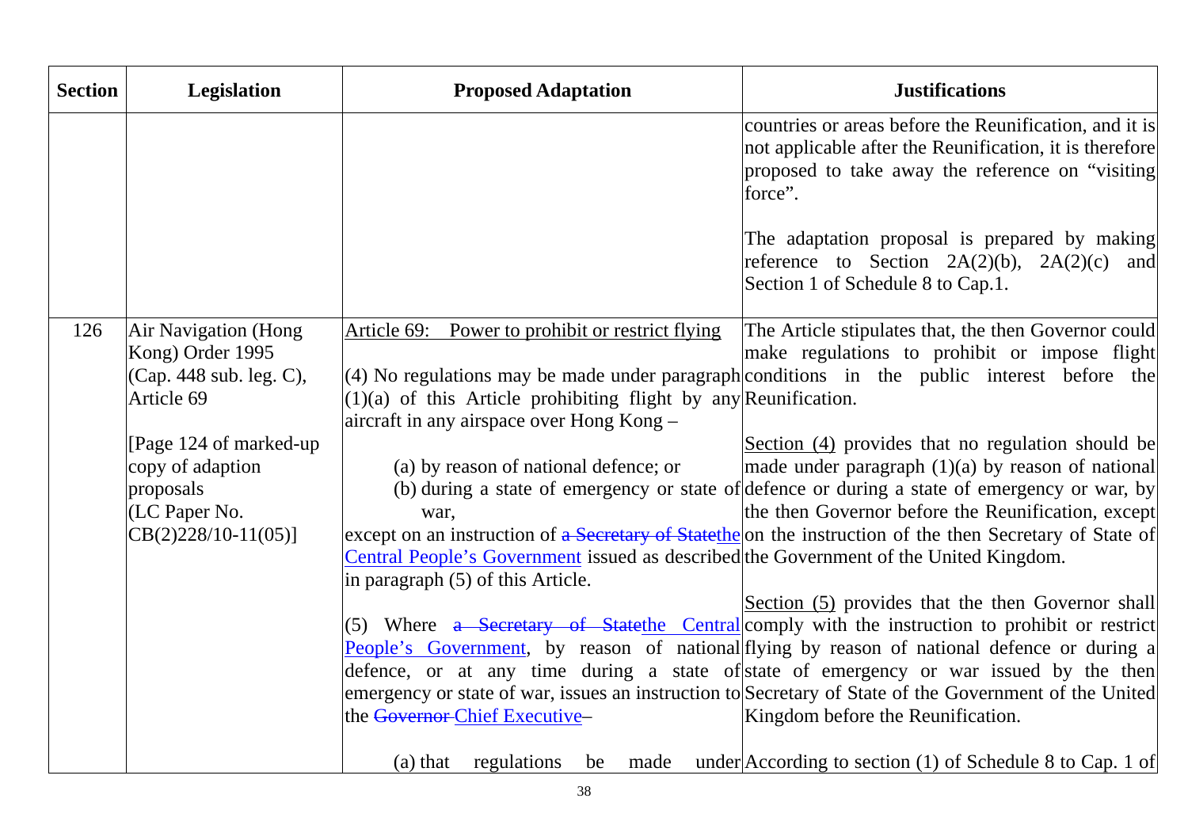| Section | Legislation | Proposed Adaptation | Justifications |
|---|---|---|---|
| | | | countries or areas before the Reunification, and it is not applicable after the Reunification, it is therefore proposed to take away the reference on "visiting force".<br><br>The adaptation proposal is prepared by making reference to Section 2A(2)(b), 2A(2)(c) and Section 1 of Schedule 8 to Cap.1. |
| 126 | Air Navigation (Hong Kong) Order 1995 (Cap. 448 sub. leg. C), Article 69<br><br>[Page 124 of marked-up copy of adaption proposals (LC Paper No. CB(2)228/10-11(05))] | Article 69: Power to prohibit or restrict flying<br><br>(4) No regulations may be made under paragraph (1)(a) of this Article prohibiting flight by any aircraft in any airspace over Hong Kong –<br><br>(a) by reason of national defence; or<br>(b) during a state of emergency or state of war,<br><br>except on an instruction of ~~a Secretary of State~~the Central People's Government issued as described in paragraph (5) of this Article.<br><br>(5) Where ~~a Secretary of State~~the Central People's Government, by reason of national defence, or at any time during a state of emergency or state of war, issues an instruction to the ~~Governor~~ Chief Executive–<br><br>(a) that regulations be made under | The Article stipulates that, the then Governor could make regulations to prohibit or impose flight conditions in the public interest before the Reunification.<br><br>Section (4) provides that no regulation should be made under paragraph (1)(a) by reason of national defence or during a state of emergency or war, by the then Governor before the Reunification, except on the instruction of the then Secretary of State of the Government of the United Kingdom.<br><br>Section (5) provides that the then Governor shall comply with the instruction to prohibit or restrict flying by reason of national defence or during a state of emergency or war issued by the then Secretary of State of the Government of the United Kingdom before the Reunification.<br><br>According to section (1) of Schedule 8 to Cap. 1 of |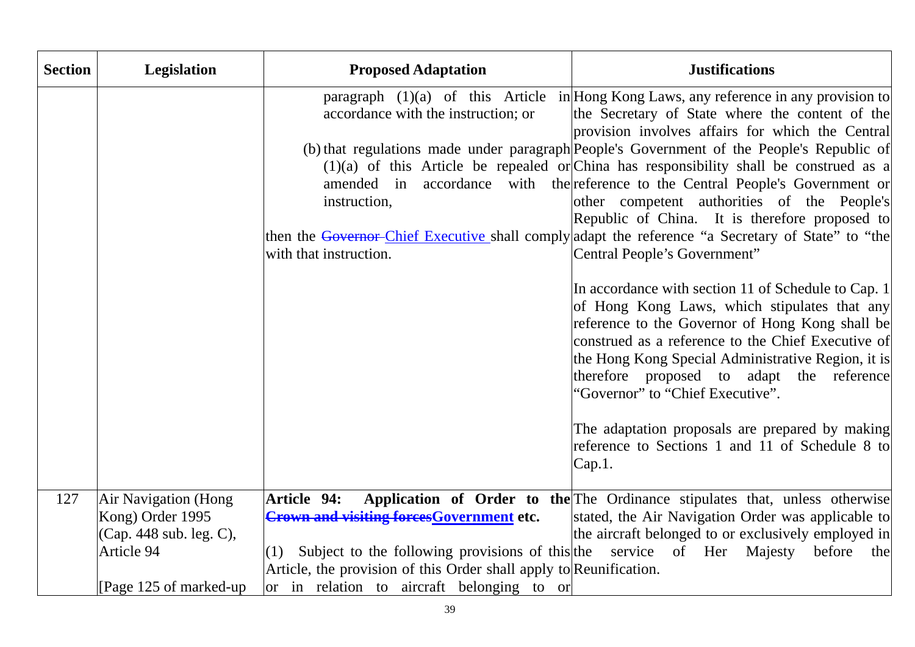| Section | Legislation | Proposed Adaptation | Justifications |
|---|---|---|---|
| | | paragraph (1)(a) of this Article in accordance with the instruction; or<br><br>(b) that regulations made under paragraph (1)(a) of this Article be repealed or amended in accordance with the instruction,<br><br>then the ~~Governor~~ <u>Chief Executive</u> shall comply with that instruction. | Hong Kong Laws, any reference in any provision to the Secretary of State where the content of the provision involves affairs for which the Central People's Government of the People's Republic of China has responsibility shall be construed as a reference to the Central People's Government or other competent authorities of the People's Republic of China. It is therefore proposed to adapt the reference "a Secretary of State" to "the Central People's Government"<br><br>In accordance with section 11 of Schedule to Cap. 1 of Hong Kong Laws, which stipulates that any reference to the Governor of Hong Kong shall be construed as a reference to the Chief Executive of the Hong Kong Special Administrative Region, it is therefore proposed to adapt the reference "Governor" to "Chief Executive".<br><br>The adaptation proposals are prepared by making reference to Sections 1 and 11 of Schedule 8 to Cap.1. |
| 127 | Air Navigation (Hong Kong) Order 1995 (Cap. 448 sub. leg. C), Article 94<br><br>[Page 125 of marked-up | **Article 94: Application of Order to the ~~Crown and visiting forces~~<u>Government</u> etc.**<br><br>(1) Subject to the following provisions of this Article, the provision of this Order shall apply to or in relation to aircraft belonging to or | The Ordinance stipulates that, unless otherwise stated, the Air Navigation Order was applicable to the aircraft belonged to or exclusively employed in the service of Her Majesty before the Reunification. |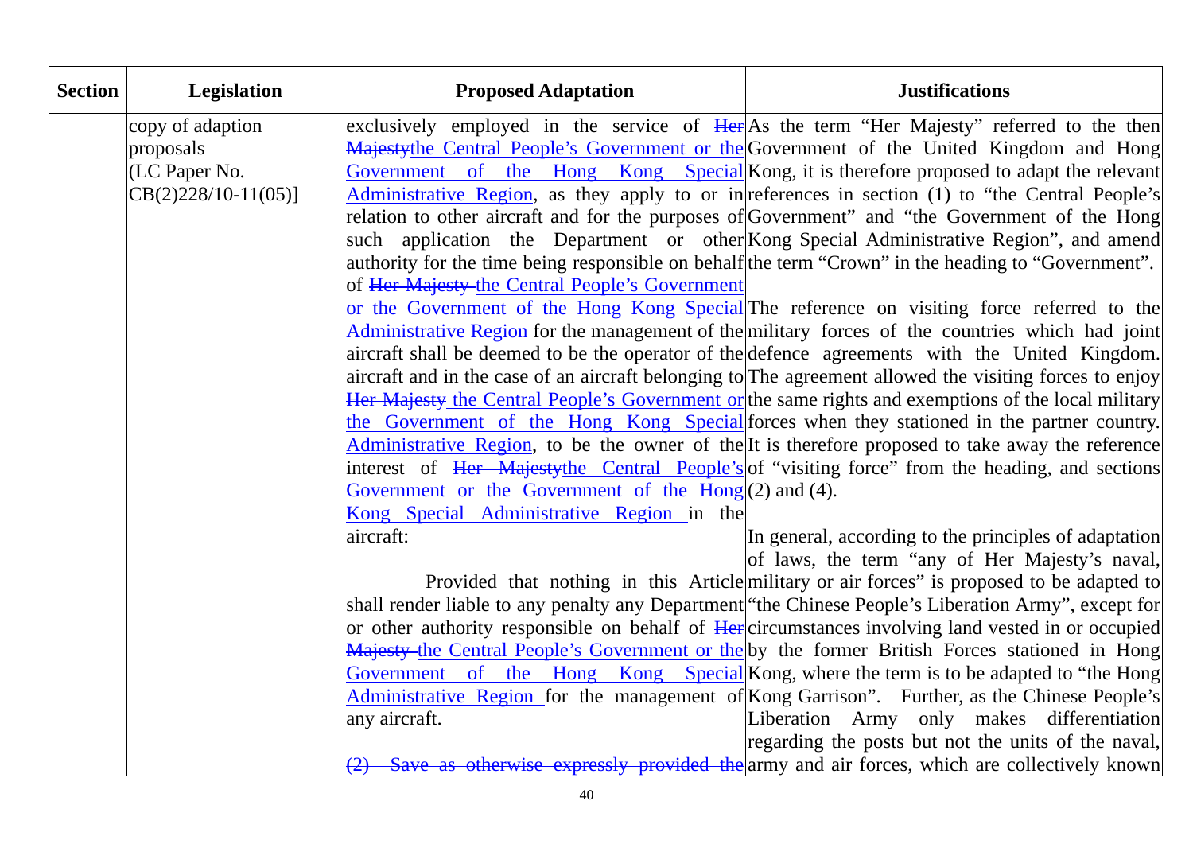| Section | Legislation | Proposed Adaptation | Justifications |
|---|---|---|---|
| | copy of adaption proposals (LC Paper No. CB(2)228/10-11(05)] | exclusively employed in the service of ~~Her Majesty~~the Central People's Government or the Government of the Hong Kong Special Administrative Region, as they apply to or in relation to other aircraft and for the purposes of such application the Department or other authority for the time being responsible on behalf of ~~Her Majesty~~ the Central People's Government or the Government of the Hong Kong Special Administrative Region for the management of the aircraft shall be deemed to be the operator of the aircraft and in the case of an aircraft belonging to ~~Her Majesty~~ the Central People's Government or the Government of the Hong Kong Special Administrative Region, to be the owner of the interest of ~~Her Majesty~~the Central People's Government or the Government of the Hong Kong Special Administrative Region in the aircraft:<br><br>Provided that nothing in this Article shall render liable to any penalty any Department or other authority responsible on behalf of ~~Her Majesty~~ the Central People's Government or the Government of the Hong Kong Special Administrative Region for the management of any aircraft.<br><br>~~(2) Save as otherwise expressly provided the~~ | As the term "Her Majesty" referred to the then Government of the United Kingdom and Hong Kong, it is therefore proposed to adapt the relevant references in section (1) to "the Central People's Government" and "the Government of the Hong Kong Special Administrative Region", and amend the term "Crown" in the heading to "Government".<br><br>The reference on visiting force referred to the military forces of the countries which had joint defence agreements with the United Kingdom. The agreement allowed the visiting forces to enjoy the same rights and exemptions of the local military forces when they stationed in the partner country. It is therefore proposed to take away the reference of "visiting force" from the heading, and sections (2) and (4).<br><br>In general, according to the principles of adaptation of laws, the term "any of Her Majesty's naval, military or air forces" is proposed to be adapted to "the Chinese People's Liberation Army", except for circumstances involving land vested in or occupied by the former British Forces stationed in Hong Kong, where the term is to be adapted to "the Hong Kong Garrison". Further, as the Chinese People's Liberation Army only makes differentiation regarding the posts but not the units of the naval, army and air forces, which are collectively known |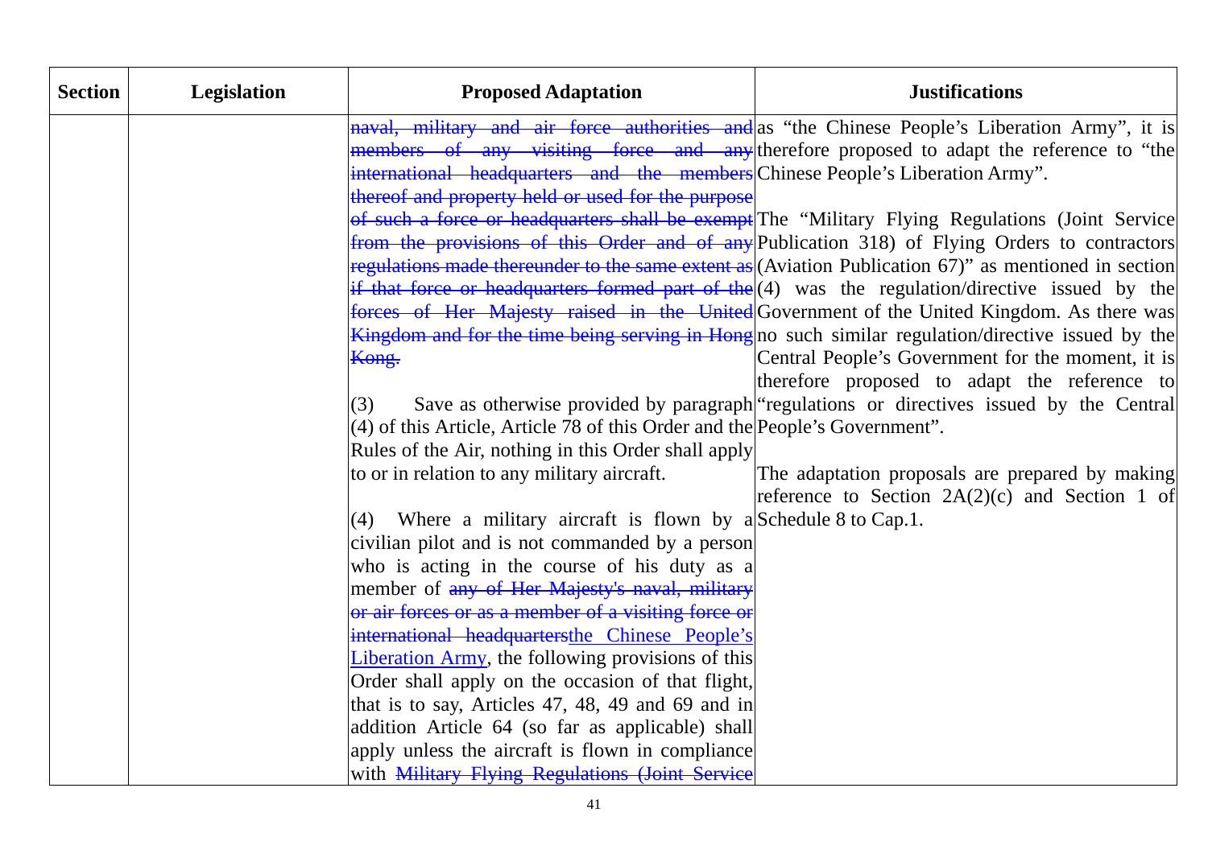| Section | Legislation | Proposed Adaptation | Justifications |
|---|---|---|---|
| | | ~~naval, military and air force authorities and members of any visiting force and any international headquarters and the members thereof and property held or used for the purpose of such a force or headquarters shall be exempt from the provisions of this Order and of any regulations made thereunder to the same extent as if that force or headquarters formed part of the forces of Her Majesty raised in the United Kingdom and for the time being serving in Hong Kong.~~<br><br>(3) Save as otherwise provided by paragraph (4) of this Article, Article 78 of this Order and the Rules of the Air, nothing in this Order shall apply to or in relation to any military aircraft.<br><br>(4) Where a military aircraft is flown by a civilian pilot and is not commanded by a person who is acting in the course of his duty as a member of ~~any of Her Majesty's naval, military or air forces or as a member of a visiting force or international headquarters~~<u>the Chinese People's Liberation Army</u>, the following provisions of this Order shall apply on the occasion of that flight, that is to say, Articles 47, 48, 49 and 69 and in addition Article 64 (so far as applicable) shall apply unless the aircraft is flown in compliance with ~~Military Flying Regulations (Joint Service~~ | as "the Chinese People's Liberation Army", it is therefore proposed to adapt the reference to "the Chinese People's Liberation Army".<br><br>The "Military Flying Regulations (Joint Service Publication 318) of Flying Orders to contractors (Aviation Publication 67)" as mentioned in section (4) was the regulation/directive issued by the Government of the United Kingdom. As there was no such similar regulation/directive issued by the Central People's Government for the moment, it is therefore proposed to adapt the reference to "regulations or directives issued by the Central People's Government".<br><br>The adaptation proposals are prepared by making reference to Section 2A(2)(c) and Section 1 of Schedule 8 to Cap.1. |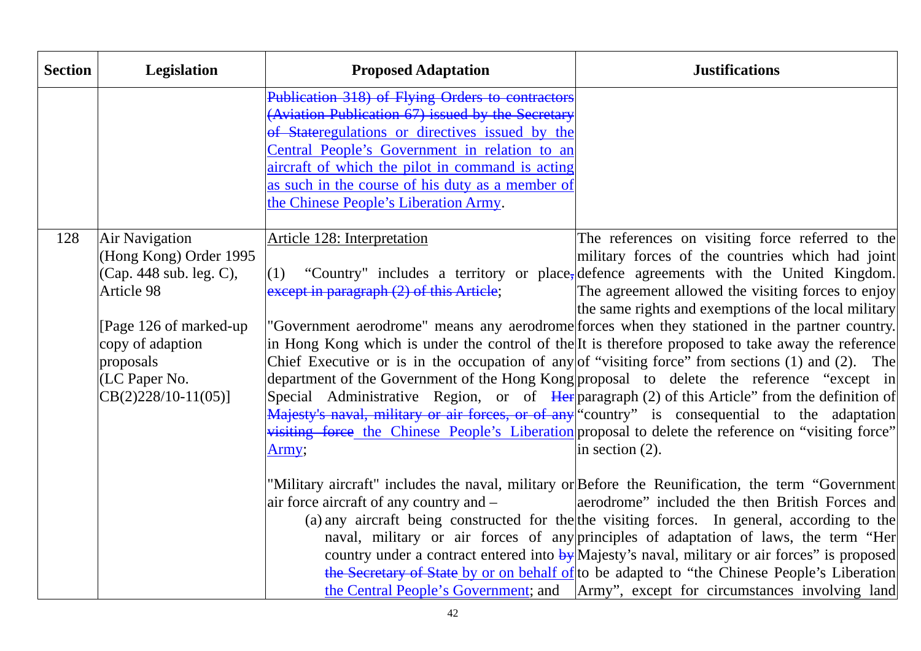| Section | Legislation | Proposed Adaptation | Justifications |
|---|---|---|---|
| | | ~~Publication 318) of Flying Orders to contractors (Aviation Publication 67) issued by the Secretary of State~~<u>regulations or directives issued by the Central People's Government in relation to an aircraft of which the pilot in command is acting as such in the course of his duty as a member of the Chinese People's Liberation Army</u>. | |
| 128 | Air Navigation (Hong Kong) Order 1995 (Cap. 448 sub. leg. C), Article 98<br><br>[Page 126 of marked-up copy of adaption proposals (LC Paper No. CB(2)228/10-11(05)] | <u>Article 128: Interpretation</u><br><br>(1) "Country" includes a territory or place~~,~~ ~~except in paragraph (2) of this Article~~;<br><br>"Government aerodrome" means any aerodrome in Hong Kong which is under the control of the Chief Executive or is in the occupation of any department of the Government of the Hong Kong Special Administrative Region, or of ~~Her Majesty's naval, military or air forces, or of any visiting force~~ <u>the Chinese People's Liberation Army</u>;<br><br>"Military aircraft" includes the naval, military or air force aircraft of any country and –<br>(a) any aircraft being constructed for the naval, military or air forces of any country under a contract entered into ~~by the Secretary of State~~ <u>by or on behalf of the Central People's Government</u>; and | The references on visiting force referred to the military forces of the countries which had joint defence agreements with the United Kingdom. The agreement allowed the visiting forces to enjoy the same rights and exemptions of the local military forces when they stationed in the partner country. It is therefore proposed to take away the reference of "visiting force" from sections (1) and (2). The proposal to delete the reference "except in paragraph (2) of this Article" from the definition of "country" is consequential to the adaptation proposal to delete the reference on "visiting force" in section (2).<br><br>Before the Reunification, the term "Government aerodrome" included the then British Forces and the visiting forces. In general, according to the principles of adaptation of laws, the term "Her Majesty's naval, military or air forces" is proposed to be adapted to "the Chinese People's Liberation Army", except for circumstances involving land |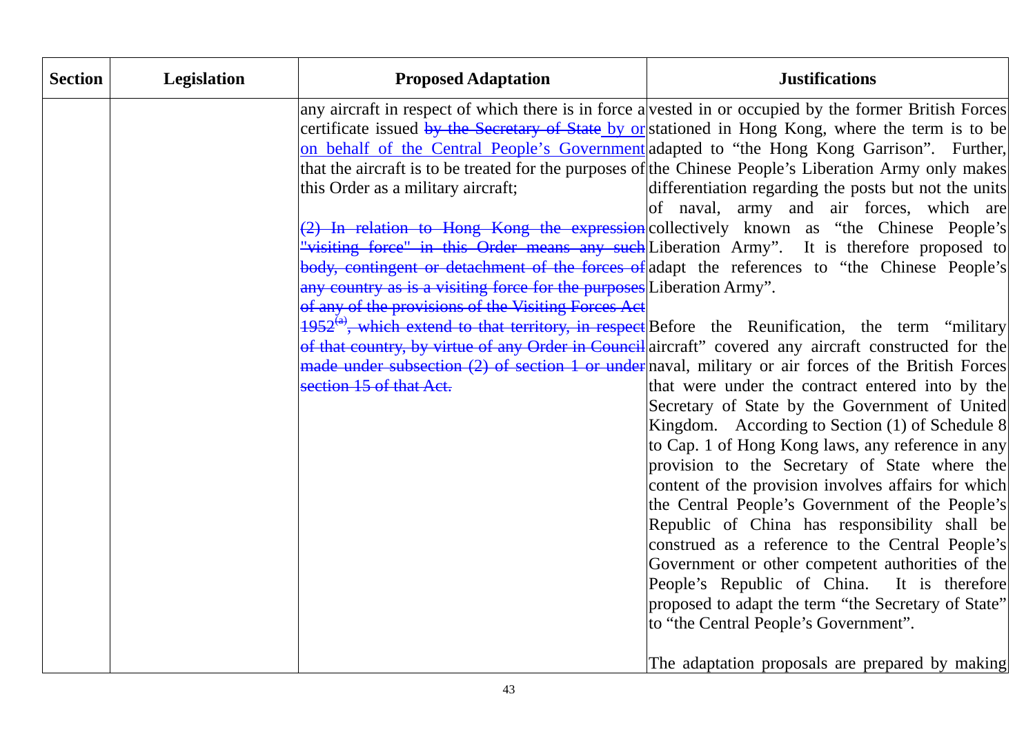| Section | Legislation | Proposed Adaptation | Justifications |
|---|---|---|---|
| | | any aircraft in respect of which there is in force a certificate issued ~~by the Secretary of State~~ by or on behalf of the Central People's Government that the aircraft is to be treated for the purposes of this Order as a military aircraft;<br><br>~~(2) In relation to Hong Kong the expression "visiting force" in this Order means any such body, contingent or detachment of the forces of any country as is a visiting force for the purposes of any of the provisions of the Visiting Forces Act 1952[(a)], which extend to that territory, in respect of that country, by virtue of any Order in Council made under subsection (2) of section 1 or under section 15 of that Act.~~ | vested in or occupied by the former British Forces stationed in Hong Kong, where the term is to be adapted to "the Hong Kong Garrison". Further, the Chinese People's Liberation Army only makes differentiation regarding the posts but not the units of naval, army and air forces, which are collectively known as "the Chinese People's Liberation Army". It is therefore proposed to adapt the references to "the Chinese People's Liberation Army".<br><br>Before the Reunification, the term "military aircraft" covered any aircraft constructed for the naval, military or air forces of the British Forces that were under the contract entered into by the Secretary of State by the Government of United Kingdom. According to Section (1) of Schedule 8 to Cap. 1 of Hong Kong laws, any reference in any provision to the Secretary of State where the content of the provision involves affairs for which the Central People's Government of the People's Republic of China has responsibility shall be construed as a reference to the Central People's Government or other competent authorities of the People's Republic of China. It is therefore proposed to adapt the term "the Secretary of State" to "the Central People's Government".<br><br>The adaptation proposals are prepared by making |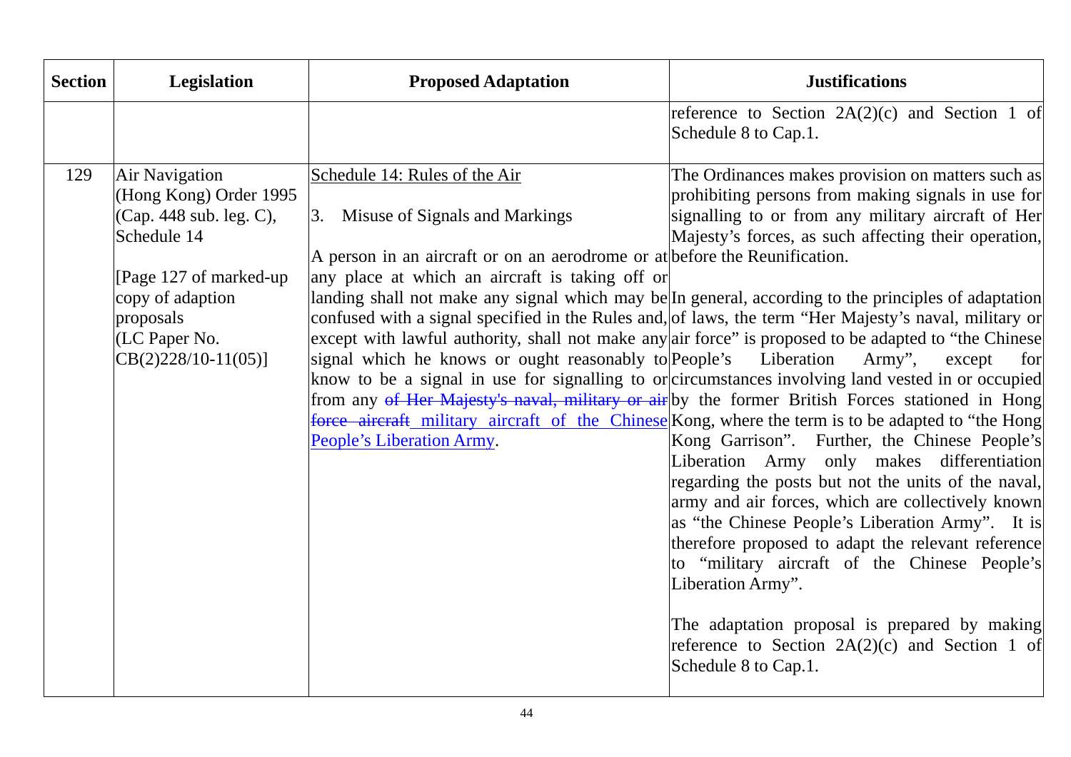| Section | Legislation | Proposed Adaptation | Justifications |
|---|---|---|---|
| | | | reference to Section 2A(2)(c) and Section 1 of Schedule 8 to Cap.1. |
| 129 | Air Navigation (Hong Kong) Order 1995 (Cap. 448 sub. leg. C), Schedule 14<br><br>[Page 127 of marked-up copy of adaption proposals (LC Paper No. CB(2)228/10-11(05)] | Schedule 14: Rules of the Air<br><br>3. Misuse of Signals and Markings<br><br>A person in an aircraft or on an aerodrome or at any place at which an aircraft is taking off or landing shall not make any signal which may be confused with a signal specified in the Rules and, except with lawful authority, shall not make any signal which he knows or ought reasonably to know to be a signal in use for signalling to or from any ~~of Her Majesty's naval, military or air force aircraft~~ military aircraft of the Chinese People's Liberation Army. | The Ordinances makes provision on matters such as prohibiting persons from making signals in use for signalling to or from any military aircraft of Her Majesty's forces, as such affecting their operation, before the Reunification.<br><br>In general, according to the principles of adaptation of laws, the term "Her Majesty's naval, military or air force" is proposed to be adapted to "the Chinese People's Liberation Army", except for circumstances involving land vested in or occupied by the former British Forces stationed in Hong Kong, where the term is to be adapted to "the Hong Kong Garrison". Further, the Chinese People's Liberation Army only makes differentiation regarding the posts but not the units of the naval, army and air forces, which are collectively known as "the Chinese People's Liberation Army". It is therefore proposed to adapt the relevant reference to "military aircraft of the Chinese People's Liberation Army".<br><br>The adaptation proposal is prepared by making reference to Section 2A(2)(c) and Section 1 of Schedule 8 to Cap.1. |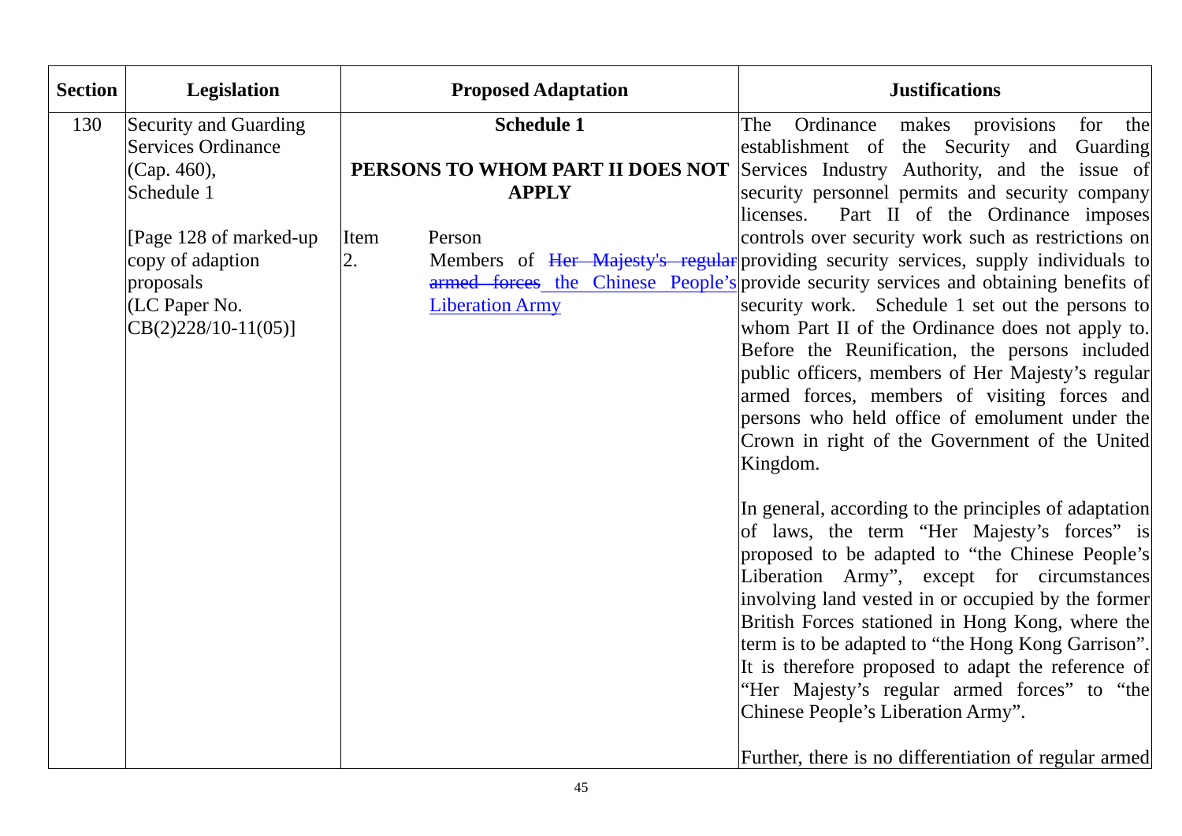| Section | Legislation | Proposed Adaptation | Justifications |
|---|---|---|---|
| 130 | Security and Guarding Services Ordinance (Cap. 460), Schedule 1<br><br>[Page 128 of marked-up copy of adaption proposals (LC Paper No. CB(2)228/10-11(05)] | **Schedule 1**<br><br>**PERSONS TO WHOM PART II DOES NOT APPLY**<br><br>Item Person<br>2. Members of ~~Her Majesty's regular armed forces~~ <u>the Chinese People's Liberation Army</u> | The Ordinance makes provisions for the establishment of the Security and Guarding Services Industry Authority, and the issue of security personnel permits and security company licenses. Part II of the Ordinance imposes controls over security work such as restrictions on providing security services, supply individuals to provide security services and obtaining benefits of security work. Schedule 1 set out the persons to whom Part II of the Ordinance does not apply to. Before the Reunification, the persons included public officers, members of Her Majesty's regular armed forces, members of visiting forces and persons who held office of emolument under the Crown in right of the Government of the United Kingdom.<br><br>In general, according to the principles of adaptation of laws, the term "Her Majesty's forces" is proposed to be adapted to "the Chinese People's Liberation Army", except for circumstances involving land vested in or occupied by the former British Forces stationed in Hong Kong, where the term is to be adapted to "the Hong Kong Garrison". It is therefore proposed to adapt the reference of "Her Majesty's regular armed forces" to "the Chinese People's Liberation Army".<br><br>Further, there is no differentiation of regular armed |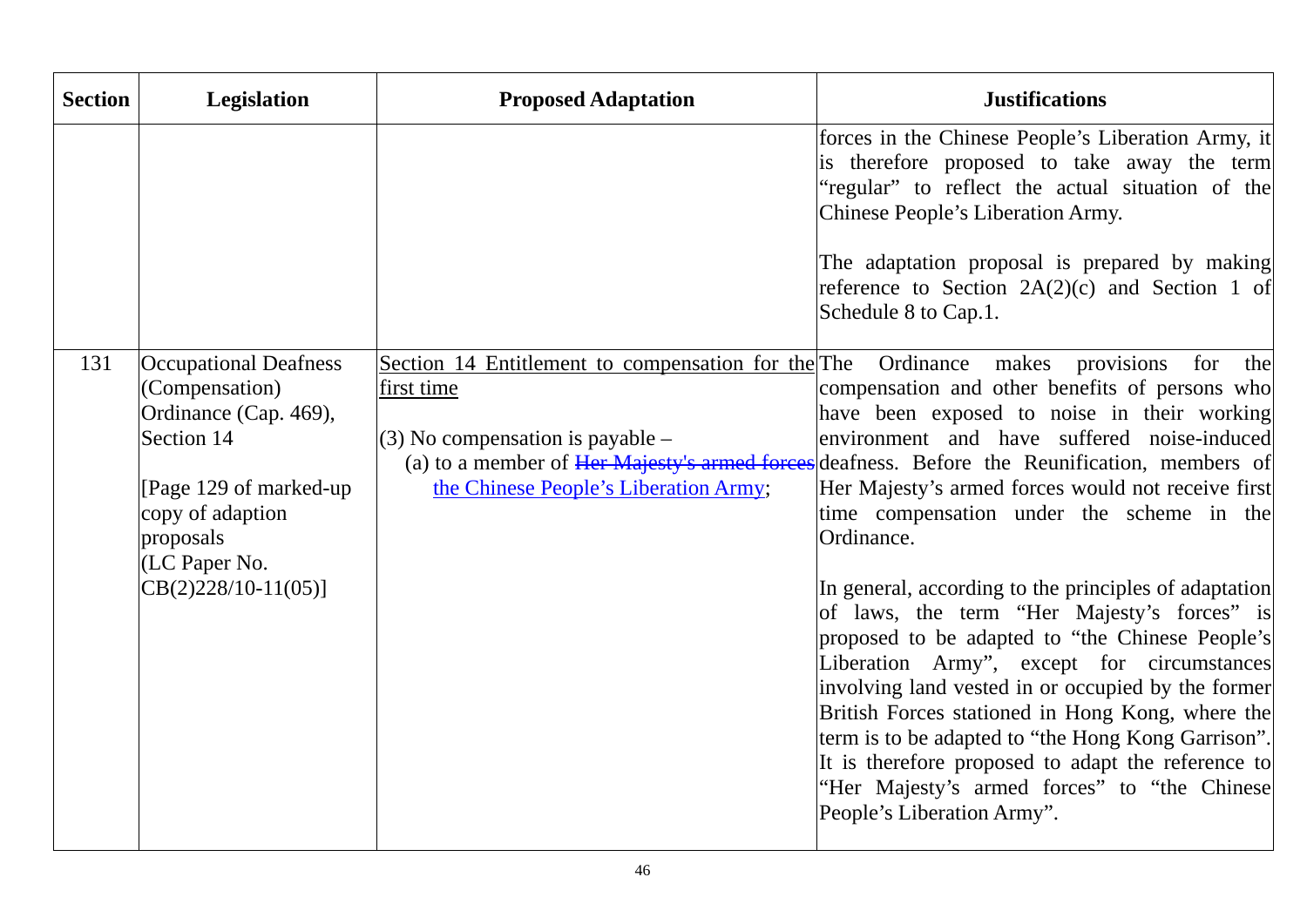| Section | Legislation | Proposed Adaptation | Justifications |
|---|---|---|---|
| | | | forces in the Chinese People's Liberation Army, it is therefore proposed to take away the term "regular" to reflect the actual situation of the Chinese People's Liberation Army.<br><br>The adaptation proposal is prepared by making reference to Section 2A(2)(c) and Section 1 of Schedule 8 to Cap.1. |
| 131 | Occupational Deafness (Compensation) Ordinance (Cap. 469), Section 14<br><br>[Page 129 of marked-up copy of adaption proposals (LC Paper No. CB(2)228/10-11(05)] | <u>Section 14 Entitlement to compensation for the first time</u><br><br>(3) No compensation is payable –<br>(a) to a member of ~~Her Majesty's armed forces~~ <u>the Chinese People's Liberation Army</u>; | The Ordinance makes provisions for the compensation and other benefits of persons who have been exposed to noise in their working environment and have suffered noise-induced deafness. Before the Reunification, members of Her Majesty's armed forces would not receive first time compensation under the scheme in the Ordinance.<br><br>In general, according to the principles of adaptation of laws, the term "Her Majesty's forces" is proposed to be adapted to "the Chinese People's Liberation Army", except for circumstances involving land vested in or occupied by the former British Forces stationed in Hong Kong, where the term is to be adapted to "the Hong Kong Garrison". It is therefore proposed to adapt the reference to "Her Majesty's armed forces" to "the Chinese People's Liberation Army". |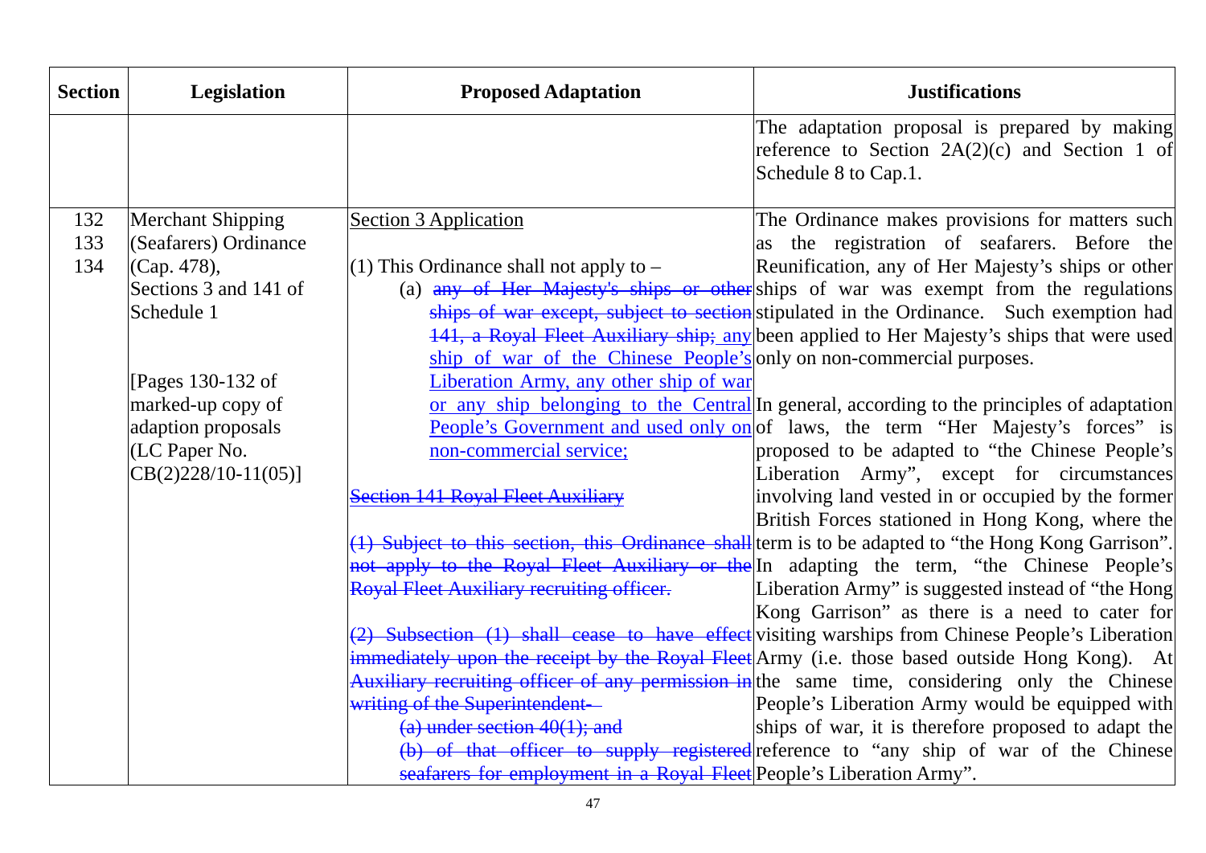| Section | Legislation | Proposed Adaptation | Justifications |
|---|---|---|---|
| | | | The adaptation proposal is prepared by making reference to Section 2A(2)(c) and Section 1 of Schedule 8 to Cap.1. |
| 132<br>133<br>134 | Merchant Shipping (Seafarers) Ordinance (Cap. 478), Sections 3 and 141 of Schedule 1<br><br>[Pages 130-132 of marked-up copy of adaption proposals (LC Paper No. CB(2)228/10-11(05)] | <u>Section 3 Application</u><br><br>(1) This Ordinance shall not apply to –<br>(a) ~~any of Her Majesty's ships or other ships of war except, subject to section 141, a Royal Fleet Auxiliary ship;~~ <u>any ship of war of the Chinese People's Liberation Army, any other ship of war or any ship belonging to the Central People's Government and used only on non-commercial service;</u><br><br>~~Section 141 Royal Fleet Auxiliary~~<br><br>~~(1) Subject to this section, this Ordinance shall not apply to the Royal Fleet Auxiliary or the Royal Fleet Auxiliary recruiting officer.~~<br><br>~~(2) Subsection (1) shall cease to have effect immediately upon the receipt by the Royal Fleet Auxiliary recruiting officer of any permission in writing of the Superintendent-~~<br>~~(a) under section 40(1); and~~<br>~~(b) of that officer to supply registered seafarers for employment in a Royal Fleet~~ | The Ordinance makes provisions for matters such as the registration of seafarers. Before the Reunification, any of Her Majesty's ships or other ships of war was exempt from the regulations stipulated in the Ordinance. Such exemption had been applied to Her Majesty's ships that were used only on non-commercial purposes.<br><br>In general, according to the principles of adaptation of laws, the term "Her Majesty's forces" is proposed to be adapted to "the Chinese People's Liberation Army", except for circumstances involving land vested in or occupied by the former British Forces stationed in Hong Kong, where the term is to be adapted to "the Hong Kong Garrison". In adapting the term, "the Chinese People's Liberation Army" is suggested instead of "the Hong Kong Garrison" as there is a need to cater for visiting warships from Chinese People's Liberation Army (i.e. those based outside Hong Kong). At the same time, considering only the Chinese People's Liberation Army would be equipped with ships of war, it is therefore proposed to adapt the reference to "any ship of war of the Chinese People's Liberation Army". |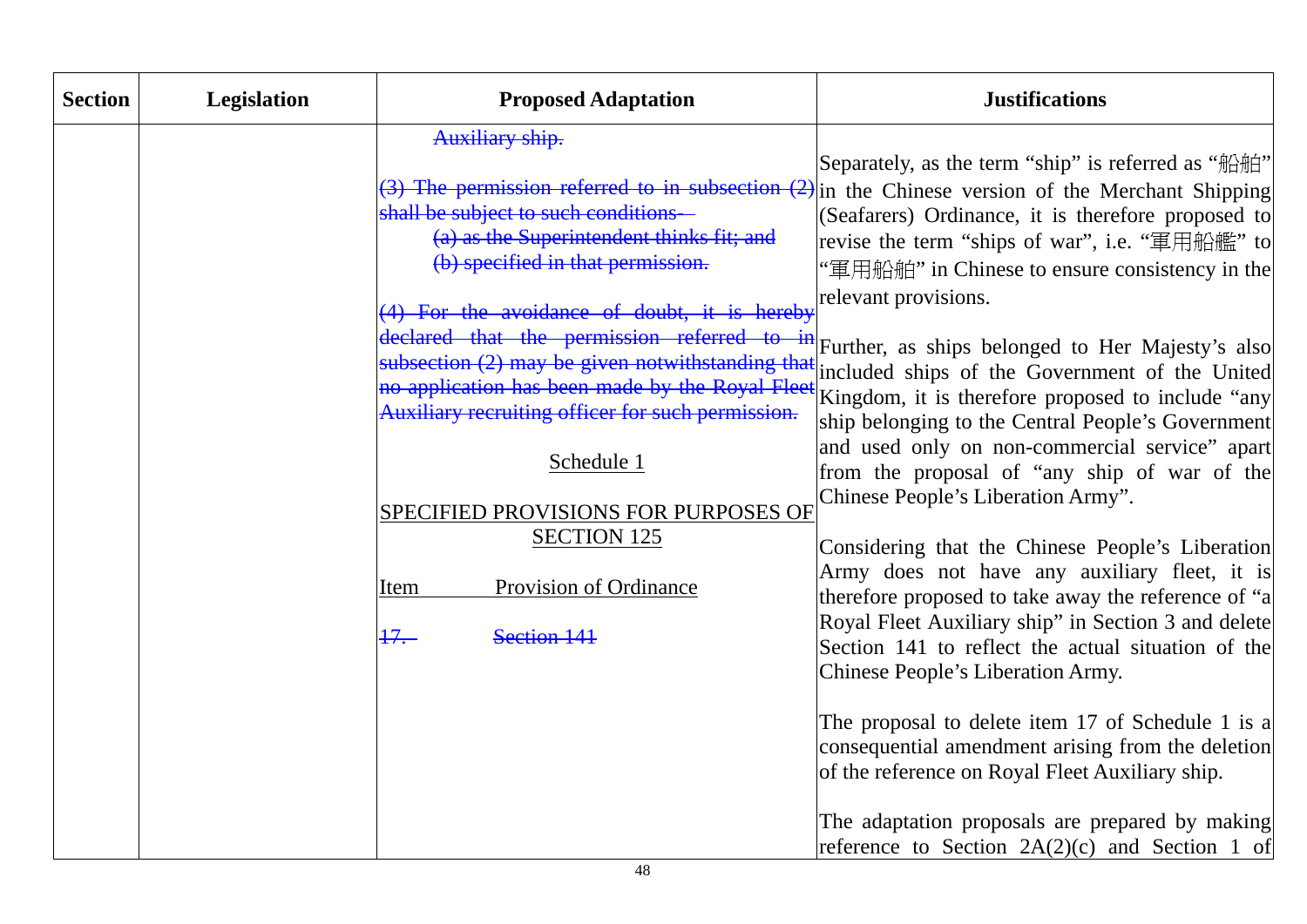| Section | Legislation | Proposed Adaptation | Justifications |
|---|---|---|---|
| | | ~~Auxiliary ship.~~<br><br>~~(3) The permission referred to in subsection (2) shall be subject to such conditions-~~<br>~~(a) as the Superintendent thinks fit; and~~<br>~~(b) specified in that permission.~~<br><br>~~(4) For the avoidance of doubt, it is hereby declared that the permission referred to in subsection (2) may be given notwithstanding that no application has been made by the Royal Fleet Auxiliary recruiting officer for such permission.~~<br><br><u>Schedule 1</u><br><br><u>SPECIFIED PROVISIONS FOR PURPOSES OF SECTION 125</u><br><br><u>Item</u> <u>Provision of Ordinance</u><br><br>~~17.~~ ~~Section 141~~ | Separately, as the term "ship" is referred as "船舶" in the Chinese version of the Merchant Shipping (Seafarers) Ordinance, it is therefore proposed to revise the term "ships of war", i.e. "軍用船艦" to "軍用船舶" in Chinese to ensure consistency in the relevant provisions.<br><br>Further, as ships belonged to Her Majesty's also included ships of the Government of the United Kingdom, it is therefore proposed to include "any ship belonging to the Central People's Government and used only on non-commercial service" apart from the proposal of "any ship of war of the Chinese People's Liberation Army".<br><br>Considering that the Chinese People's Liberation Army does not have any auxiliary fleet, it is therefore proposed to take away the reference of "a Royal Fleet Auxiliary ship" in Section 3 and delete Section 141 to reflect the actual situation of the Chinese People's Liberation Army.<br><br>The proposal to delete item 17 of Schedule 1 is a consequential amendment arising from the deletion of the reference on Royal Fleet Auxiliary ship.<br><br>The adaptation proposals are prepared by making reference to Section 2A(2)(c) and Section 1 of |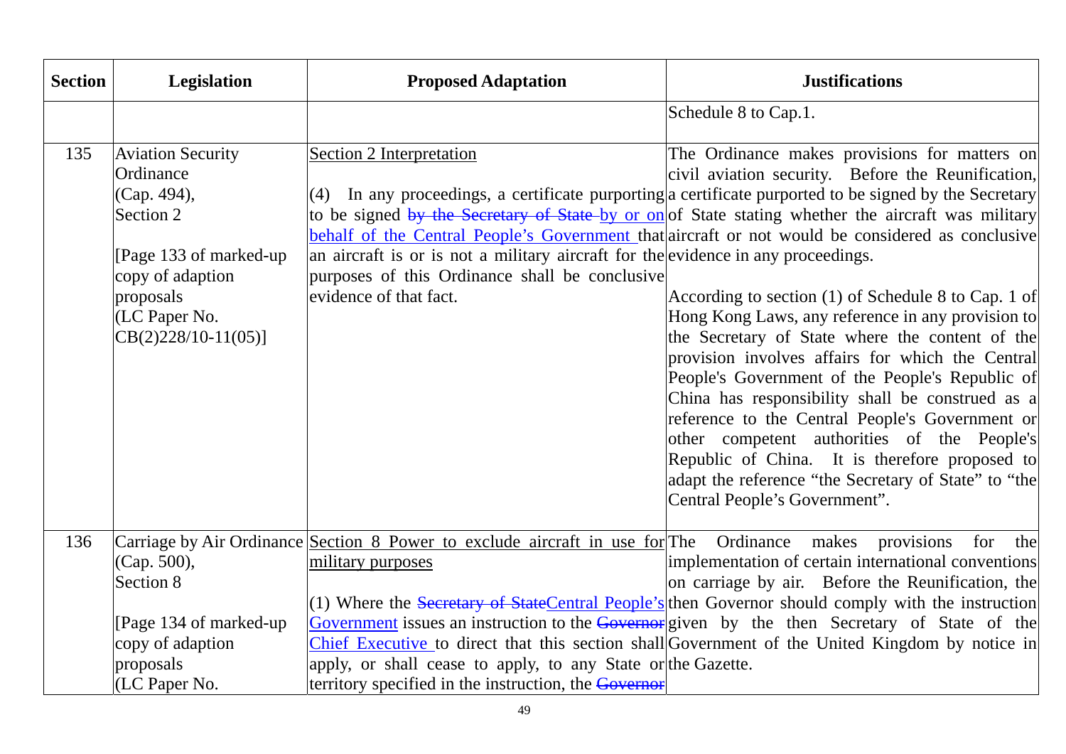| Section | Legislation | Proposed Adaptation | Justifications |
|---|---|---|---|
| | | | Schedule 8 to Cap.1. |
| 135 | Aviation Security Ordinance (Cap. 494), Section 2<br><br>[Page 133 of marked-up copy of adaption proposals (LC Paper No. CB(2)228/10-11(05)] | <u>Section 2 Interpretation</u><br><br>(4) In any proceedings, a certificate purporting to be signed ~~by the Secretary of State~~ <u>by or on behalf of the Central People's Government</u> that an aircraft is or is not a military aircraft for the purposes of this Ordinance shall be conclusive evidence of that fact. | The Ordinance makes provisions for matters on civil aviation security. Before the Reunification, a certificate purported to be signed by the Secretary of State stating whether the aircraft was military aircraft or not would be considered as conclusive evidence in any proceedings.<br><br>According to section (1) of Schedule 8 to Cap. 1 of Hong Kong Laws, any reference in any provision to the Secretary of State where the content of the provision involves affairs for which the Central People's Government of the People's Republic of China has responsibility shall be construed as a reference to the Central People's Government or other competent authorities of the People's Republic of China. It is therefore proposed to adapt the reference "the Secretary of State" to "the Central People's Government". |
| 136 | Carriage by Air Ordinance (Cap. 500), Section 8<br><br>[Page 134 of marked-up copy of adaption proposals (LC Paper No. | <u>Section 8 Power to exclude aircraft in use for military purposes</u><br><br>(1) Where the ~~Secretary of State~~<u>Central People's Government</u> issues an instruction to the ~~Governor~~ <u>Chief Executive</u> to direct that this section shall apply, or shall cease to apply, to any State or territory specified in the instruction, the ~~Governor~~ | The Ordinance makes provisions for the implementation of certain international conventions on carriage by air. Before the Reunification, the then Governor should comply with the instruction given by the then Secretary of State of the Government of the United Kingdom by notice in the Gazette. |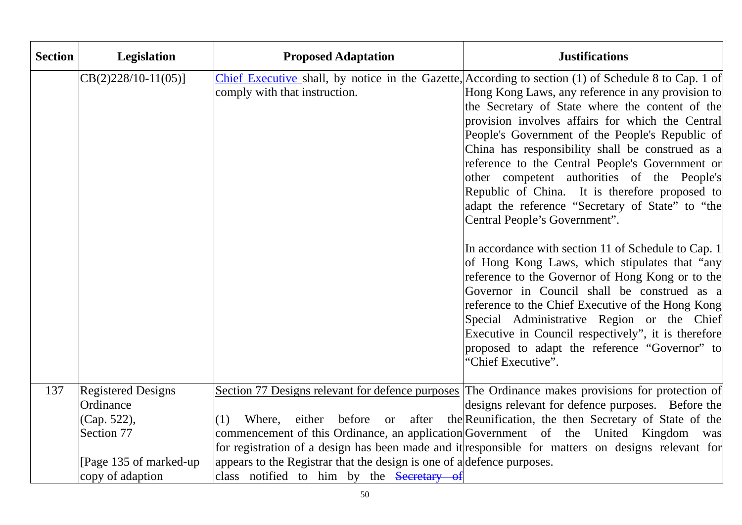| Section | Legislation | Proposed Adaptation | Justifications |
|---|---|---|---|
| | CB(2)228/10-11(05)] | Chief Executive shall, by notice in the Gazette, comply with that instruction. | According to section (1) of Schedule 8 to Cap. 1 of Hong Kong Laws, any reference in any provision to the Secretary of State where the content of the provision involves affairs for which the Central People's Government of the People's Republic of China has responsibility shall be construed as a reference to the Central People's Government or other competent authorities of the People's Republic of China. It is therefore proposed to adapt the reference "Secretary of State" to "the Central People's Government".<br><br>In accordance with section 11 of Schedule to Cap. 1 of Hong Kong Laws, which stipulates that "any reference to the Governor of Hong Kong or to the Governor in Council shall be construed as a reference to the Chief Executive of the Hong Kong Special Administrative Region or the Chief Executive in Council respectively", it is therefore proposed to adapt the reference "Governor" to "Chief Executive". |
| 137 | Registered Designs Ordinance (Cap. 522), Section 77<br><br>[Page 135 of marked-up copy of adaption | Section 77 Designs relevant for defence purposes<br><br>(1) Where, either before or after the commencement of this Ordinance, an application for registration of a design has been made and it appears to the Registrar that the design is one of a class notified to him by the ~~Secretary of~~ | The Ordinance makes provisions for protection of designs relevant for defence purposes. Before the Reunification, the then Secretary of State of the Government of the United Kingdom was responsible for matters on designs relevant for defence purposes. |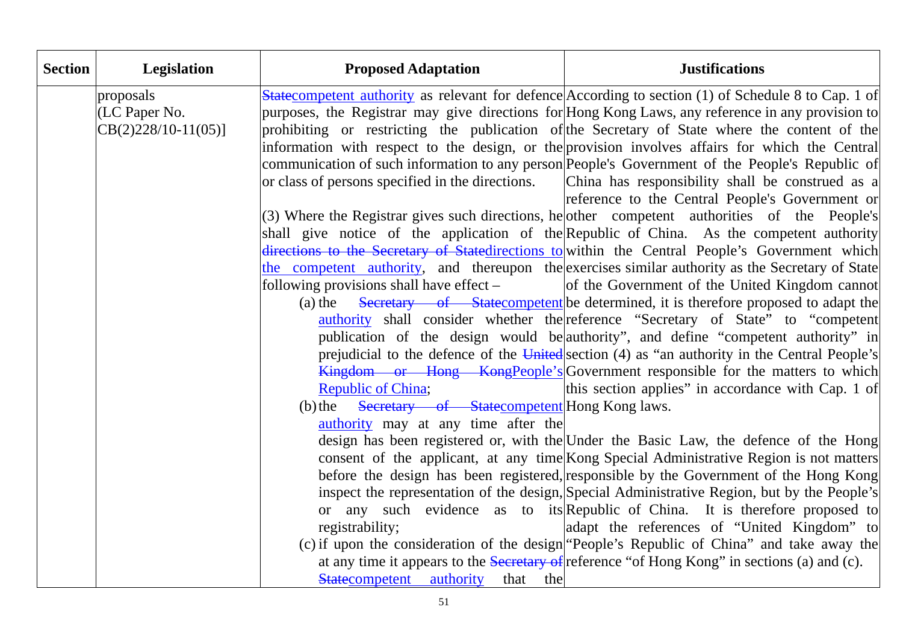| Section | Legislation | Proposed Adaptation | Justifications |
|---|---|---|---|
| | proposals (LC Paper No. CB(2)228/10-11(05)) | ~~State~~competent authority as relevant for defence purposes, the Registrar may give directions for prohibiting or restricting the publication of information with respect to the design, or the communication of such information to any person or class of persons specified in the directions.<br><br>(3) Where the Registrar gives such directions, he shall give notice of the application of the ~~directions to the Secretary of State~~directions to the competent authority, and thereupon the following provisions shall have effect –<br>(a) the ~~Secretary of State~~competent authority shall consider whether the publication of the design would be prejudicial to the defence of the ~~United Kingdom or Hong Kong~~People's Republic of China;<br>(b) the ~~Secretary of State~~competent authority may at any time after the design has been registered or, with the consent of the applicant, at any time before the design has been registered, inspect the representation of the design, or any such evidence as to its registrability;<br>(c) if upon the consideration of the design at any time it appears to the ~~Secretary of State~~competent authority that the | According to section (1) of Schedule 8 to Cap. 1 of Hong Kong Laws, any reference in any provision to the Secretary of State where the content of the provision involves affairs for which the Central People's Government of the People's Republic of China has responsibility shall be construed as a reference to the Central People's Government or other competent authorities of the People's Republic of China. As the competent authority within the Central People's Government which exercises similar authority as the Secretary of State of the Government of the United Kingdom cannot be determined, it is therefore proposed to adapt the reference "Secretary of State" to "competent authority", and define "competent authority" in section (4) as "an authority in the Central People's Government responsible for the matters to which this section applies" in accordance with Cap. 1 of Hong Kong laws.<br><br>Under the Basic Law, the defence of the Hong Kong Special Administrative Region is not matters responsible by the Government of the Hong Kong Special Administrative Region, but by the People's Republic of China. It is therefore proposed to adapt the references of "United Kingdom" to "People's Republic of China" and take away the reference "of Hong Kong" in sections (a) and (c). |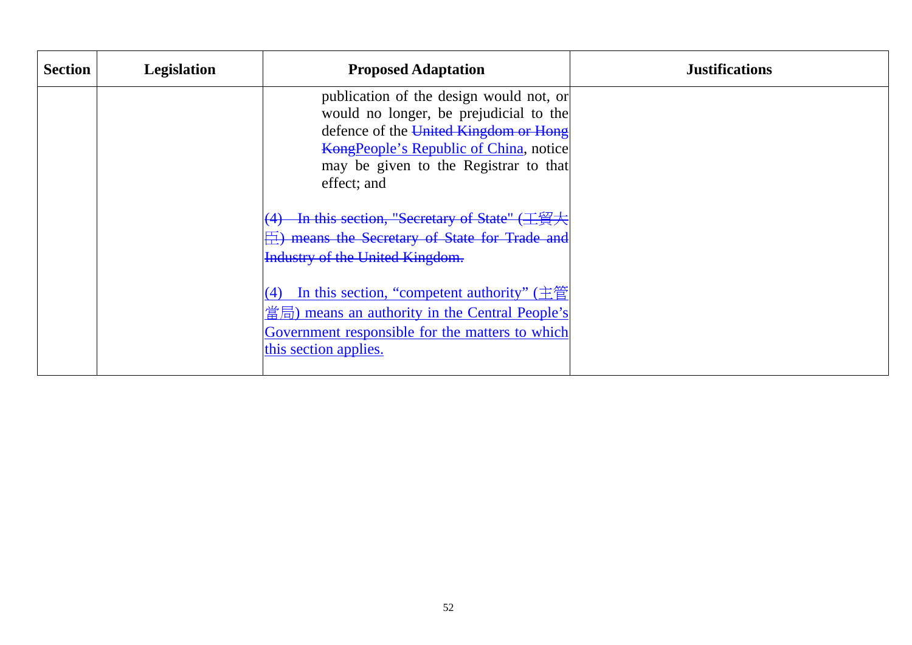| Section | Legislation | Proposed Adaptation | Justifications |
|---|---|---|---|
| | | publication of the design would not, or would no longer, be prejudicial to the defence of the ~~United Kingdom or Hong Kong~~People's Republic of China, notice may be given to the Registrar to that effect; and<br><br>~~(4) In this section, "Secretary of State" (工貿大臣) means the Secretary of State for Trade and Industry of the United Kingdom.~~<br><br>(4) In this section, "competent authority" (主管當局) means an authority in the Central People's Government responsible for the matters to which this section applies. | |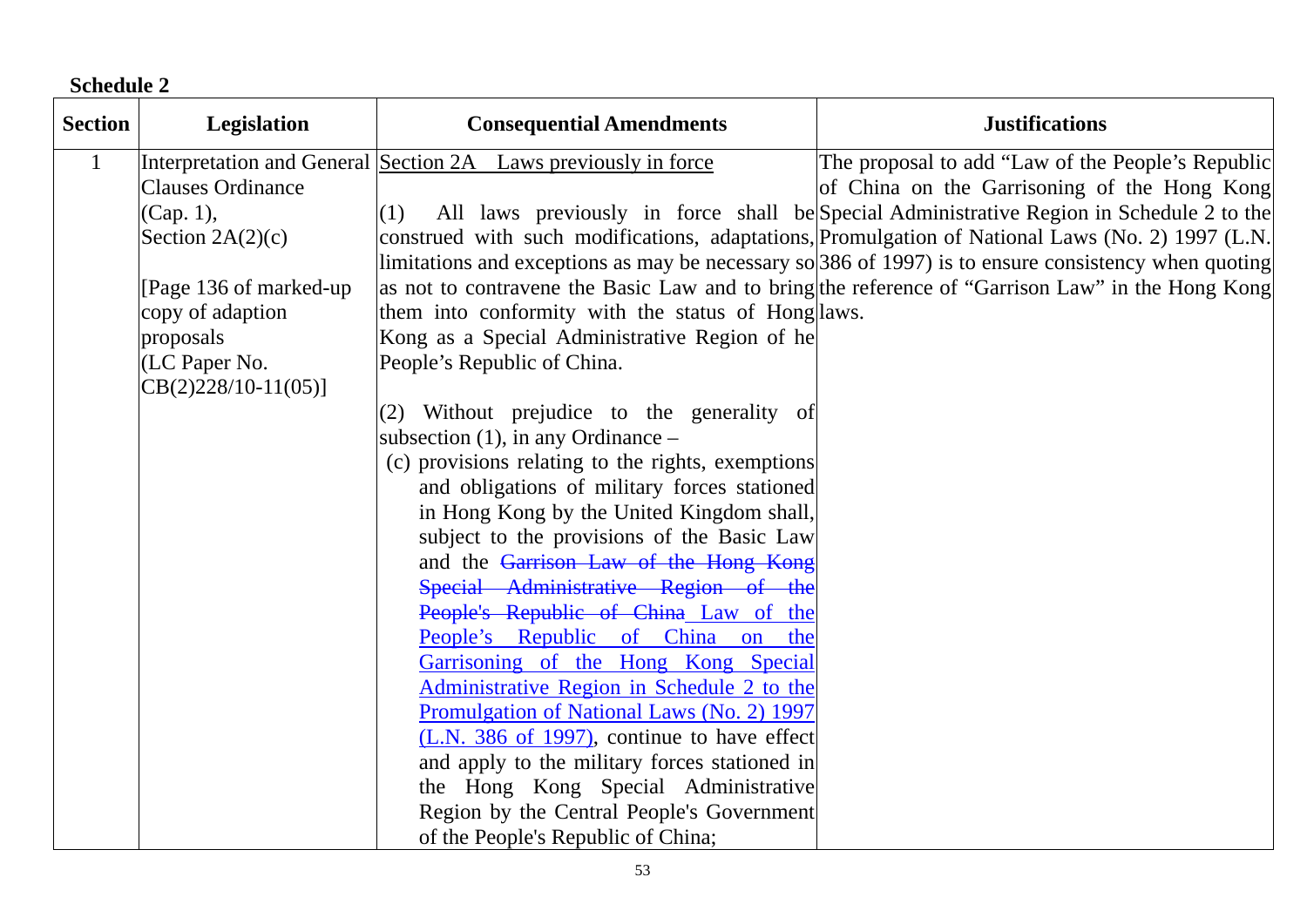**Schedule 2**

| Section | Legislation | Consequential Amendments | Justifications |
|---|---|---|---|
| 1 | Interpretation and General Clauses Ordinance (Cap. 1), Section 2A(2)(c)<br><br>[Page 136 of marked-up copy of adaption proposals (LC Paper No. CB(2)228/10-11(05)] | <u>Section 2A Laws previously in force</u><br><br>(1) All laws previously in force shall be construed with such modifications, adaptations, limitations and exceptions as may be necessary so as not to contravene the Basic Law and to bring them into conformity with the status of Hong Kong as a Special Administrative Region of he People's Republic of China.<br><br>(2) Without prejudice to the generality of subsection (1), in any Ordinance –<br>(c) provisions relating to the rights, exemptions and obligations of military forces stationed in Hong Kong by the United Kingdom shall, subject to the provisions of the Basic Law and the ~~Garrison Law of the Hong Kong Special Administrative Region of the People's Republic of China~~ <u>Law of the People's Republic of China on the Garrisoning of the Hong Kong Special Administrative Region in Schedule 2 to the Promulgation of National Laws (No. 2) 1997 (L.N. 386 of 1997)</u>, continue to have effect and apply to the military forces stationed in the Hong Kong Special Administrative Region by the Central People's Government of the People's Republic of China; | The proposal to add "Law of the People's Republic of China on the Garrisoning of the Hong Kong Special Administrative Region in Schedule 2 to the Promulgation of National Laws (No. 2) 1997 (L.N. 386 of 1997) is to ensure consistency when quoting the reference of "Garrison Law" in the Hong Kong laws. |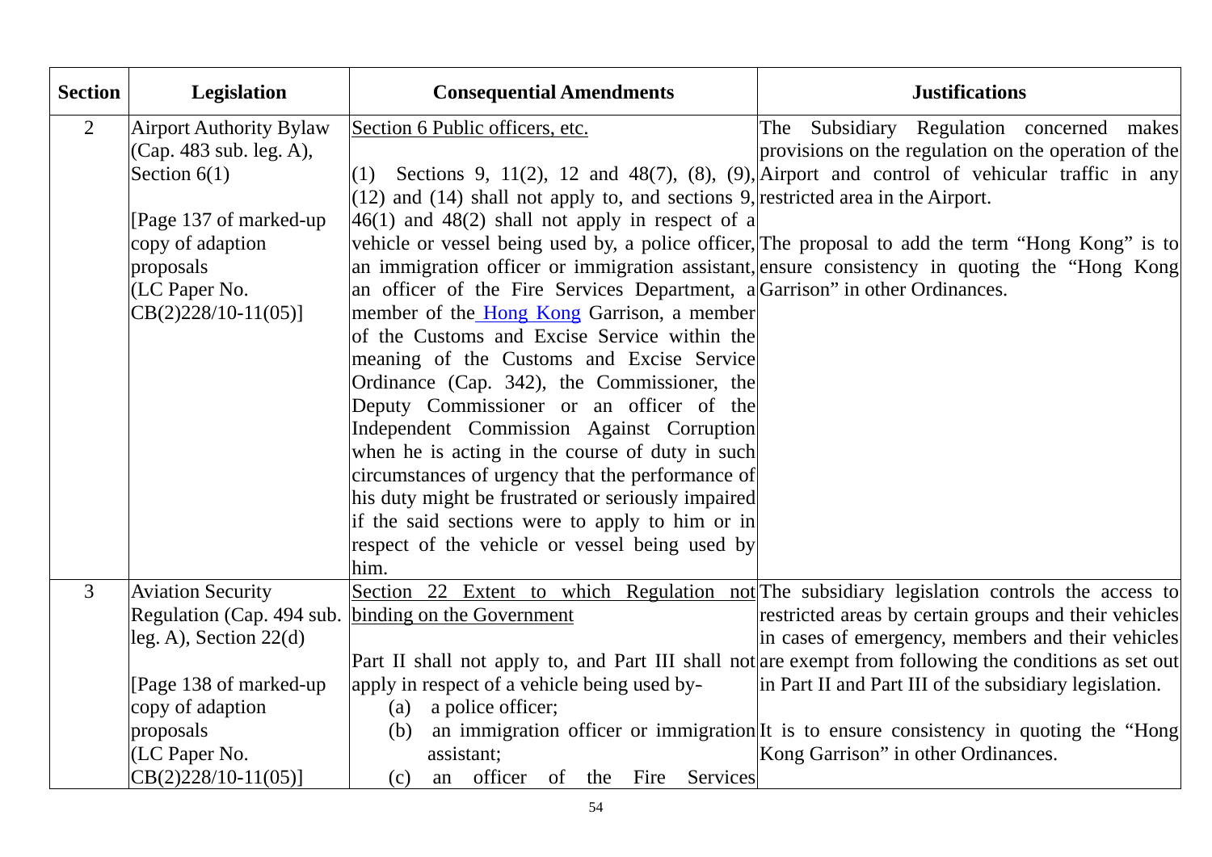| Section | Legislation | Consequential Amendments | Justifications |
|---|---|---|---|
| 2 | Airport Authority Bylaw (Cap. 483 sub. leg. A), Section 6(1)<br><br>[Page 137 of marked-up copy of adaption proposals (LC Paper No. CB(2)228/10-11(05)] | <u>Section 6 Public officers, etc.</u><br><br>(1) Sections 9, 11(2), 12 and 48(7), (8), (9), (12) and (14) shall not apply to, and sections 9, 46(1) and 48(2) shall not apply in respect of a vehicle or vessel being used by, a police officer, an immigration officer or immigration assistant, an officer of the Fire Services Department, a member of the <u>Hong Kong</u> Garrison, a member of the Customs and Excise Service within the meaning of the Customs and Excise Service Ordinance (Cap. 342), the Commissioner, the Deputy Commissioner or an officer of the Independent Commission Against Corruption when he is acting in the course of duty in such circumstances of urgency that the performance of his duty might be frustrated or seriously impaired if the said sections were to apply to him or in respect of the vehicle or vessel being used by him. | The Subsidiary Regulation concerned makes provisions on the regulation on the operation of the Airport and control of vehicular traffic in any restricted area in the Airport.<br><br>The proposal to add the term "Hong Kong" is to ensure consistency in quoting the "Hong Kong Garrison" in other Ordinances. |
| 3 | Aviation Security Regulation (Cap. 494 sub. leg. A), Section 22(d)<br><br>[Page 138 of marked-up copy of adaption proposals (LC Paper No. CB(2)228/10-11(05)] | <u>Section 22 Extent to which Regulation not binding on the Government</u><br><br>Part II shall not apply to, and Part III shall not apply in respect of a vehicle being used by-<br>(a) a police officer;<br>(b) an immigration officer or immigration assistant;<br>(c) an officer of the Fire Services | The subsidiary legislation controls the access to restricted areas by certain groups and their vehicles in cases of emergency, members and their vehicles are exempt from following the conditions as set out in Part II and Part III of the subsidiary legislation.<br><br>It is to ensure consistency in quoting the "Hong Kong Garrison" in other Ordinances. |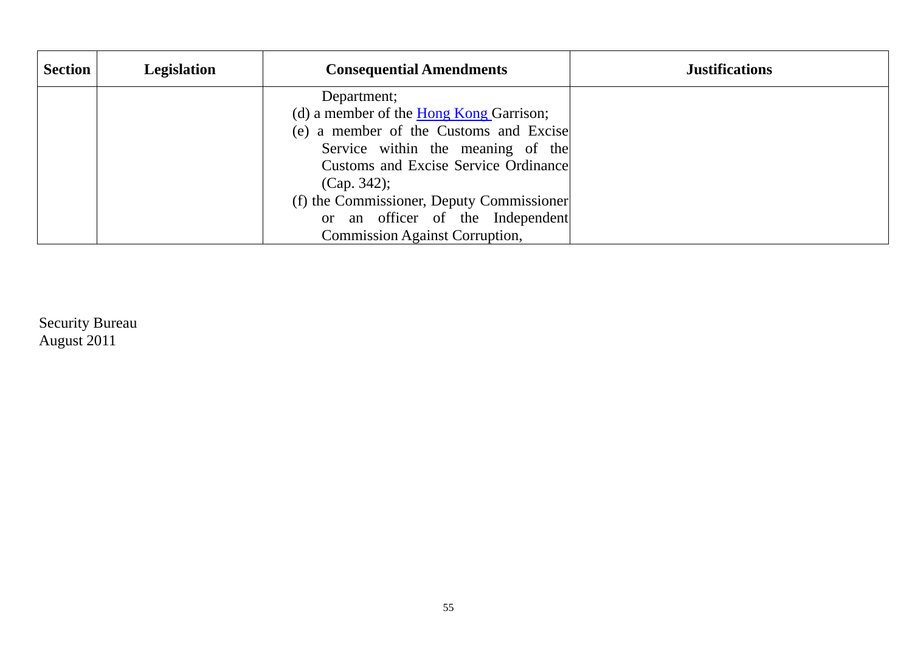| Section | Legislation | Consequential Amendments | Justifications |
|---|---|---|---|
| | | Department;<br>(d) a member of the Hong Kong Garrison;<br>(e) a member of the Customs and Excise Service within the meaning of the Customs and Excise Service Ordinance (Cap. 342);<br>(f) the Commissioner, Deputy Commissioner or an officer of the Independent Commission Against Corruption, | |

Security Bureau
August 2011